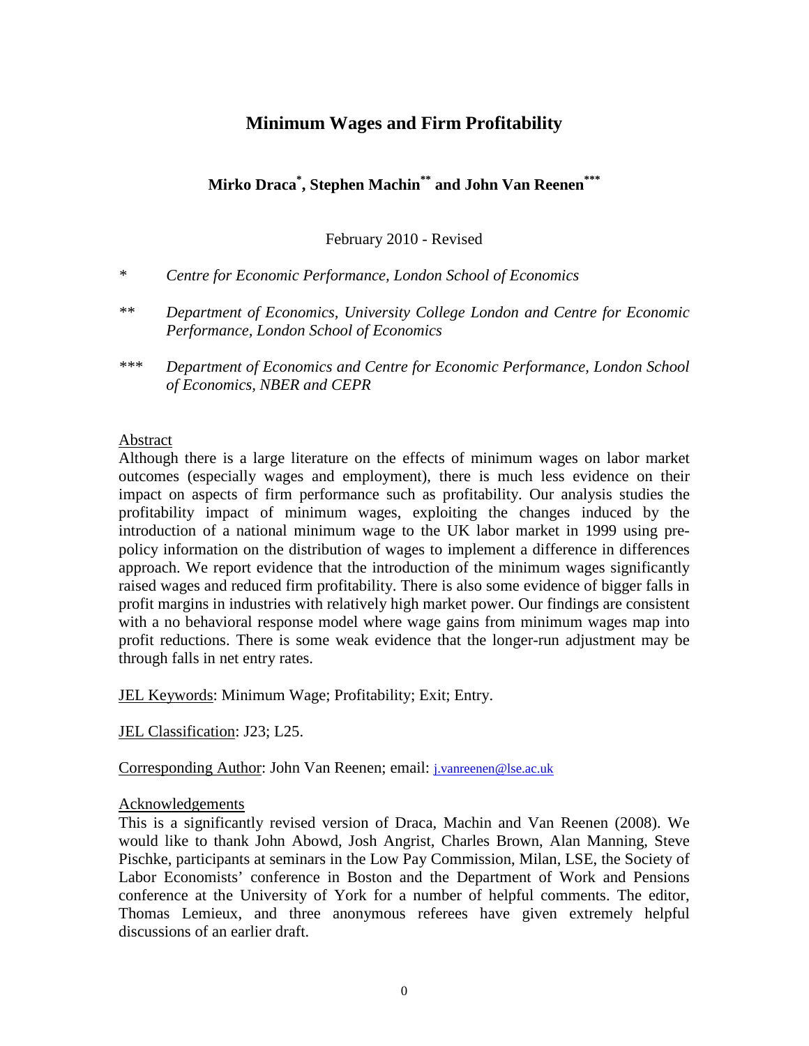# Minimum Wages and Firm Profitability

**Mirko Draca[*], Stephen Machin[**] and John Van Reenen[***]**

February 2010 - Revised

\* *Centre for Economic Performance, London School of Economics*

\*\* *Department of Economics, University College London and Centre for Economic Performance, London School of Economics*

\*\*\* *Department of Economics and Centre for Economic Performance, London School of Economics, NBER and CEPR*

## Abstract

Although there is a large literature on the effects of minimum wages on labor market outcomes (especially wages and employment), there is much less evidence on their impact on aspects of firm performance such as profitability. Our analysis studies the profitability impact of minimum wages, exploiting the changes induced by the introduction of a national minimum wage to the UK labor market in 1999 using pre-policy information on the distribution of wages to implement a difference in differences approach. We report evidence that the introduction of the minimum wages significantly raised wages and reduced firm profitability. There is also some evidence of bigger falls in profit margins in industries with relatively high market power. Our findings are consistent with a no behavioral response model where wage gains from minimum wages map into profit reductions. There is some weak evidence that the longer-run adjustment may be through falls in net entry rates.

JEL Keywords: Minimum Wage; Profitability; Exit; Entry.

JEL Classification: J23; L25.

Corresponding Author: John Van Reenen; email: j.vanreenen@lse.ac.uk

## Acknowledgements

This is a significantly revised version of Draca, Machin and Van Reenen (2008). We would like to thank John Abowd, Josh Angrist, Charles Brown, Alan Manning, Steve Pischke, participants at seminars in the Low Pay Commission, Milan, LSE, the Society of Labor Economists' conference in Boston and the Department of Work and Pensions conference at the University of York for a number of helpful comments. The editor, Thomas Lemieux, and three anonymous referees have given extremely helpful discussions of an earlier draft.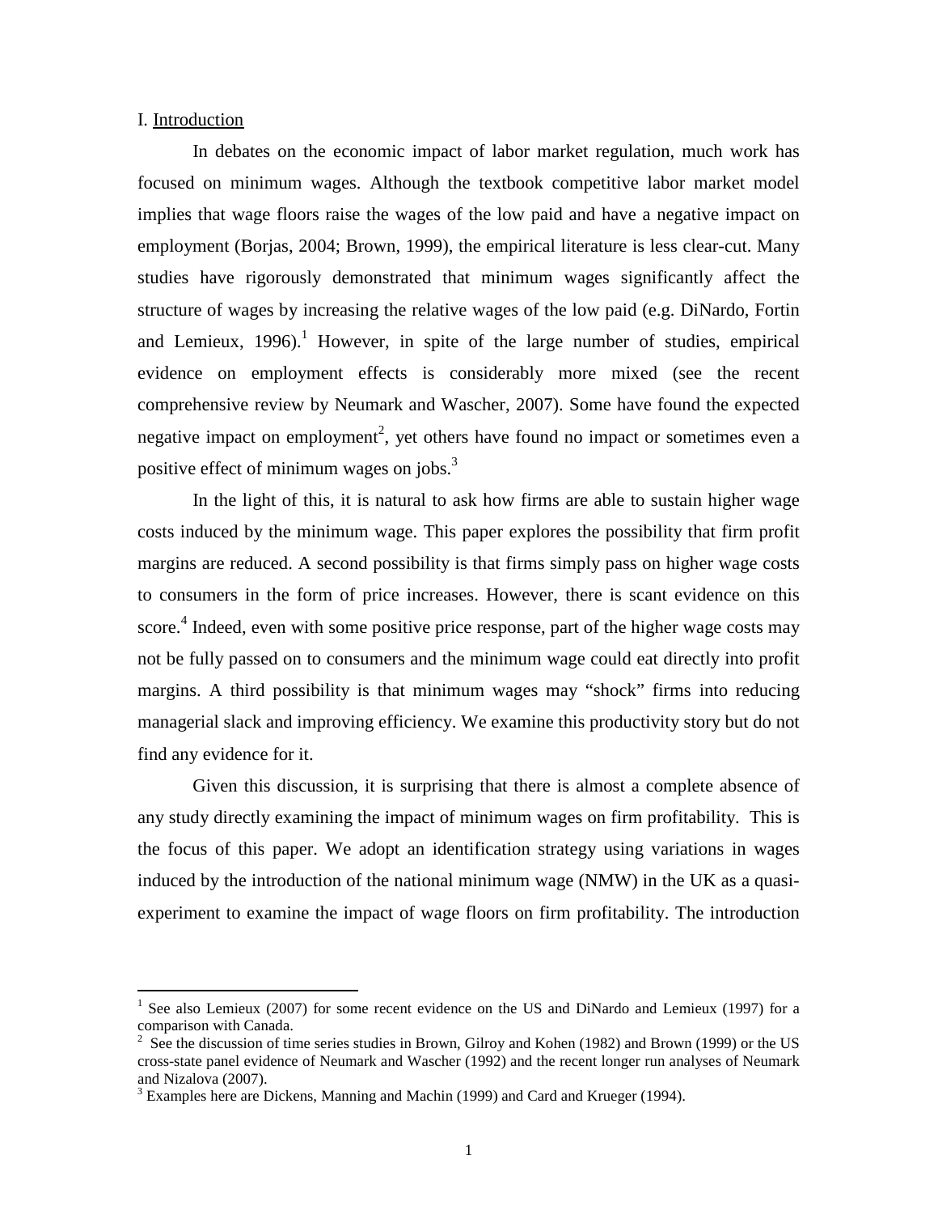## I. Introduction

In debates on the economic impact of labor market regulation, much work has focused on minimum wages. Although the textbook competitive labor market model implies that wage floors raise the wages of the low paid and have a negative impact on employment (Borjas, 2004; Brown, 1999), the empirical literature is less clear-cut. Many studies have rigorously demonstrated that minimum wages significantly affect the structure of wages by increasing the relative wages of the low paid (e.g. DiNardo, Fortin and Lemieux, 1996).[1] However, in spite of the large number of studies, empirical evidence on employment effects is considerably more mixed (see the recent comprehensive review by Neumark and Wascher, 2007). Some have found the expected negative impact on employment[2], yet others have found no impact or sometimes even a positive effect of minimum wages on jobs.[3]

In the light of this, it is natural to ask how firms are able to sustain higher wage costs induced by the minimum wage. This paper explores the possibility that firm profit margins are reduced. A second possibility is that firms simply pass on higher wage costs to consumers in the form of price increases. However, there is scant evidence on this score.[4] Indeed, even with some positive price response, part of the higher wage costs may not be fully passed on to consumers and the minimum wage could eat directly into profit margins. A third possibility is that minimum wages may "shock" firms into reducing managerial slack and improving efficiency. We examine this productivity story but do not find any evidence for it.

Given this discussion, it is surprising that there is almost a complete absence of any study directly examining the impact of minimum wages on firm profitability. This is the focus of this paper. We adopt an identification strategy using variations in wages induced by the introduction of the national minimum wage (NMW) in the UK as a quasi-experiment to examine the impact of wage floors on firm profitability. The introduction

---

[1] See also Lemieux (2007) for some recent evidence on the US and DiNardo and Lemieux (1997) for a comparison with Canada.

[2] See the discussion of time series studies in Brown, Gilroy and Kohen (1982) and Brown (1999) or the US cross-state panel evidence of Neumark and Wascher (1992) and the recent longer run analyses of Neumark and Nizalova (2007).

[3] Examples here are Dickens, Manning and Machin (1999) and Card and Krueger (1994).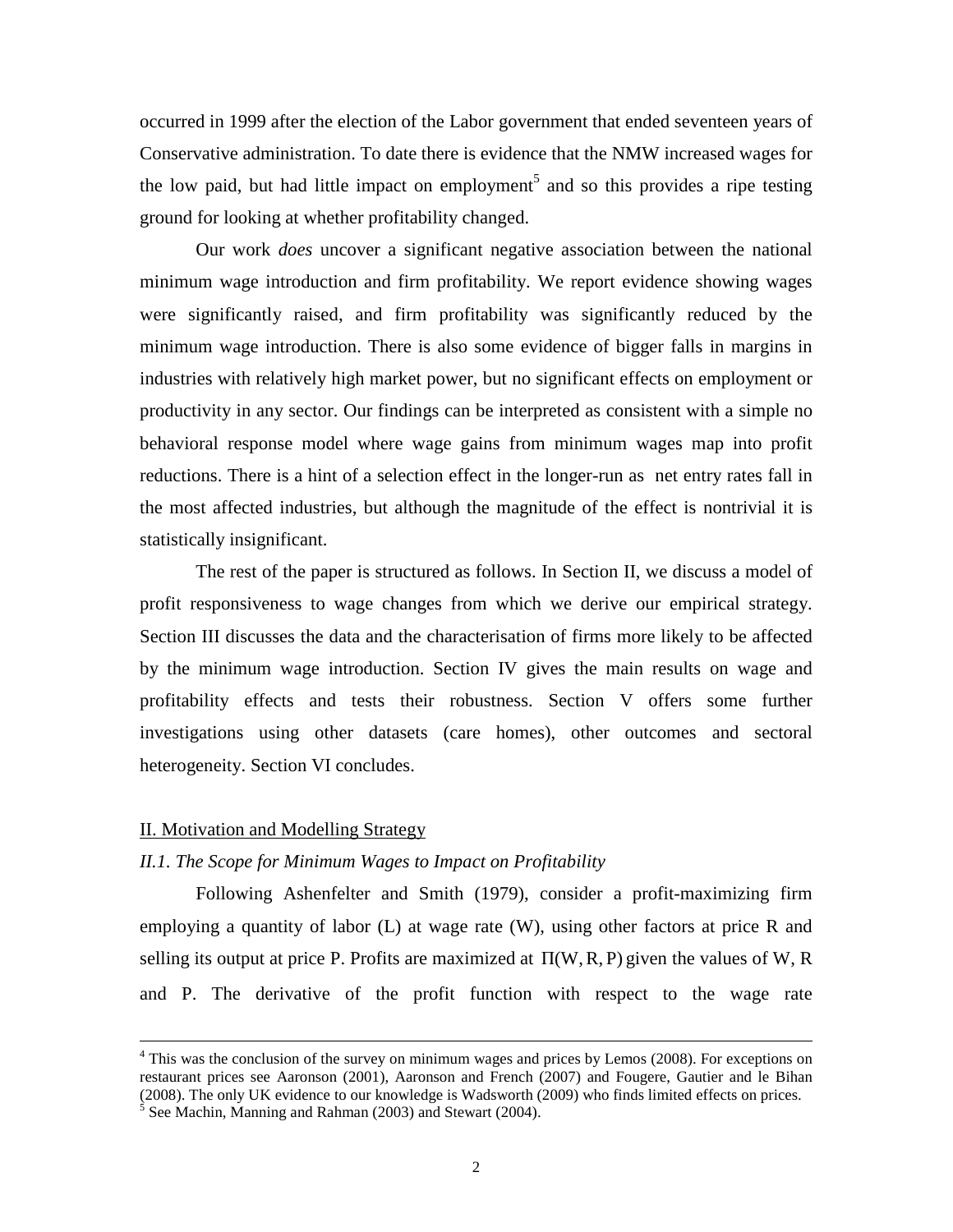occurred in 1999 after the election of the Labor government that ended seventeen years of Conservative administration. To date there is evidence that the NMW increased wages for the low paid, but had little impact on employment[5] and so this provides a ripe testing ground for looking at whether profitability changed.

Our work *does* uncover a significant negative association between the national minimum wage introduction and firm profitability. We report evidence showing wages were significantly raised, and firm profitability was significantly reduced by the minimum wage introduction. There is also some evidence of bigger falls in margins in industries with relatively high market power, but no significant effects on employment or productivity in any sector. Our findings can be interpreted as consistent with a simple no behavioral response model where wage gains from minimum wages map into profit reductions. There is a hint of a selection effect in the longer-run as net entry rates fall in the most affected industries, but although the magnitude of the effect is nontrivial it is statistically insignificant.

The rest of the paper is structured as follows. In Section II, we discuss a model of profit responsiveness to wage changes from which we derive our empirical strategy. Section III discusses the data and the characterisation of firms more likely to be affected by the minimum wage introduction. Section IV gives the main results on wage and profitability effects and tests their robustness. Section V offers some further investigations using other datasets (care homes), other outcomes and sectoral heterogeneity. Section VI concludes.

## II. Motivation and Modelling Strategy

### *II.1. The Scope for Minimum Wages to Impact on Profitability*

Following Ashenfelter and Smith (1979), consider a profit-maximizing firm employing a quantity of labor (L) at wage rate (W), using other factors at price R and selling its output at price P. Profits are maximized at $\Pi(W, R, P)$ given the values of W, R and P. The derivative of the profit function with respect to the wage rate

---

[4] This was the conclusion of the survey on minimum wages and prices by Lemos (2008). For exceptions on restaurant prices see Aaronson (2001), Aaronson and French (2007) and Fougere, Gautier and le Bihan (2008). The only UK evidence to our knowledge is Wadsworth (2009) who finds limited effects on prices.

[5] See Machin, Manning and Rahman (2003) and Stewart (2004).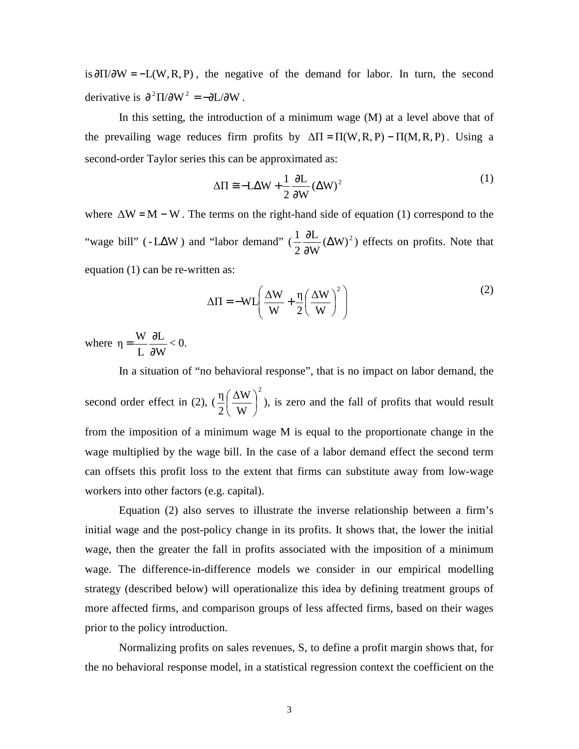is $\partial\Pi/\partial W = -L(W, R, P)$, the negative of the demand for labor. In turn, the second derivative is $\partial^2\Pi/\partial W^2 = -\partial L/\partial W$.

In this setting, the introduction of a minimum wage (M) at a level above that of the prevailing wage reduces firm profits by $\Delta\Pi = \Pi(W, R, P) - \Pi(M, R, P)$. Using a second-order Taylor series this can be approximated as:

$$\Delta\Pi \cong -L\Delta W + \frac{1}{2}\frac{\partial L}{\partial W}(\Delta W)^2 \tag{1}$$

where $\Delta W = M - W$. The terms on the right-hand side of equation (1) correspond to the "wage bill" ($-L\Delta W$) and "labor demand" ($\frac{1}{2}\frac{\partial L}{\partial W}(\Delta W)^2$) effects on profits. Note that equation (1) can be re-written as:

$$\Delta\Pi = -WL\left(\frac{\Delta W}{W} + \frac{\eta}{2}\left(\frac{\Delta W}{W}\right)^2\right) \tag{2}$$

where $\eta = \frac{W}{L}\frac{\partial L}{\partial W} < 0$.

In a situation of "no behavioral response", that is no impact on labor demand, the second order effect in (2), ($\frac{\eta}{2}\left(\frac{\Delta W}{W}\right)^2$), is zero and the fall of profits that would result from the imposition of a minimum wage M is equal to the proportionate change in the wage multiplied by the wage bill. In the case of a labor demand effect the second term can offsets this profit loss to the extent that firms can substitute away from low-wage workers into other factors (e.g. capital).

Equation (2) also serves to illustrate the inverse relationship between a firm's initial wage and the post-policy change in its profits. It shows that, the lower the initial wage, then the greater the fall in profits associated with the imposition of a minimum wage. The difference-in-difference models we consider in our empirical modelling strategy (described below) will operationalize this idea by defining treatment groups of more affected firms, and comparison groups of less affected firms, based on their wages prior to the policy introduction.

Normalizing profits on sales revenues, S, to define a profit margin shows that, for the no behavioral response model, in a statistical regression context the coefficient on the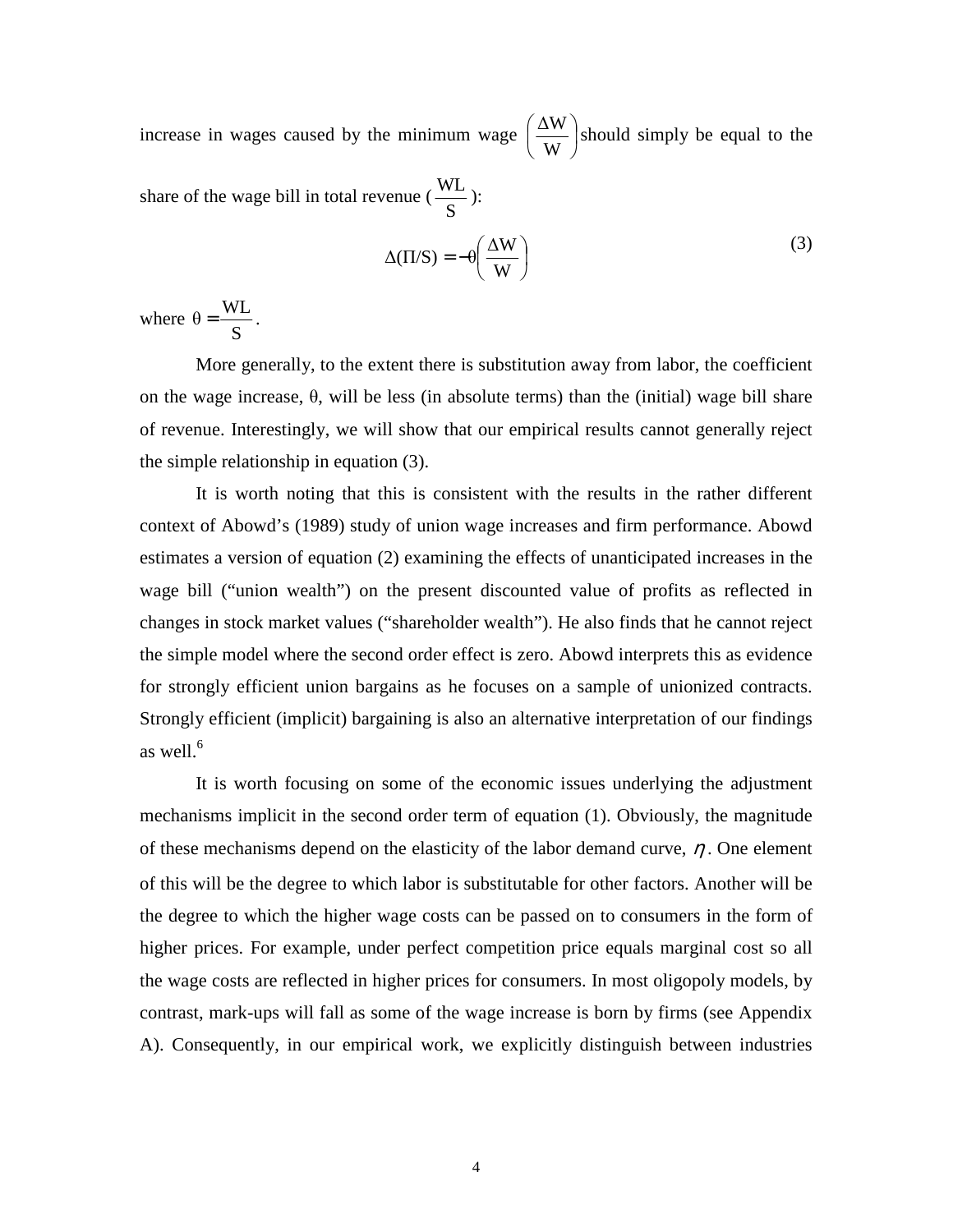increase in wages caused by the minimum wage $\left(\frac{\Delta W}{W}\right)$ should simply be equal to the share of the wage bill in total revenue ($\frac{WL}{S}$):

$$\Delta(\Pi/S) = -\theta\left(\frac{\Delta W}{W}\right) \tag{3}$$

where $\theta = \frac{WL}{S}$.

More generally, to the extent there is substitution away from labor, the coefficient on the wage increase, $\theta$, will be less (in absolute terms) than the (initial) wage bill share of revenue. Interestingly, we will show that our empirical results cannot generally reject the simple relationship in equation (3).

It is worth noting that this is consistent with the results in the rather different context of Abowd's (1989) study of union wage increases and firm performance. Abowd estimates a version of equation (2) examining the effects of unanticipated increases in the wage bill ("union wealth") on the present discounted value of profits as reflected in changes in stock market values ("shareholder wealth"). He also finds that he cannot reject the simple model where the second order effect is zero. Abowd interprets this as evidence for strongly efficient union bargains as he focuses on a sample of unionized contracts. Strongly efficient (implicit) bargaining is also an alternative interpretation of our findings as well.[6]

It is worth focusing on some of the economic issues underlying the adjustment mechanisms implicit in the second order term of equation (1). Obviously, the magnitude of these mechanisms depend on the elasticity of the labor demand curve, $\eta$. One element of this will be the degree to which labor is substitutable for other factors. Another will be the degree to which the higher wage costs can be passed on to consumers in the form of higher prices. For example, under perfect competition price equals marginal cost so all the wage costs are reflected in higher prices for consumers. In most oligopoly models, by contrast, mark-ups will fall as some of the wage increase is born by firms (see Appendix A). Consequently, in our empirical work, we explicitly distinguish between industries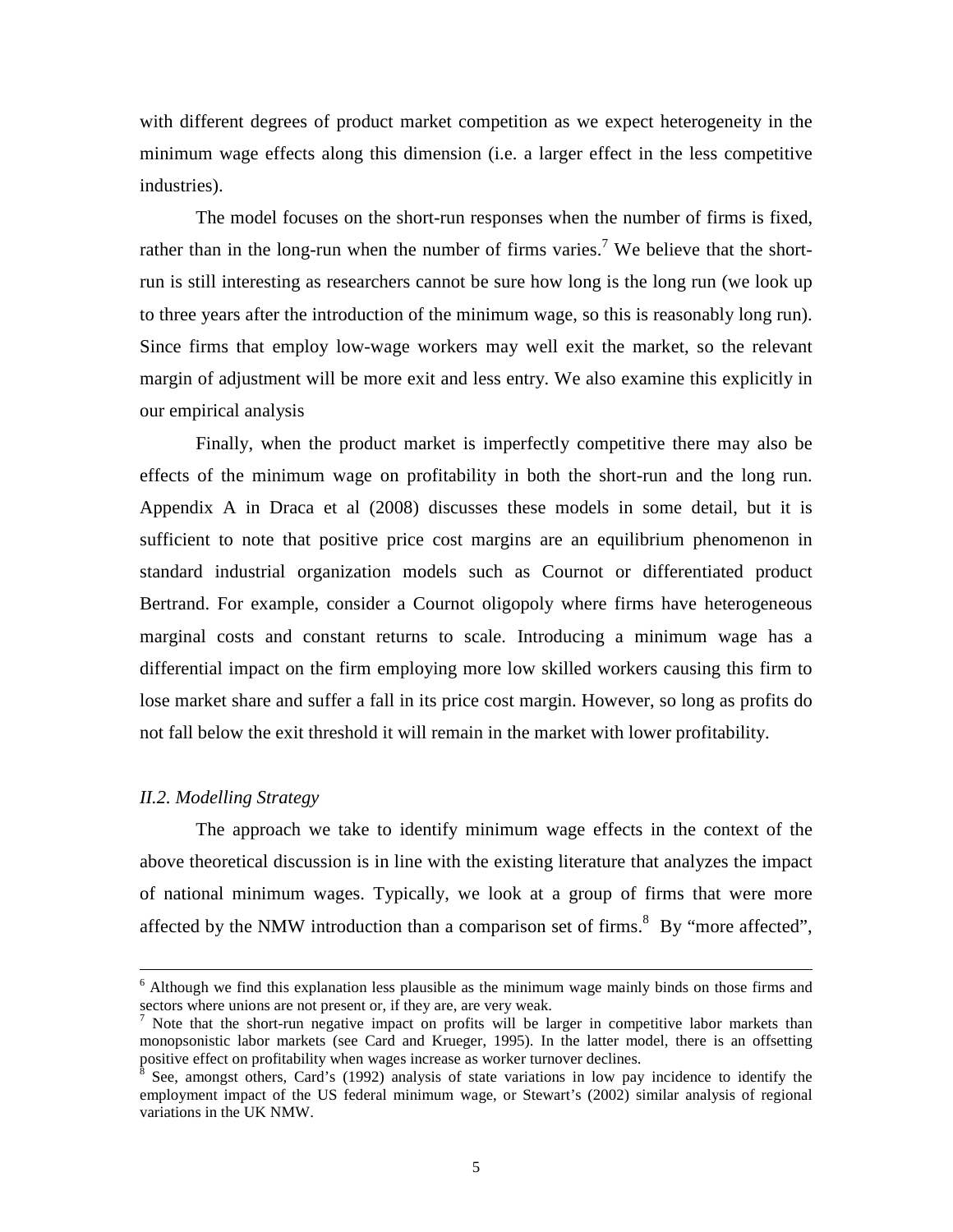with different degrees of product market competition as we expect heterogeneity in the minimum wage effects along this dimension (i.e. a larger effect in the less competitive industries).

The model focuses on the short-run responses when the number of firms is fixed, rather than in the long-run when the number of firms varies.[7] We believe that the short-run is still interesting as researchers cannot be sure how long is the long run (we look up to three years after the introduction of the minimum wage, so this is reasonably long run). Since firms that employ low-wage workers may well exit the market, so the relevant margin of adjustment will be more exit and less entry. We also examine this explicitly in our empirical analysis

Finally, when the product market is imperfectly competitive there may also be effects of the minimum wage on profitability in both the short-run and the long run. Appendix A in Draca et al (2008) discusses these models in some detail, but it is sufficient to note that positive price cost margins are an equilibrium phenomenon in standard industrial organization models such as Cournot or differentiated product Bertrand. For example, consider a Cournot oligopoly where firms have heterogeneous marginal costs and constant returns to scale. Introducing a minimum wage has a differential impact on the firm employing more low skilled workers causing this firm to lose market share and suffer a fall in its price cost margin. However, so long as profits do not fall below the exit threshold it will remain in the market with lower profitability.

### *II.2. Modelling Strategy*

The approach we take to identify minimum wage effects in the context of the above theoretical discussion is in line with the existing literature that analyzes the impact of national minimum wages. Typically, we look at a group of firms that were more affected by the NMW introduction than a comparison set of firms.[8] By "more affected",

---

[6] Although we find this explanation less plausible as the minimum wage mainly binds on those firms and sectors where unions are not present or, if they are, are very weak.

[7] Note that the short-run negative impact on profits will be larger in competitive labor markets than monopsonistic labor markets (see Card and Krueger, 1995). In the latter model, there is an offsetting positive effect on profitability when wages increase as worker turnover declines.

[8] See, amongst others, Card's (1992) analysis of state variations in low pay incidence to identify the employment impact of the US federal minimum wage, or Stewart's (2002) similar analysis of regional variations in the UK NMW.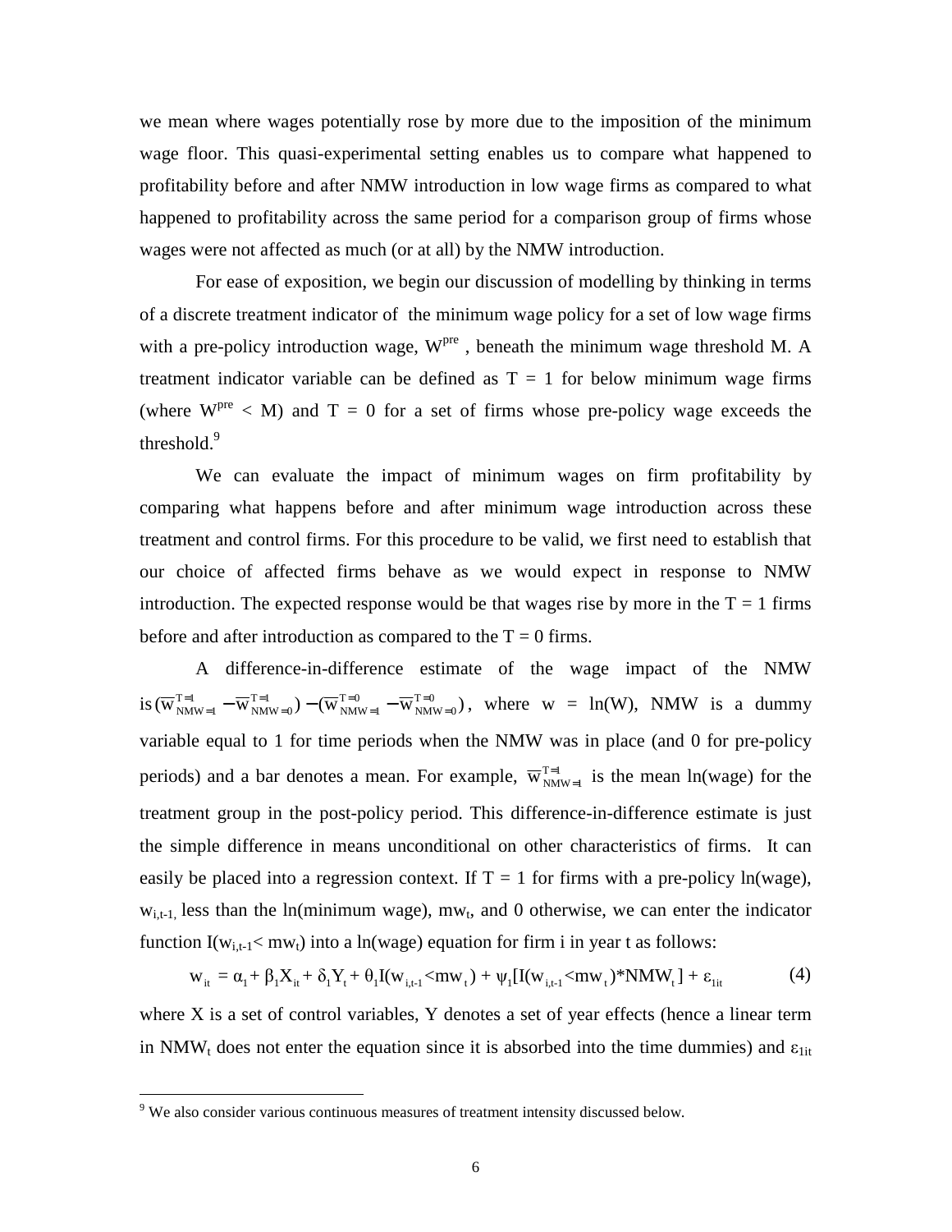we mean where wages potentially rose by more due to the imposition of the minimum wage floor. This quasi-experimental setting enables us to compare what happened to profitability before and after NMW introduction in low wage firms as compared to what happened to profitability across the same period for a comparison group of firms whose wages were not affected as much (or at all) by the NMW introduction.

For ease of exposition, we begin our discussion of modelling by thinking in terms of a discrete treatment indicator of the minimum wage policy for a set of low wage firms with a pre-policy introduction wage, $W^{pre}$, beneath the minimum wage threshold M. A treatment indicator variable can be defined as T = 1 for below minimum wage firms (where $W^{pre} < M$) and T = 0 for a set of firms whose pre-policy wage exceeds the threshold.[9]

We can evaluate the impact of minimum wages on firm profitability by comparing what happens before and after minimum wage introduction across these treatment and control firms. For this procedure to be valid, we first need to establish that our choice of affected firms behave as we would expect in response to NMW introduction. The expected response would be that wages rise by more in the T = 1 firms before and after introduction as compared to the T = 0 firms.

A difference-in-difference estimate of the wage impact of the NMW is $(\overline{w}^{T=1}_{NMW=1} - \overline{w}^{T=1}_{NMW=0}) - (\overline{w}^{T=0}_{NMW=1} - \overline{w}^{T=0}_{NMW=0})$, where w = ln(W), NMW is a dummy variable equal to 1 for time periods when the NMW was in place (and 0 for pre-policy periods) and a bar denotes a mean. For example, $\overline{w}^{T=1}_{NMW=1}$ is the mean ln(wage) for the treatment group in the post-policy period. This difference-in-difference estimate is just the simple difference in means unconditional on other characteristics of firms. It can easily be placed into a regression context. If T = 1 for firms with a pre-policy ln(wage), $w_{i,t-1}$, less than the ln(minimum wage), $mw_t$, and 0 otherwise, we can enter the indicator function $I(w_{i,t-1} < mw_t)$ into a ln(wage) equation for firm i in year t as follows:

$$w_{it} = \alpha_1 + \beta_1 X_{it} + \delta_1 Y_t + \theta_1 I(w_{i,t-1} < mw_t) + \psi_1 [I(w_{i,t-1} < mw_t) * NMW_t] + \varepsilon_{1it} \qquad (4)$$

where X is a set of control variables, Y denotes a set of year effects (hence a linear term in $NMW_t$ does not enter the equation since it is absorbed into the time dummies) and $\varepsilon_{1it}$

[9] We also consider various continuous measures of treatment intensity discussed below.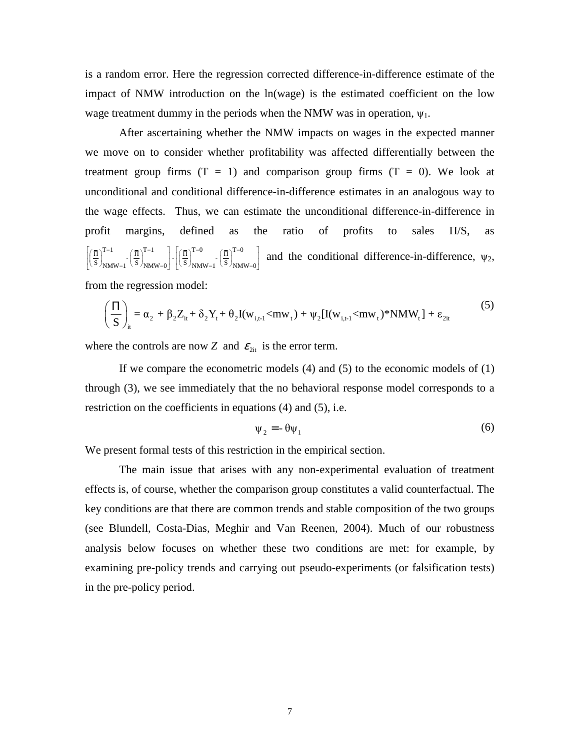is a random error. Here the regression corrected difference-in-difference estimate of the impact of NMW introduction on the ln(wage) is the estimated coefficient on the low wage treatment dummy in the periods when the NMW was in operation, $\psi_1$.

After ascertaining whether the NMW impacts on wages in the expected manner we move on to consider whether profitability was affected differentially between the treatment group firms (T = 1) and comparison group firms (T = 0). We look at unconditional and conditional difference-in-difference estimates in an analogous way to the wage effects. Thus, we can estimate the unconditional difference-in-difference in profit margins, defined as the ratio of profits to sales $\Pi/S$, as $\left[\left(\frac{\Pi}{S}\right)^{T=1}_{NMW=1} - \left(\frac{\Pi}{S}\right)^{T=1}_{NMW=0}\right] - \left[\left(\frac{\Pi}{S}\right)^{T=0}_{NMW=1} - \left(\frac{\Pi}{S}\right)^{T=0}_{NMW=0}\right]$ and the conditional difference-in-difference, $\psi_2$, from the regression model:

$$\left(\frac{\Pi}{S}\right)_{it} = \alpha_2 + \beta_2 Z_{it} + \delta_2 Y_t + \theta_2 I(w_{i,t-1} < mw_t) + \psi_2 [I(w_{i,t-1} < mw_t) * NMW_t] + \varepsilon_{2it} \tag{5}$$

where the controls are now $Z$ and $\varepsilon_{2it}$ is the error term.

If we compare the econometric models (4) and (5) to the economic models of (1) through (3), we see immediately that the no behavioral response model corresponds to a restriction on the coefficients in equations (4) and (5), i.e.

$$\psi_2 = -\theta \psi_1 \tag{6}$$

We present formal tests of this restriction in the empirical section.

The main issue that arises with any non-experimental evaluation of treatment effects is, of course, whether the comparison group constitutes a valid counterfactual. The key conditions are that there are common trends and stable composition of the two groups (see Blundell, Costa-Dias, Meghir and Van Reenen, 2004). Much of our robustness analysis below focuses on whether these two conditions are met: for example, by examining pre-policy trends and carrying out pseudo-experiments (or falsification tests) in the pre-policy period.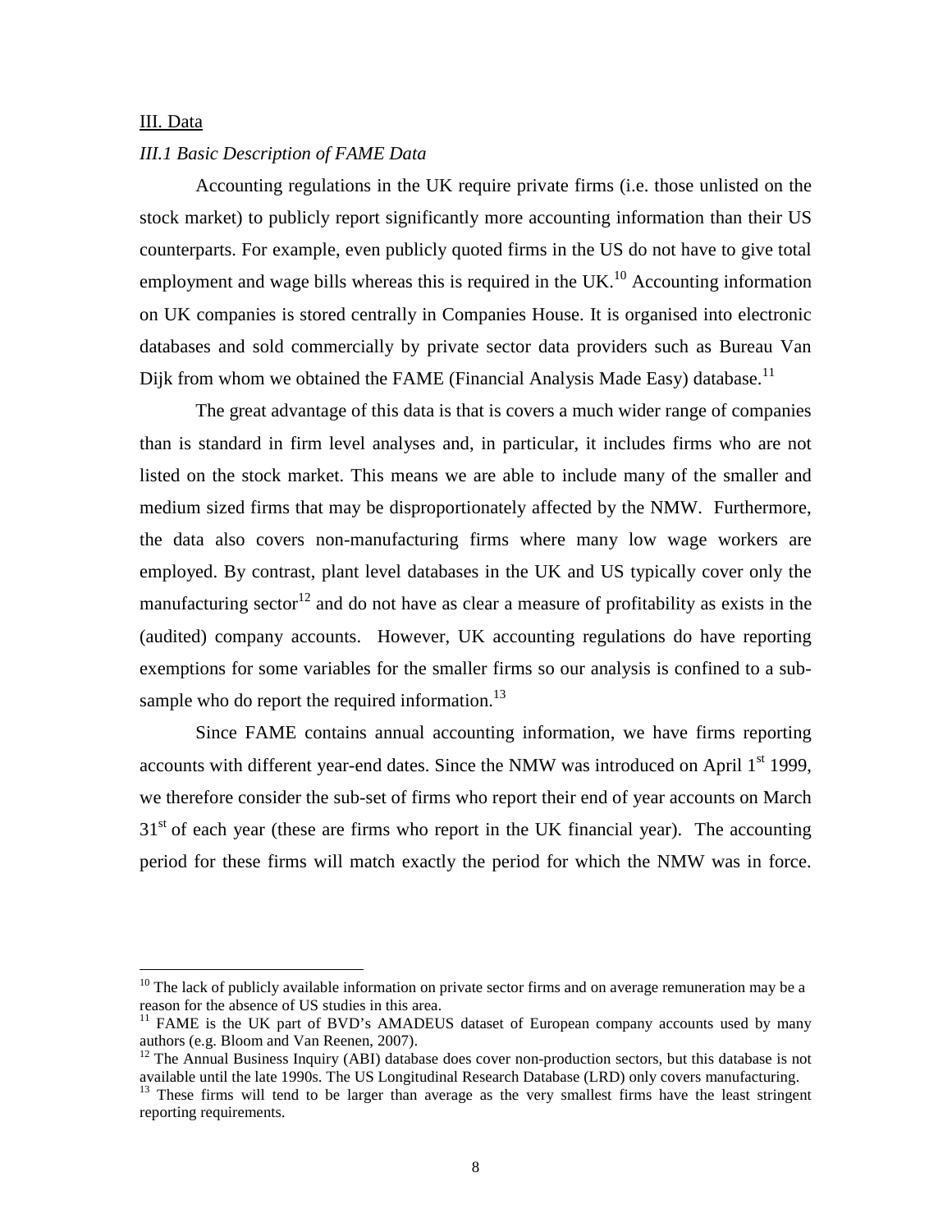## III. Data

### *III.1 Basic Description of FAME Data*

Accounting regulations in the UK require private firms (i.e. those unlisted on the stock market) to publicly report significantly more accounting information than their US counterparts. For example, even publicly quoted firms in the US do not have to give total employment and wage bills whereas this is required in the UK.[10] Accounting information on UK companies is stored centrally in Companies House. It is organised into electronic databases and sold commercially by private sector data providers such as Bureau Van Dijk from whom we obtained the FAME (Financial Analysis Made Easy) database.[11]

The great advantage of this data is that is covers a much wider range of companies than is standard in firm level analyses and, in particular, it includes firms who are not listed on the stock market. This means we are able to include many of the smaller and medium sized firms that may be disproportionately affected by the NMW. Furthermore, the data also covers non-manufacturing firms where many low wage workers are employed. By contrast, plant level databases in the UK and US typically cover only the manufacturing sector[12] and do not have as clear a measure of profitability as exists in the (audited) company accounts. However, UK accounting regulations do have reporting exemptions for some variables for the smaller firms so our analysis is confined to a sub-sample who do report the required information.[13]

Since FAME contains annual accounting information, we have firms reporting accounts with different year-end dates. Since the NMW was introduced on April 1st 1999, we therefore consider the sub-set of firms who report their end of year accounts on March 31st of each year (these are firms who report in the UK financial year). The accounting period for these firms will match exactly the period for which the NMW was in force.

---

[10] The lack of publicly available information on private sector firms and on average remuneration may be a reason for the absence of US studies in this area.

[11] FAME is the UK part of BVD's AMADEUS dataset of European company accounts used by many authors (e.g. Bloom and Van Reenen, 2007).

[12] The Annual Business Inquiry (ABI) database does cover non-production sectors, but this database is not available until the late 1990s. The US Longitudinal Research Database (LRD) only covers manufacturing.

[13] These firms will tend to be larger than average as the very smallest firms have the least stringent reporting requirements.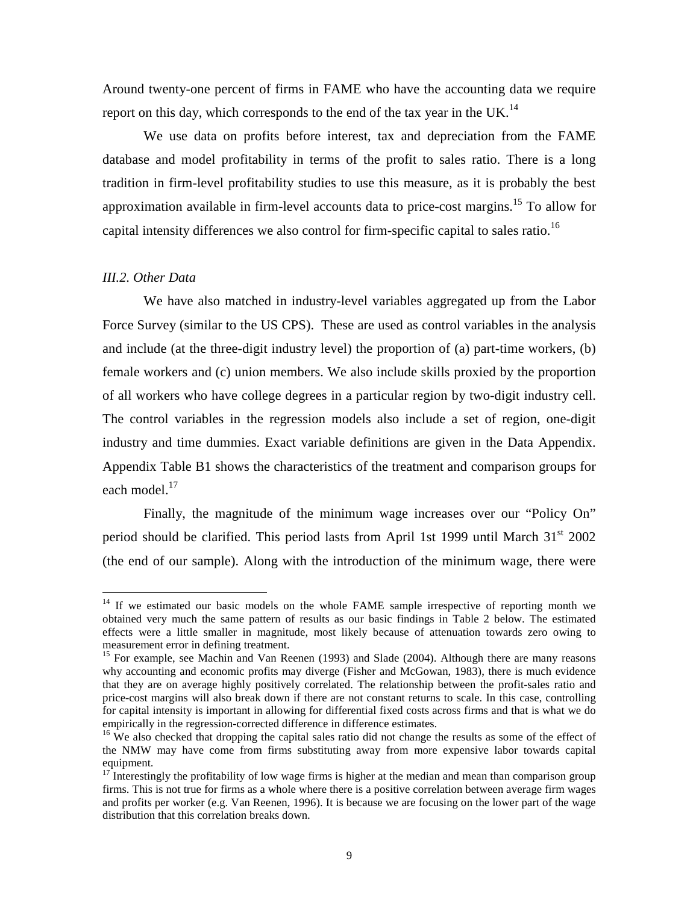Around twenty-one percent of firms in FAME who have the accounting data we require report on this day, which corresponds to the end of the tax year in the UK.[14]

We use data on profits before interest, tax and depreciation from the FAME database and model profitability in terms of the profit to sales ratio. There is a long tradition in firm-level profitability studies to use this measure, as it is probably the best approximation available in firm-level accounts data to price-cost margins.[15] To allow for capital intensity differences we also control for firm-specific capital to sales ratio.[16]

*III.2. Other Data*

We have also matched in industry-level variables aggregated up from the Labor Force Survey (similar to the US CPS). These are used as control variables in the analysis and include (at the three-digit industry level) the proportion of (a) part-time workers, (b) female workers and (c) union members. We also include skills proxied by the proportion of all workers who have college degrees in a particular region by two-digit industry cell. The control variables in the regression models also include a set of region, one-digit industry and time dummies. Exact variable definitions are given in the Data Appendix. Appendix Table B1 shows the characteristics of the treatment and comparison groups for each model.[17]

Finally, the magnitude of the minimum wage increases over our "Policy On" period should be clarified. This period lasts from April 1st 1999 until March 31st 2002 (the end of our sample). Along with the introduction of the minimum wage, there were

---

[14] If we estimated our basic models on the whole FAME sample irrespective of reporting month we obtained very much the same pattern of results as our basic findings in Table 2 below. The estimated effects were a little smaller in magnitude, most likely because of attenuation towards zero owing to measurement error in defining treatment.

[15] For example, see Machin and Van Reenen (1993) and Slade (2004). Although there are many reasons why accounting and economic profits may diverge (Fisher and McGowan, 1983), there is much evidence that they are on average highly positively correlated. The relationship between the profit-sales ratio and price-cost margins will also break down if there are not constant returns to scale. In this case, controlling for capital intensity is important in allowing for differential fixed costs across firms and that is what we do empirically in the regression-corrected difference in difference estimates.

[16] We also checked that dropping the capital sales ratio did not change the results as some of the effect of the NMW may have come from firms substituting away from more expensive labor towards capital equipment.

[17] Interestingly the profitability of low wage firms is higher at the median and mean than comparison group firms. This is not true for firms as a whole where there is a positive correlation between average firm wages and profits per worker (e.g. Van Reenen, 1996). It is because we are focusing on the lower part of the wage distribution that this correlation breaks down.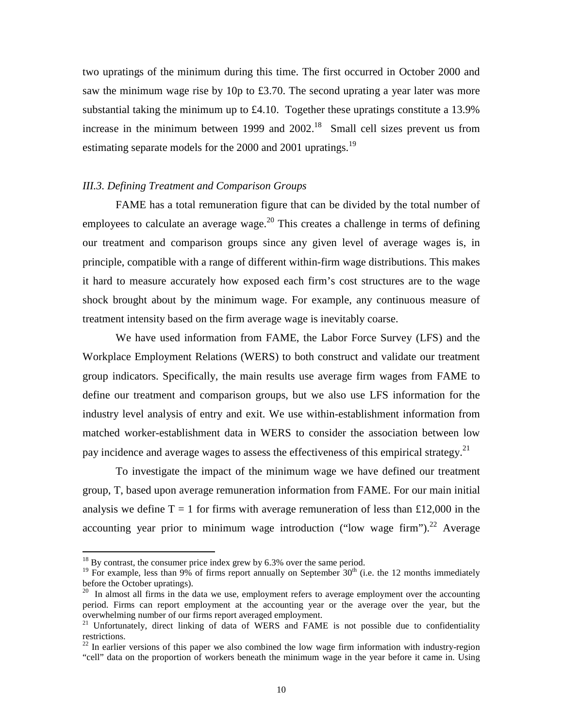two upratings of the minimum during this time. The first occurred in October 2000 and saw the minimum wage rise by 10p to £3.70. The second uprating a year later was more substantial taking the minimum up to £4.10. Together these upratings constitute a 13.9% increase in the minimum between 1999 and 2002.[18] Small cell sizes prevent us from estimating separate models for the 2000 and 2001 upratings.[19]

### *III.3. Defining Treatment and Comparison Groups*

FAME has a total remuneration figure that can be divided by the total number of employees to calculate an average wage.[20] This creates a challenge in terms of defining our treatment and comparison groups since any given level of average wages is, in principle, compatible with a range of different within-firm wage distributions. This makes it hard to measure accurately how exposed each firm's cost structures are to the wage shock brought about by the minimum wage. For example, any continuous measure of treatment intensity based on the firm average wage is inevitably coarse.

We have used information from FAME, the Labor Force Survey (LFS) and the Workplace Employment Relations (WERS) to both construct and validate our treatment group indicators. Specifically, the main results use average firm wages from FAME to define our treatment and comparison groups, but we also use LFS information for the industry level analysis of entry and exit. We use within-establishment information from matched worker-establishment data in WERS to consider the association between low pay incidence and average wages to assess the effectiveness of this empirical strategy.[21]

To investigate the impact of the minimum wage we have defined our treatment group, T, based upon average remuneration information from FAME. For our main initial analysis we define T = 1 for firms with average remuneration of less than £12,000 in the accounting year prior to minimum wage introduction ("low wage firm").[22] Average

---

[18] By contrast, the consumer price index grew by 6.3% over the same period.

[19] For example, less than 9% of firms report annually on September 30th (i.e. the 12 months immediately before the October upratings).

[20] In almost all firms in the data we use, employment refers to average employment over the accounting period. Firms can report employment at the accounting year or the average over the year, but the overwhelming number of our firms report averaged employment.

[21] Unfortunately, direct linking of data of WERS and FAME is not possible due to confidentiality restrictions.

[22] In earlier versions of this paper we also combined the low wage firm information with industry-region "cell" data on the proportion of workers beneath the minimum wage in the year before it came in. Using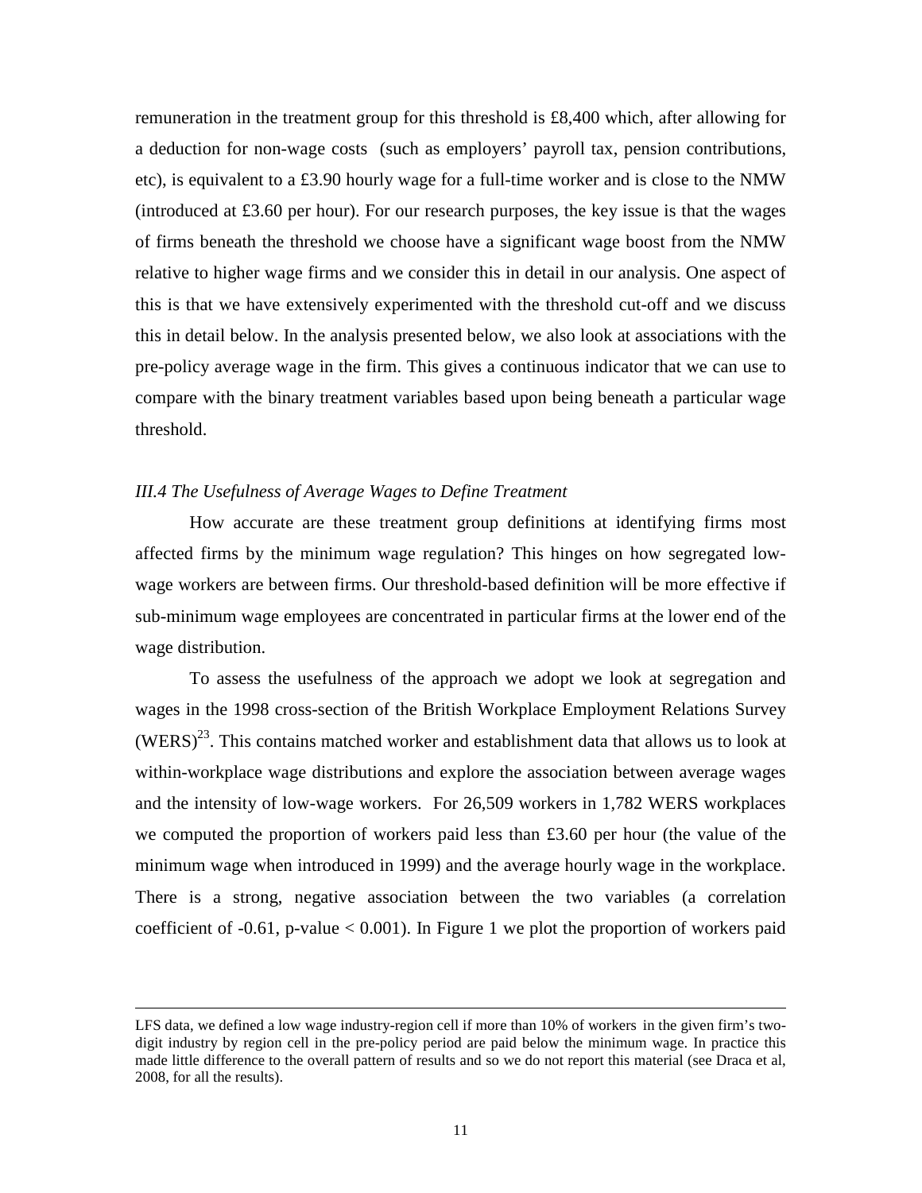remuneration in the treatment group for this threshold is £8,400 which, after allowing for a deduction for non-wage costs (such as employers' payroll tax, pension contributions, etc), is equivalent to a £3.90 hourly wage for a full-time worker and is close to the NMW (introduced at £3.60 per hour). For our research purposes, the key issue is that the wages of firms beneath the threshold we choose have a significant wage boost from the NMW relative to higher wage firms and we consider this in detail in our analysis. One aspect of this is that we have extensively experimented with the threshold cut-off and we discuss this in detail below. In the analysis presented below, we also look at associations with the pre-policy average wage in the firm. This gives a continuous indicator that we can use to compare with the binary treatment variables based upon being beneath a particular wage threshold.

### *III.4 The Usefulness of Average Wages to Define Treatment*

How accurate are these treatment group definitions at identifying firms most affected firms by the minimum wage regulation? This hinges on how segregated low-wage workers are between firms. Our threshold-based definition will be more effective if sub-minimum wage employees are concentrated in particular firms at the lower end of the wage distribution.

To assess the usefulness of the approach we adopt we look at segregation and wages in the 1998 cross-section of the British Workplace Employment Relations Survey (WERS)[23]. This contains matched worker and establishment data that allows us to look at within-workplace wage distributions and explore the association between average wages and the intensity of low-wage workers. For 26,509 workers in 1,782 WERS workplaces we computed the proportion of workers paid less than £3.60 per hour (the value of the minimum wage when introduced in 1999) and the average hourly wage in the workplace. There is a strong, negative association between the two variables (a correlation coefficient of -0.61, p-value $< 0.001$). In Figure 1 we plot the proportion of workers paid

---

LFS data, we defined a low wage industry-region cell if more than 10% of workers in the given firm's two-digit industry by region cell in the pre-policy period are paid below the minimum wage. In practice this made little difference to the overall pattern of results and so we do not report this material (see Draca et al, 2008, for all the results).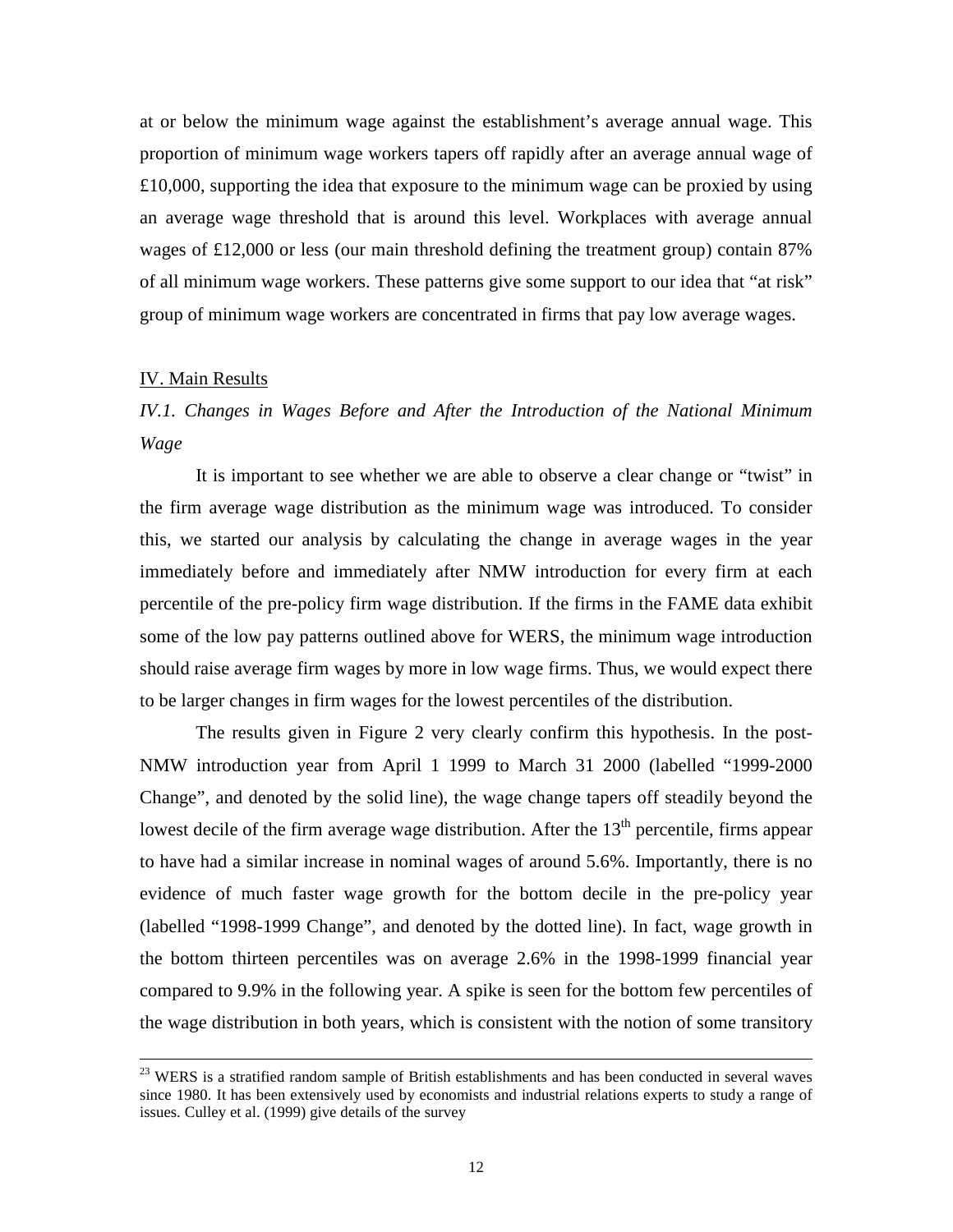at or below the minimum wage against the establishment's average annual wage. This proportion of minimum wage workers tapers off rapidly after an average annual wage of £10,000, supporting the idea that exposure to the minimum wage can be proxied by using an average wage threshold that is around this level. Workplaces with average annual wages of £12,000 or less (our main threshold defining the treatment group) contain 87% of all minimum wage workers. These patterns give some support to our idea that "at risk" group of minimum wage workers are concentrated in firms that pay low average wages.

## IV. Main Results

### *IV.1. Changes in Wages Before and After the Introduction of the National Minimum Wage*

It is important to see whether we are able to observe a clear change or "twist" in the firm average wage distribution as the minimum wage was introduced. To consider this, we started our analysis by calculating the change in average wages in the year immediately before and immediately after NMW introduction for every firm at each percentile of the pre-policy firm wage distribution. If the firms in the FAME data exhibit some of the low pay patterns outlined above for WERS, the minimum wage introduction should raise average firm wages by more in low wage firms. Thus, we would expect there to be larger changes in firm wages for the lowest percentiles of the distribution.

The results given in Figure 2 very clearly confirm this hypothesis. In the post-NMW introduction year from April 1 1999 to March 31 2000 (labelled "1999-2000 Change", and denoted by the solid line), the wage change tapers off steadily beyond the lowest decile of the firm average wage distribution. After the 13th percentile, firms appear to have had a similar increase in nominal wages of around 5.6%. Importantly, there is no evidence of much faster wage growth for the bottom decile in the pre-policy year (labelled "1998-1999 Change", and denoted by the dotted line). In fact, wage growth in the bottom thirteen percentiles was on average 2.6% in the 1998-1999 financial year compared to 9.9% in the following year. A spike is seen for the bottom few percentiles of the wage distribution in both years, which is consistent with the notion of some transitory

---

[23] WERS is a stratified random sample of British establishments and has been conducted in several waves since 1980. It has been extensively used by economists and industrial relations experts to study a range of issues. Culley et al. (1999) give details of the survey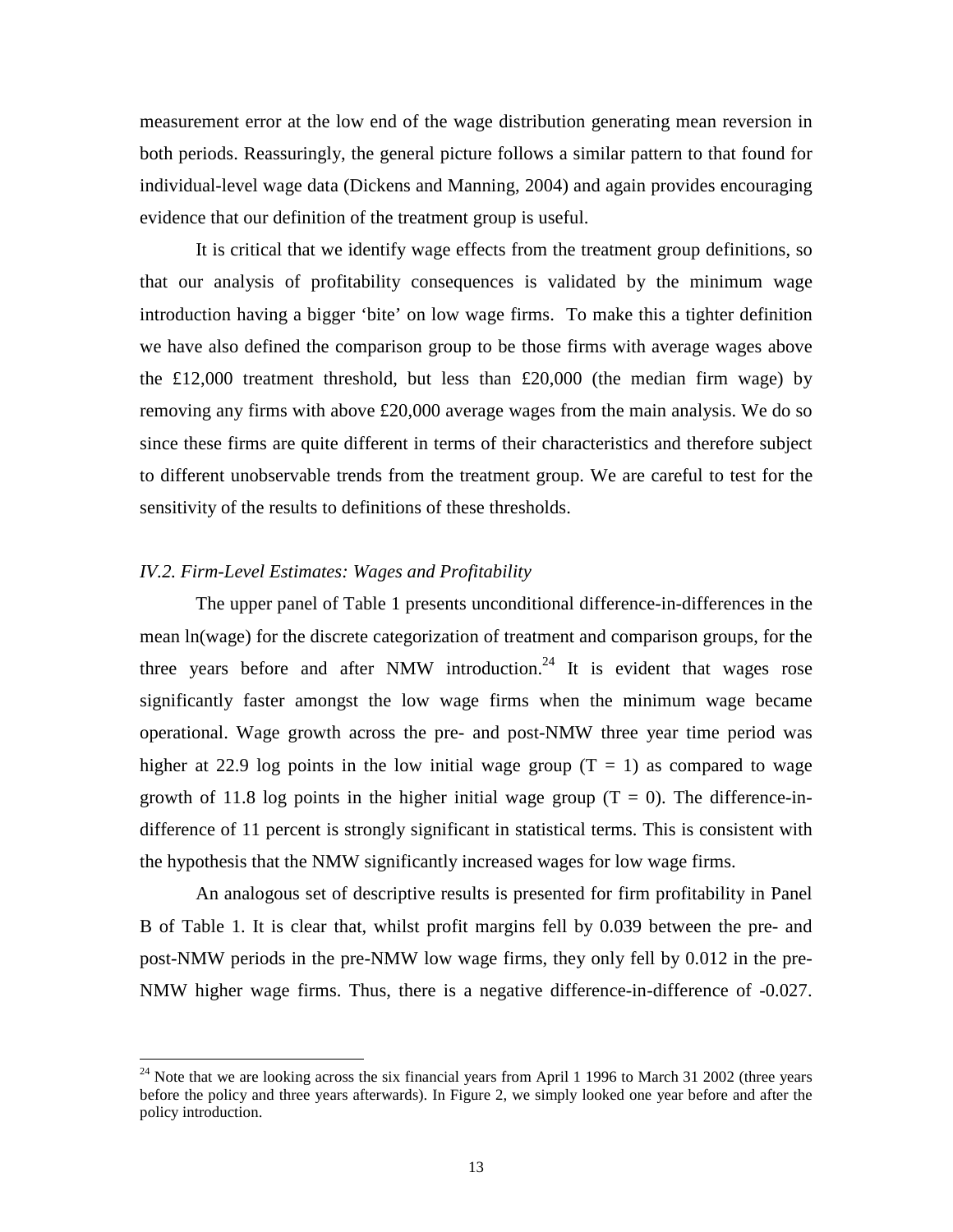measurement error at the low end of the wage distribution generating mean reversion in both periods. Reassuringly, the general picture follows a similar pattern to that found for individual-level wage data (Dickens and Manning, 2004) and again provides encouraging evidence that our definition of the treatment group is useful.

It is critical that we identify wage effects from the treatment group definitions, so that our analysis of profitability consequences is validated by the minimum wage introduction having a bigger 'bite' on low wage firms. To make this a tighter definition we have also defined the comparison group to be those firms with average wages above the £12,000 treatment threshold, but less than £20,000 (the median firm wage) by removing any firms with above £20,000 average wages from the main analysis. We do so since these firms are quite different in terms of their characteristics and therefore subject to different unobservable trends from the treatment group. We are careful to test for the sensitivity of the results to definitions of these thresholds.

### *IV.2. Firm-Level Estimates: Wages and Profitability*

The upper panel of Table 1 presents unconditional difference-in-differences in the mean ln(wage) for the discrete categorization of treatment and comparison groups, for the three years before and after NMW introduction.[24] It is evident that wages rose significantly faster amongst the low wage firms when the minimum wage became operational. Wage growth across the pre- and post-NMW three year time period was higher at 22.9 log points in the low initial wage group ($T = 1$) as compared to wage growth of 11.8 log points in the higher initial wage group ($T = 0$). The difference-in-difference of 11 percent is strongly significant in statistical terms. This is consistent with the hypothesis that the NMW significantly increased wages for low wage firms.

An analogous set of descriptive results is presented for firm profitability in Panel B of Table 1. It is clear that, whilst profit margins fell by 0.039 between the pre- and post-NMW periods in the pre-NMW low wage firms, they only fell by 0.012 in the pre-NMW higher wage firms. Thus, there is a negative difference-in-difference of -0.027.

[24] Note that we are looking across the six financial years from April 1 1996 to March 31 2002 (three years before the policy and three years afterwards). In Figure 2, we simply looked one year before and after the policy introduction.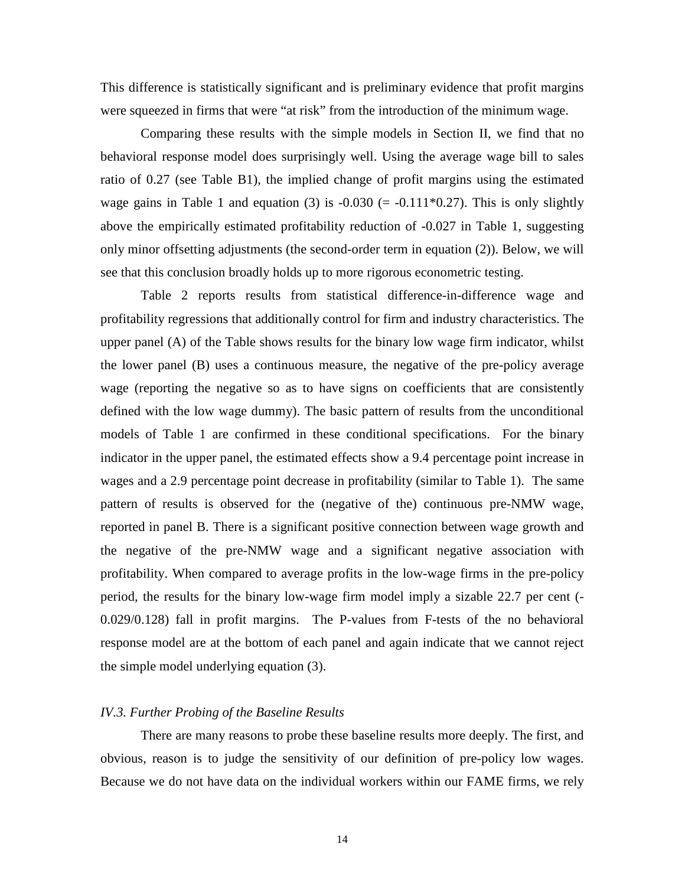This difference is statistically significant and is preliminary evidence that profit margins were squeezed in firms that were "at risk" from the introduction of the minimum wage.

Comparing these results with the simple models in Section II, we find that no behavioral response model does surprisingly well. Using the average wage bill to sales ratio of 0.27 (see Table B1), the implied change of profit margins using the estimated wage gains in Table 1 and equation (3) is -0.030 (= -0.111*0.27). This is only slightly above the empirically estimated profitability reduction of -0.027 in Table 1, suggesting only minor offsetting adjustments (the second-order term in equation (2)). Below, we will see that this conclusion broadly holds up to more rigorous econometric testing.

Table 2 reports results from statistical difference-in-difference wage and profitability regressions that additionally control for firm and industry characteristics. The upper panel (A) of the Table shows results for the binary low wage firm indicator, whilst the lower panel (B) uses a continuous measure, the negative of the pre-policy average wage (reporting the negative so as to have signs on coefficients that are consistently defined with the low wage dummy). The basic pattern of results from the unconditional models of Table 1 are confirmed in these conditional specifications. For the binary indicator in the upper panel, the estimated effects show a 9.4 percentage point increase in wages and a 2.9 percentage point decrease in profitability (similar to Table 1). The same pattern of results is observed for the (negative of the) continuous pre-NMW wage, reported in panel B. There is a significant positive connection between wage growth and the negative of the pre-NMW wage and a significant negative association with profitability. When compared to average profits in the low-wage firms in the pre-policy period, the results for the binary low-wage firm model imply a sizable 22.7 per cent (-0.029/0.128) fall in profit margins. The P-values from F-tests of the no behavioral response model are at the bottom of each panel and again indicate that we cannot reject the simple model underlying equation (3).

### *IV.3. Further Probing of the Baseline Results*

There are many reasons to probe these baseline results more deeply. The first, and obvious, reason is to judge the sensitivity of our definition of pre-policy low wages. Because we do not have data on the individual workers within our FAME firms, we rely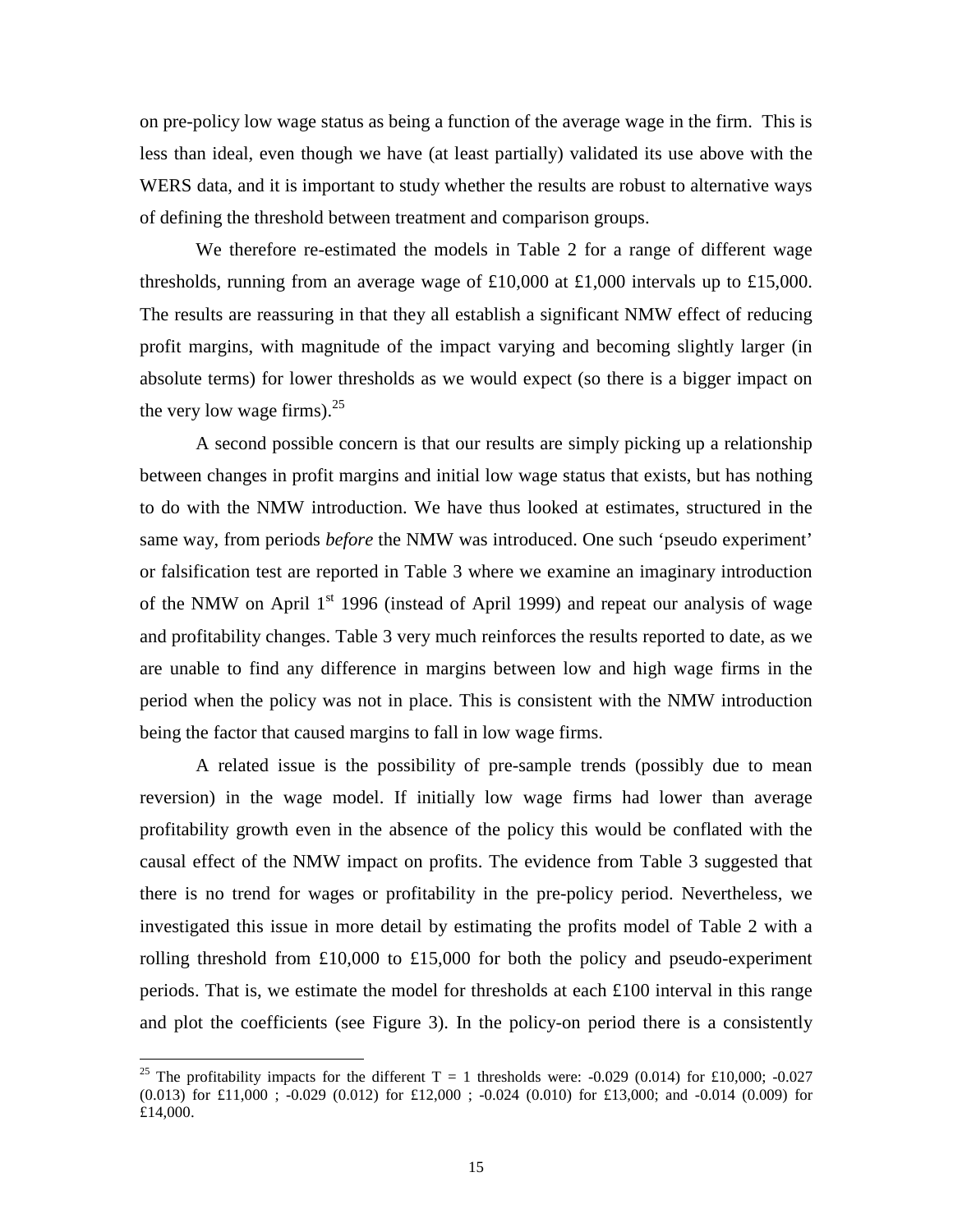on pre-policy low wage status as being a function of the average wage in the firm. This is less than ideal, even though we have (at least partially) validated its use above with the WERS data, and it is important to study whether the results are robust to alternative ways of defining the threshold between treatment and comparison groups.

We therefore re-estimated the models in Table 2 for a range of different wage thresholds, running from an average wage of £10,000 at £1,000 intervals up to £15,000. The results are reassuring in that they all establish a significant NMW effect of reducing profit margins, with magnitude of the impact varying and becoming slightly larger (in absolute terms) for lower thresholds as we would expect (so there is a bigger impact on the very low wage firms).[25]

A second possible concern is that our results are simply picking up a relationship between changes in profit margins and initial low wage status that exists, but has nothing to do with the NMW introduction. We have thus looked at estimates, structured in the same way, from periods *before* the NMW was introduced. One such 'pseudo experiment' or falsification test are reported in Table 3 where we examine an imaginary introduction of the NMW on April 1st 1996 (instead of April 1999) and repeat our analysis of wage and profitability changes. Table 3 very much reinforces the results reported to date, as we are unable to find any difference in margins between low and high wage firms in the period when the policy was not in place. This is consistent with the NMW introduction being the factor that caused margins to fall in low wage firms.

A related issue is the possibility of pre-sample trends (possibly due to mean reversion) in the wage model. If initially low wage firms had lower than average profitability growth even in the absence of the policy this would be conflated with the causal effect of the NMW impact on profits. The evidence from Table 3 suggested that there is no trend for wages or profitability in the pre-policy period. Nevertheless, we investigated this issue in more detail by estimating the profits model of Table 2 with a rolling threshold from £10,000 to £15,000 for both the policy and pseudo-experiment periods. That is, we estimate the model for thresholds at each £100 interval in this range and plot the coefficients (see Figure 3). In the policy-on period there is a consistently

---

[25] The profitability impacts for the different $T = 1$ thresholds were: -0.029 (0.014) for £10,000; -0.027 (0.013) for £11,000 ; -0.029 (0.012) for £12,000 ; -0.024 (0.010) for £13,000; and -0.014 (0.009) for £14,000.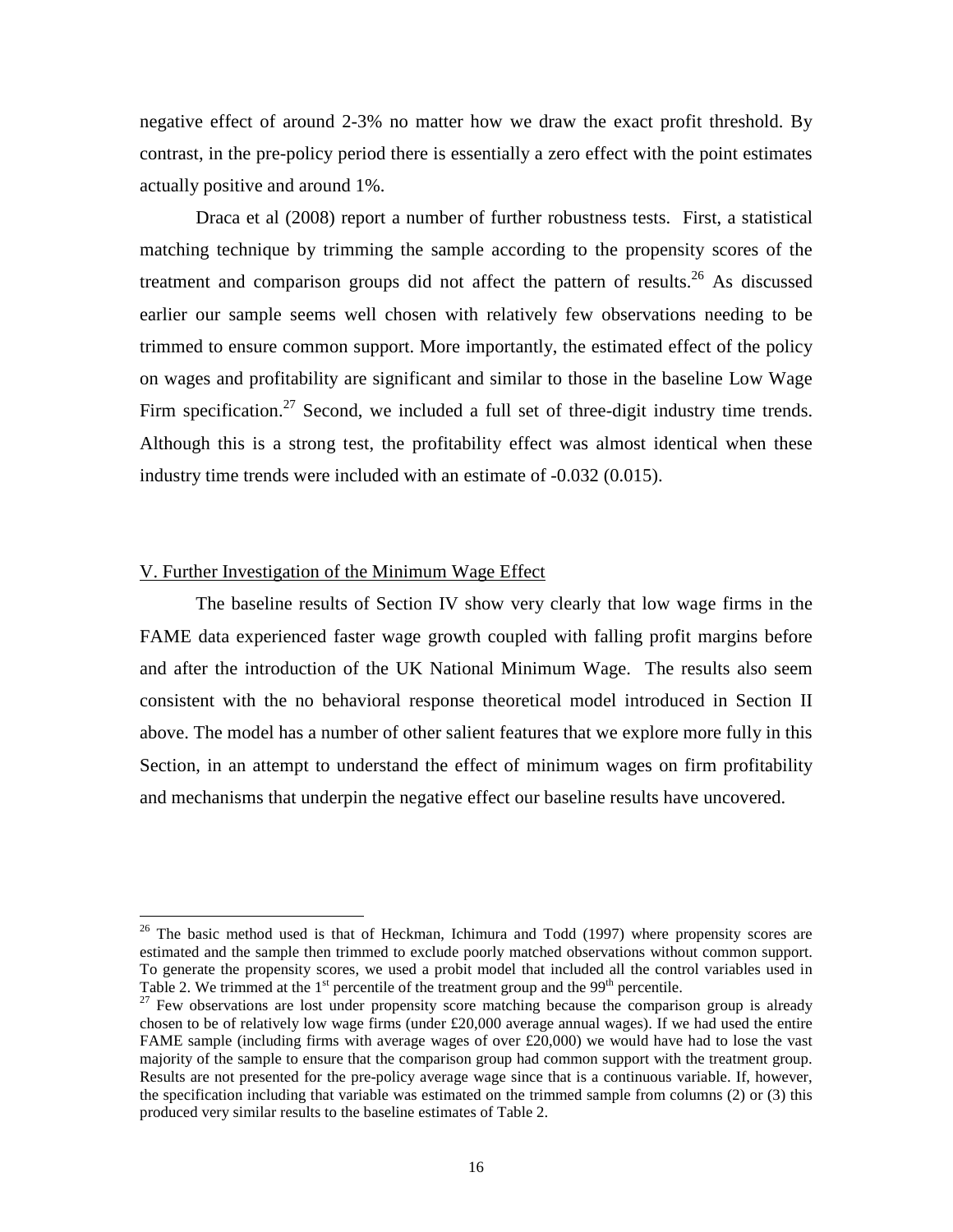negative effect of around 2-3% no matter how we draw the exact profit threshold. By contrast, in the pre-policy period there is essentially a zero effect with the point estimates actually positive and around 1%.

Draca et al (2008) report a number of further robustness tests. First, a statistical matching technique by trimming the sample according to the propensity scores of the treatment and comparison groups did not affect the pattern of results.[26] As discussed earlier our sample seems well chosen with relatively few observations needing to be trimmed to ensure common support. More importantly, the estimated effect of the policy on wages and profitability are significant and similar to those in the baseline Low Wage Firm specification.[27] Second, we included a full set of three-digit industry time trends. Although this is a strong test, the profitability effect was almost identical when these industry time trends were included with an estimate of -0.032 (0.015).

## V. Further Investigation of the Minimum Wage Effect

The baseline results of Section IV show very clearly that low wage firms in the FAME data experienced faster wage growth coupled with falling profit margins before and after the introduction of the UK National Minimum Wage. The results also seem consistent with the no behavioral response theoretical model introduced in Section II above. The model has a number of other salient features that we explore more fully in this Section, in an attempt to understand the effect of minimum wages on firm profitability and mechanisms that underpin the negative effect our baseline results have uncovered.

---

[26] The basic method used is that of Heckman, Ichimura and Todd (1997) where propensity scores are estimated and the sample then trimmed to exclude poorly matched observations without common support. To generate the propensity scores, we used a probit model that included all the control variables used in Table 2. We trimmed at the 1st percentile of the treatment group and the 99th percentile.

[27] Few observations are lost under propensity score matching because the comparison group is already chosen to be of relatively low wage firms (under £20,000 average annual wages). If we had used the entire FAME sample (including firms with average wages of over £20,000) we would have had to lose the vast majority of the sample to ensure that the comparison group had common support with the treatment group. Results are not presented for the pre-policy average wage since that is a continuous variable. If, however, the specification including that variable was estimated on the trimmed sample from columns (2) or (3) this produced very similar results to the baseline estimates of Table 2.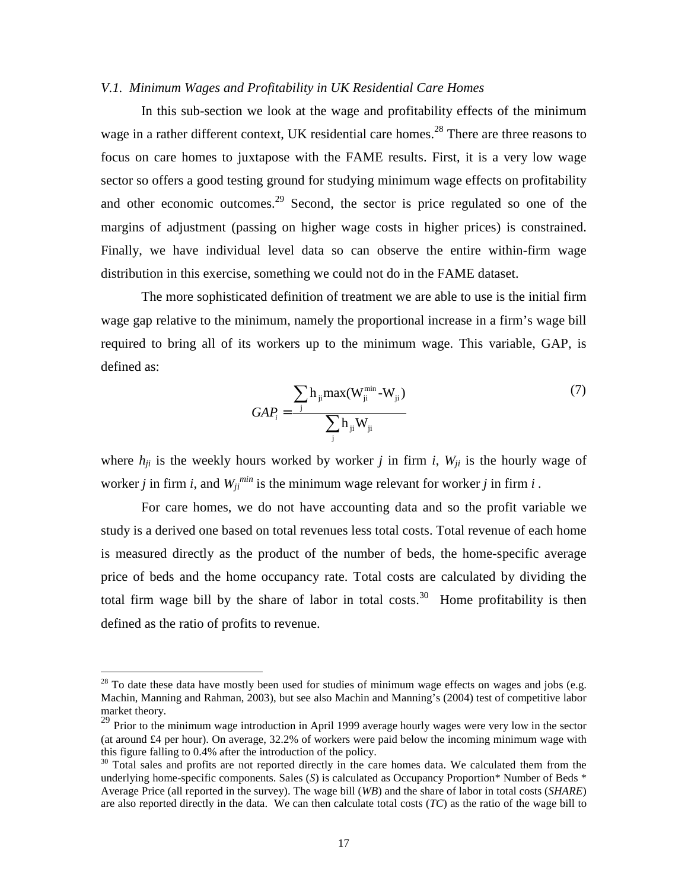*V.1. Minimum Wages and Profitability in UK Residential Care Homes*

In this sub-section we look at the wage and profitability effects of the minimum wage in a rather different context, UK residential care homes.[28] There are three reasons to focus on care homes to juxtapose with the FAME results. First, it is a very low wage sector so offers a good testing ground for studying minimum wage effects on profitability and other economic outcomes.[29] Second, the sector is price regulated so one of the margins of adjustment (passing on higher wage costs in higher prices) is constrained. Finally, we have individual level data so can observe the entire within-firm wage distribution in this exercise, something we could not do in the FAME dataset.

The more sophisticated definition of treatment we are able to use is the initial firm wage gap relative to the minimum, namely the proportional increase in a firm's wage bill required to bring all of its workers up to the minimum wage. This variable, GAP, is defined as:

$$GAP_i = \frac{\sum_j h_{ji} \max(W_{ji}^{min} - W_{ji})}{\sum_j h_{ji} W_{ji}} \tag{7}$$

where $h_{ji}$ is the weekly hours worked by worker $j$ in firm $i$, $W_{ji}$ is the hourly wage of worker $j$ in firm $i$, and $W_{ji}^{min}$ is the minimum wage relevant for worker $j$ in firm $i$.

For care homes, we do not have accounting data and so the profit variable we study is a derived one based on total revenues less total costs. Total revenue of each home is measured directly as the product of the number of beds, the home-specific average price of beds and the home occupancy rate. Total costs are calculated by dividing the total firm wage bill by the share of labor in total costs.[30] Home profitability is then defined as the ratio of profits to revenue.

---

[28] To date these data have mostly been used for studies of minimum wage effects on wages and jobs (e.g. Machin, Manning and Rahman, 2003), but see also Machin and Manning's (2004) test of competitive labor market theory.

[29] Prior to the minimum wage introduction in April 1999 average hourly wages were very low in the sector (at around £4 per hour). On average, 32.2% of workers were paid below the incoming minimum wage with this figure falling to 0.4% after the introduction of the policy.

[30] Total sales and profits are not reported directly in the care homes data. We calculated them from the underlying home-specific components. Sales (*S*) is calculated as Occupancy Proportion* Number of Beds * Average Price (all reported in the survey). The wage bill (*WB*) and the share of labor in total costs (*SHARE*) are also reported directly in the data. We can then calculate total costs (*TC*) as the ratio of the wage bill to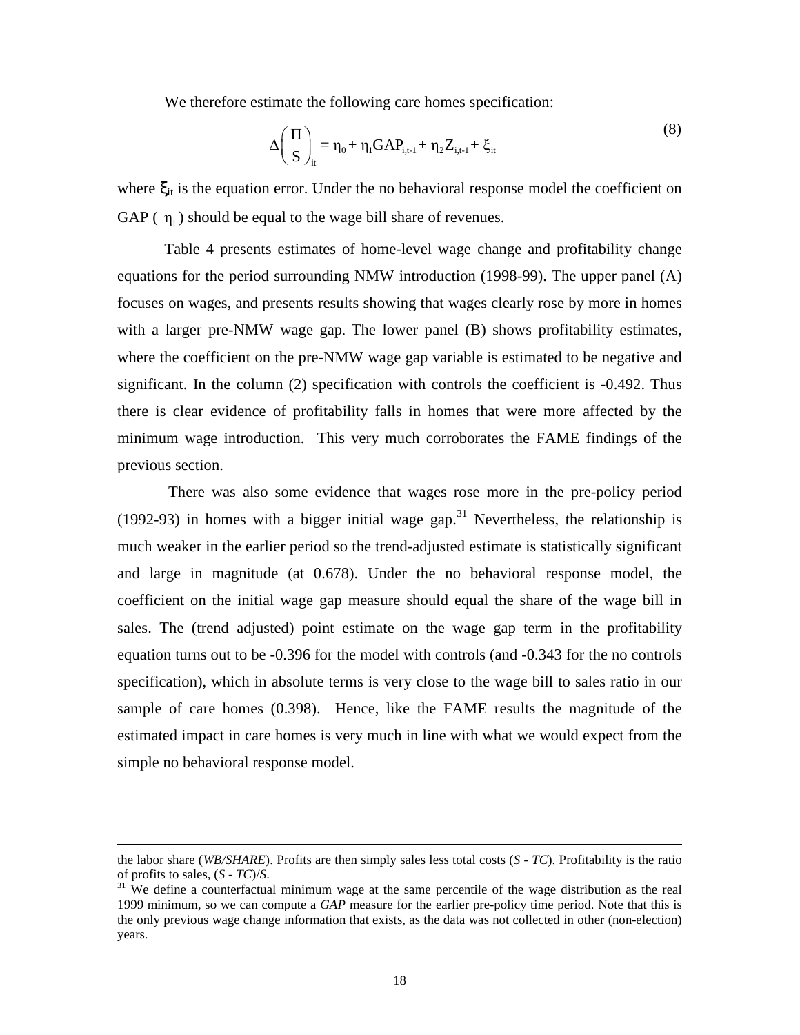We therefore estimate the following care homes specification:

$$\Delta\left(\frac{\Pi}{S}\right)_{it} = \eta_0 + \eta_1 GAP_{i,t-1} + \eta_2 Z_{i,t-1} + \xi_{it} \tag{8}$$

where $\xi_{it}$ is the equation error. Under the no behavioral response model the coefficient on GAP ( $\eta_1$ ) should be equal to the wage bill share of revenues.

Table 4 presents estimates of home-level wage change and profitability change equations for the period surrounding NMW introduction (1998-99). The upper panel (A) focuses on wages, and presents results showing that wages clearly rose by more in homes with a larger pre-NMW wage gap. The lower panel (B) shows profitability estimates, where the coefficient on the pre-NMW wage gap variable is estimated to be negative and significant. In the column (2) specification with controls the coefficient is -0.492. Thus there is clear evidence of profitability falls in homes that were more affected by the minimum wage introduction. This very much corroborates the FAME findings of the previous section.

There was also some evidence that wages rose more in the pre-policy period (1992-93) in homes with a bigger initial wage gap.[31] Nevertheless, the relationship is much weaker in the earlier period so the trend-adjusted estimate is statistically significant and large in magnitude (at 0.678). Under the no behavioral response model, the coefficient on the initial wage gap measure should equal the share of the wage bill in sales. The (trend adjusted) point estimate on the wage gap term in the profitability equation turns out to be -0.396 for the model with controls (and -0.343 for the no controls specification), which in absolute terms is very close to the wage bill to sales ratio in our sample of care homes (0.398). Hence, like the FAME results the magnitude of the estimated impact in care homes is very much in line with what we would expect from the simple no behavioral response model.

---

the labor share (*WB/SHARE*). Profits are then simply sales less total costs (*S - TC*). Profitability is the ratio of profits to sales, (*S - TC*)/*S*.

[31] We define a counterfactual minimum wage at the same percentile of the wage distribution as the real 1999 minimum, so we can compute a *GAP* measure for the earlier pre-policy time period. Note that this is the only previous wage change information that exists, as the data was not collected in other (non-election) years.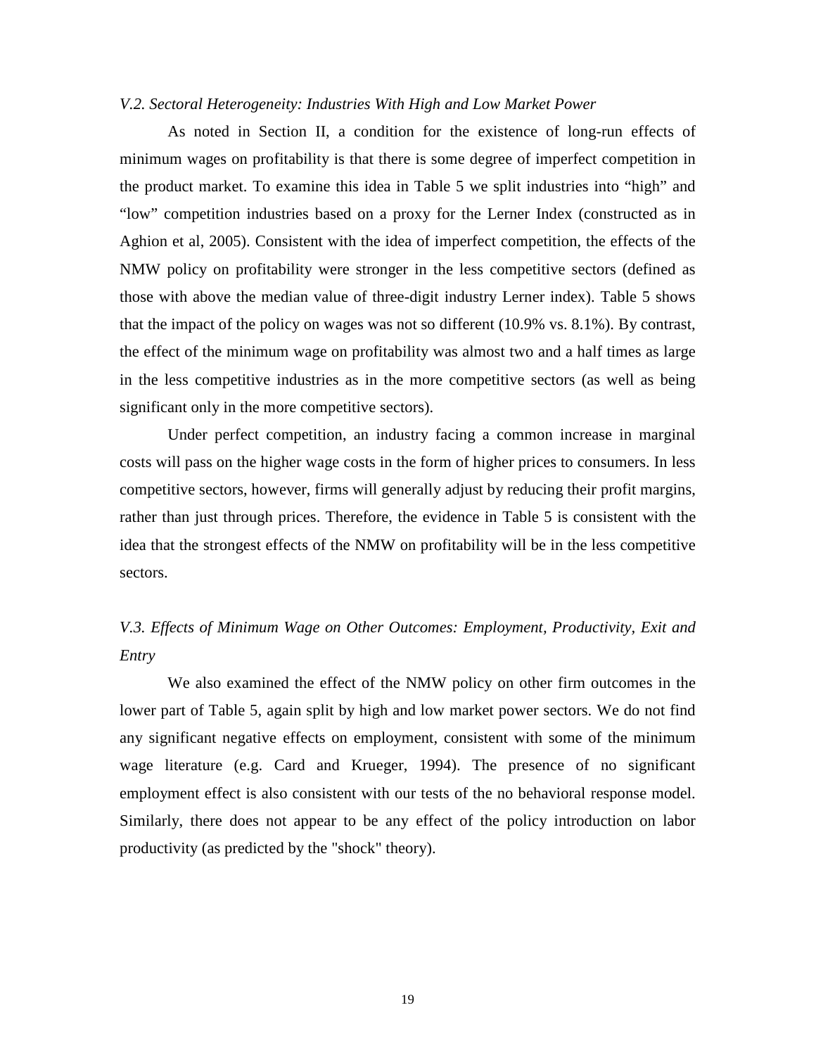*V.2. Sectoral Heterogeneity: Industries With High and Low Market Power*

As noted in Section II, a condition for the existence of long-run effects of minimum wages on profitability is that there is some degree of imperfect competition in the product market. To examine this idea in Table 5 we split industries into "high" and "low" competition industries based on a proxy for the Lerner Index (constructed as in Aghion et al, 2005). Consistent with the idea of imperfect competition, the effects of the NMW policy on profitability were stronger in the less competitive sectors (defined as those with above the median value of three-digit industry Lerner index). Table 5 shows that the impact of the policy on wages was not so different (10.9% vs. 8.1%). By contrast, the effect of the minimum wage on profitability was almost two and a half times as large in the less competitive industries as in the more competitive sectors (as well as being significant only in the more competitive sectors).

Under perfect competition, an industry facing a common increase in marginal costs will pass on the higher wage costs in the form of higher prices to consumers. In less competitive sectors, however, firms will generally adjust by reducing their profit margins, rather than just through prices. Therefore, the evidence in Table 5 is consistent with the idea that the strongest effects of the NMW on profitability will be in the less competitive sectors.

*V.3. Effects of Minimum Wage on Other Outcomes: Employment, Productivity, Exit and Entry*

We also examined the effect of the NMW policy on other firm outcomes in the lower part of Table 5, again split by high and low market power sectors. We do not find any significant negative effects on employment, consistent with some of the minimum wage literature (e.g. Card and Krueger, 1994). The presence of no significant employment effect is also consistent with our tests of the no behavioral response model. Similarly, there does not appear to be any effect of the policy introduction on labor productivity (as predicted by the "shock" theory).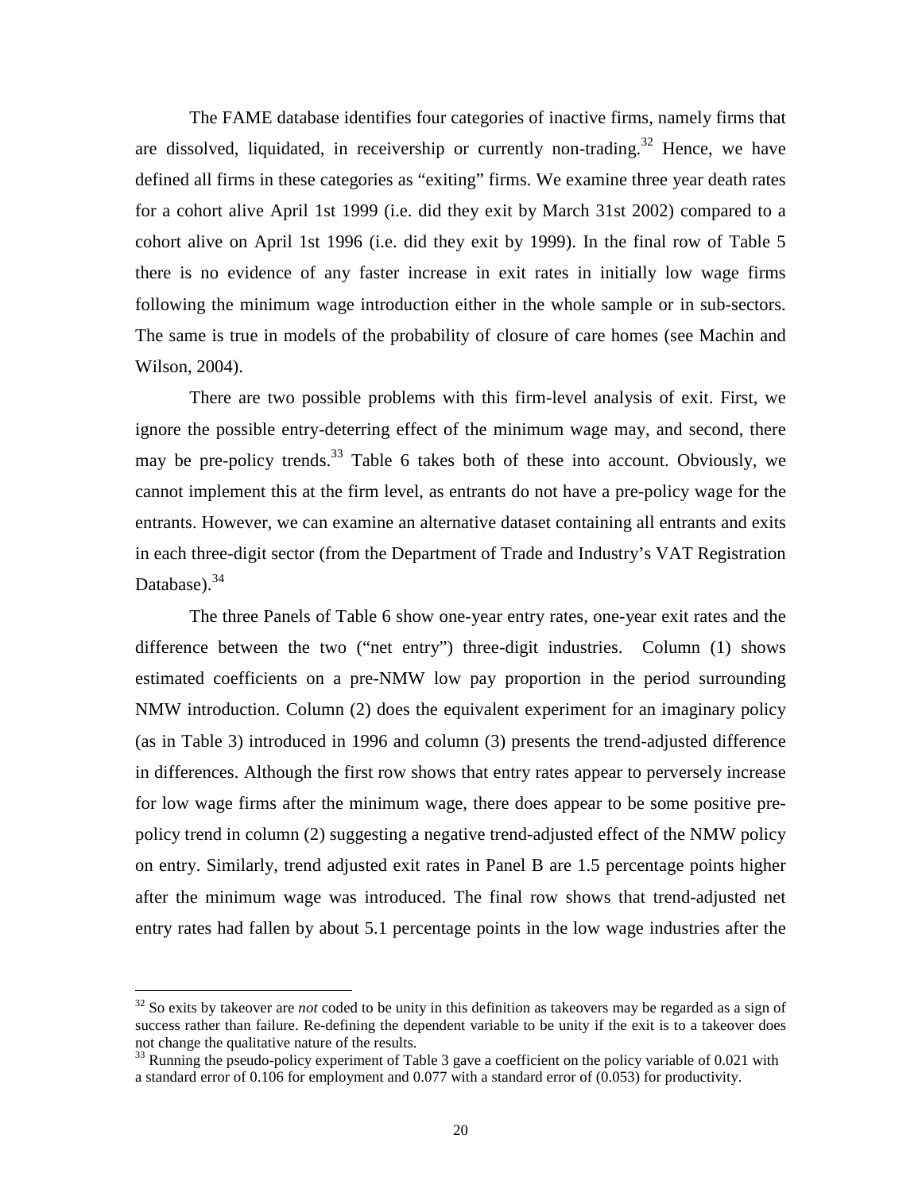The FAME database identifies four categories of inactive firms, namely firms that are dissolved, liquidated, in receivership or currently non-trading.[32] Hence, we have defined all firms in these categories as "exiting" firms. We examine three year death rates for a cohort alive April 1st 1999 (i.e. did they exit by March 31st 2002) compared to a cohort alive on April 1st 1996 (i.e. did they exit by 1999). In the final row of Table 5 there is no evidence of any faster increase in exit rates in initially low wage firms following the minimum wage introduction either in the whole sample or in sub-sectors. The same is true in models of the probability of closure of care homes (see Machin and Wilson, 2004).

There are two possible problems with this firm-level analysis of exit. First, we ignore the possible entry-deterring effect of the minimum wage may, and second, there may be pre-policy trends.[33] Table 6 takes both of these into account. Obviously, we cannot implement this at the firm level, as entrants do not have a pre-policy wage for the entrants. However, we can examine an alternative dataset containing all entrants and exits in each three-digit sector (from the Department of Trade and Industry's VAT Registration Database).[34]

The three Panels of Table 6 show one-year entry rates, one-year exit rates and the difference between the two ("net entry") three-digit industries. Column (1) shows estimated coefficients on a pre-NMW low pay proportion in the period surrounding NMW introduction. Column (2) does the equivalent experiment for an imaginary policy (as in Table 3) introduced in 1996 and column (3) presents the trend-adjusted difference in differences. Although the first row shows that entry rates appear to perversely increase for low wage firms after the minimum wage, there does appear to be some positive pre-policy trend in column (2) suggesting a negative trend-adjusted effect of the NMW policy on entry. Similarly, trend adjusted exit rates in Panel B are 1.5 percentage points higher after the minimum wage was introduced. The final row shows that trend-adjusted net entry rates had fallen by about 5.1 percentage points in the low wage industries after the

---

[32] So exits by takeover are *not* coded to be unity in this definition as takeovers may be regarded as a sign of success rather than failure. Re-defining the dependent variable to be unity if the exit is to a takeover does not change the qualitative nature of the results.

[33] Running the pseudo-policy experiment of Table 3 gave a coefficient on the policy variable of 0.021 with a standard error of 0.106 for employment and 0.077 with a standard error of (0.053) for productivity.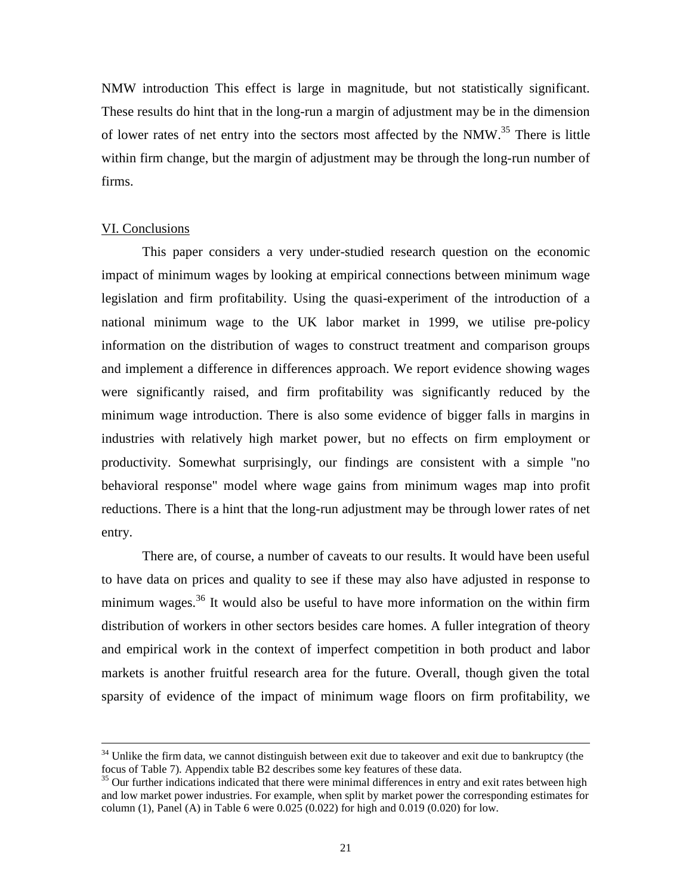NMW introduction This effect is large in magnitude, but not statistically significant. These results do hint that in the long-run a margin of adjustment may be in the dimension of lower rates of net entry into the sectors most affected by the NMW.[35] There is little within firm change, but the margin of adjustment may be through the long-run number of firms.

## VI. Conclusions

This paper considers a very under-studied research question on the economic impact of minimum wages by looking at empirical connections between minimum wage legislation and firm profitability. Using the quasi-experiment of the introduction of a national minimum wage to the UK labor market in 1999, we utilise pre-policy information on the distribution of wages to construct treatment and comparison groups and implement a difference in differences approach. We report evidence showing wages were significantly raised, and firm profitability was significantly reduced by the minimum wage introduction. There is also some evidence of bigger falls in margins in industries with relatively high market power, but no effects on firm employment or productivity. Somewhat surprisingly, our findings are consistent with a simple "no behavioral response" model where wage gains from minimum wages map into profit reductions. There is a hint that the long-run adjustment may be through lower rates of net entry.

There are, of course, a number of caveats to our results. It would have been useful to have data on prices and quality to see if these may also have adjusted in response to minimum wages.[36] It would also be useful to have more information on the within firm distribution of workers in other sectors besides care homes. A fuller integration of theory and empirical work in the context of imperfect competition in both product and labor markets is another fruitful research area for the future. Overall, though given the total sparsity of evidence of the impact of minimum wage floors on firm profitability, we

---

[34] Unlike the firm data, we cannot distinguish between exit due to takeover and exit due to bankruptcy (the focus of Table 7). Appendix table B2 describes some key features of these data.

[35] Our further indications indicated that there were minimal differences in entry and exit rates between high and low market power industries. For example, when split by market power the corresponding estimates for column (1), Panel (A) in Table 6 were 0.025 (0.022) for high and 0.019 (0.020) for low.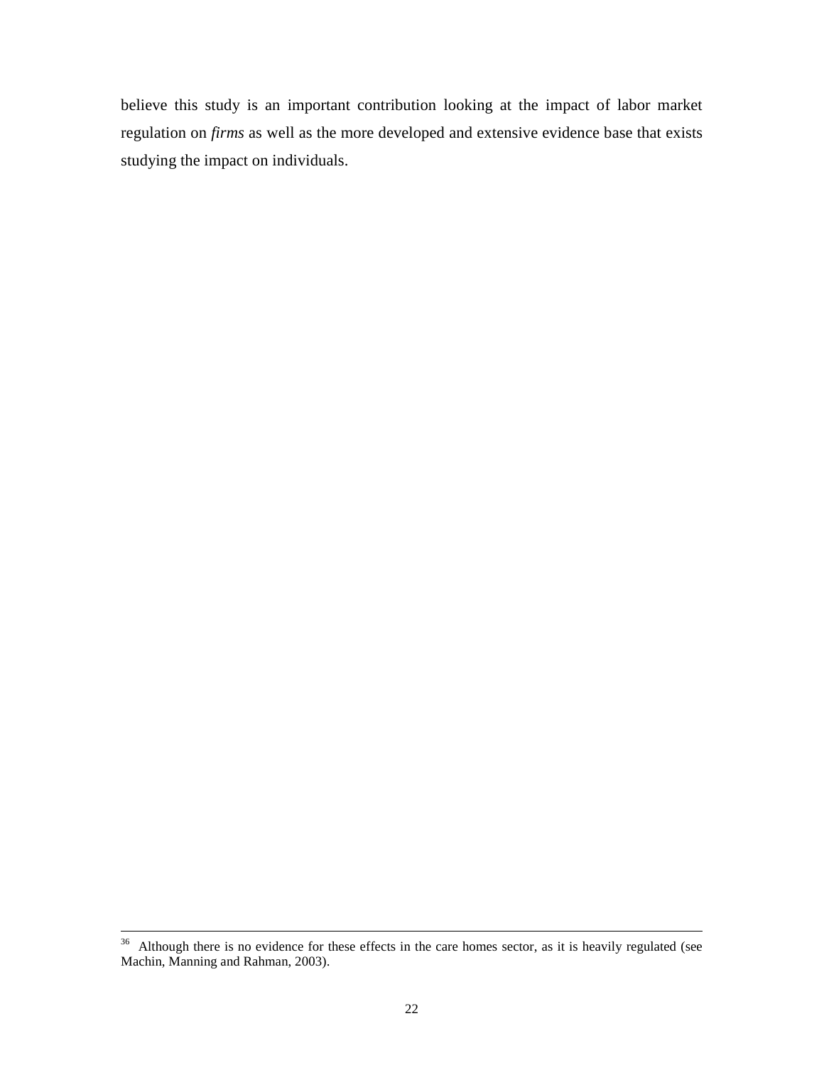believe this study is an important contribution looking at the impact of labor market regulation on *firms* as well as the more developed and extensive evidence base that exists studying the impact on individuals.

---

[36] Although there is no evidence for these effects in the care homes sector, as it is heavily regulated (see Machin, Manning and Rahman, 2003).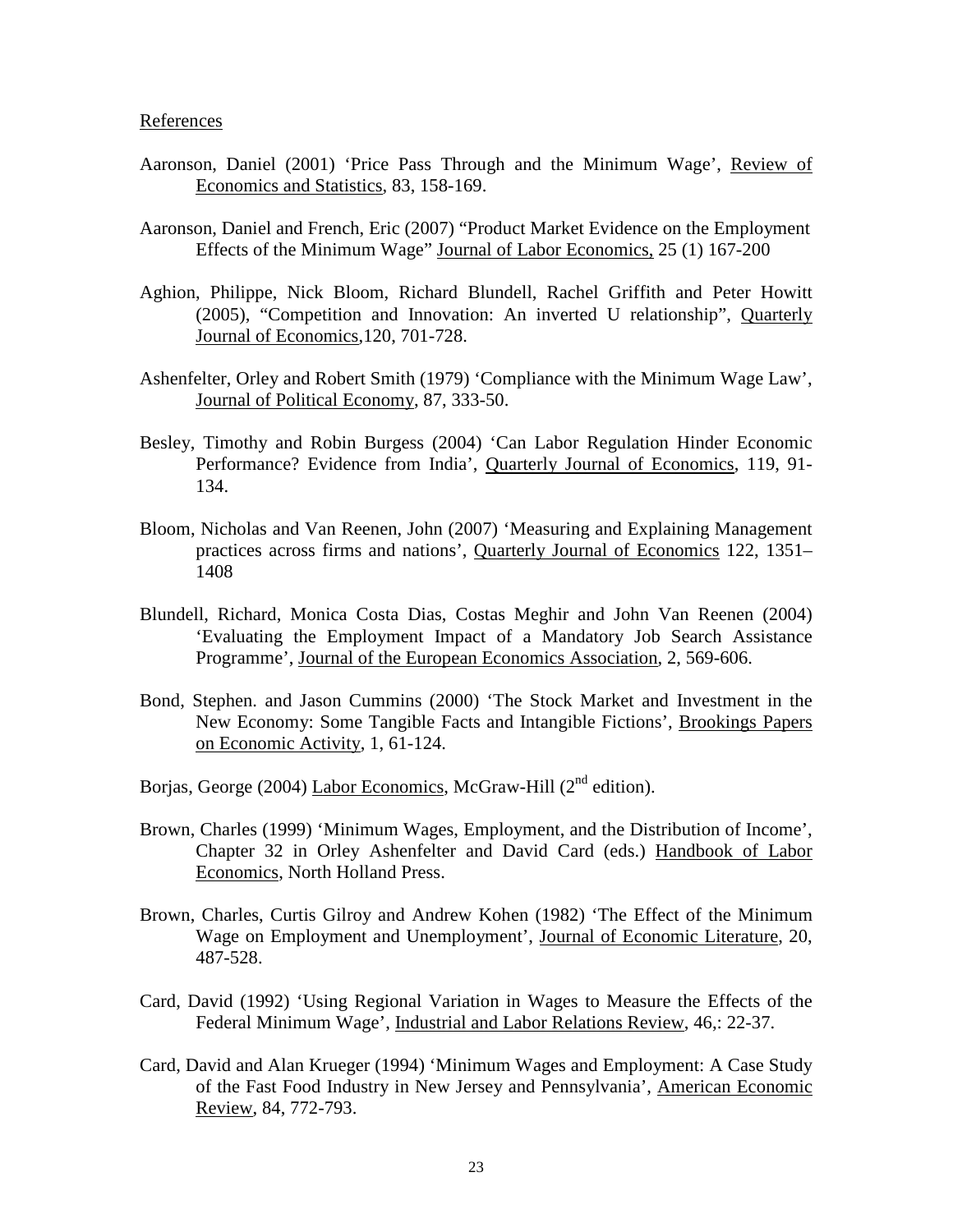References

Aaronson, Daniel (2001) 'Price Pass Through and the Minimum Wage', Review of Economics and Statistics, 83, 158-169.

Aaronson, Daniel and French, Eric (2007) "Product Market Evidence on the Employment Effects of the Minimum Wage" Journal of Labor Economics, 25 (1) 167-200

Aghion, Philippe, Nick Bloom, Richard Blundell, Rachel Griffith and Peter Howitt (2005), "Competition and Innovation: An inverted U relationship", Quarterly Journal of Economics,120, 701-728.

Ashenfelter, Orley and Robert Smith (1979) 'Compliance with the Minimum Wage Law', Journal of Political Economy, 87, 333-50.

Besley, Timothy and Robin Burgess (2004) 'Can Labor Regulation Hinder Economic Performance? Evidence from India', Quarterly Journal of Economics, 119, 91-134.

Bloom, Nicholas and Van Reenen, John (2007) 'Measuring and Explaining Management practices across firms and nations', Quarterly Journal of Economics 122, 1351–1408

Blundell, Richard, Monica Costa Dias, Costas Meghir and John Van Reenen (2004) 'Evaluating the Employment Impact of a Mandatory Job Search Assistance Programme', Journal of the European Economics Association, 2, 569-606.

Bond, Stephen. and Jason Cummins (2000) 'The Stock Market and Investment in the New Economy: Some Tangible Facts and Intangible Fictions', Brookings Papers on Economic Activity, 1, 61-124.

Borjas, George (2004) Labor Economics, McGraw-Hill (2nd edition).

Brown, Charles (1999) 'Minimum Wages, Employment, and the Distribution of Income', Chapter 32 in Orley Ashenfelter and David Card (eds.) Handbook of Labor Economics, North Holland Press.

Brown, Charles, Curtis Gilroy and Andrew Kohen (1982) 'The Effect of the Minimum Wage on Employment and Unemployment', Journal of Economic Literature, 20, 487-528.

Card, David (1992) 'Using Regional Variation in Wages to Measure the Effects of the Federal Minimum Wage', Industrial and Labor Relations Review, 46,: 22-37.

Card, David and Alan Krueger (1994) 'Minimum Wages and Employment: A Case Study of the Fast Food Industry in New Jersey and Pennsylvania', American Economic Review, 84, 772-793.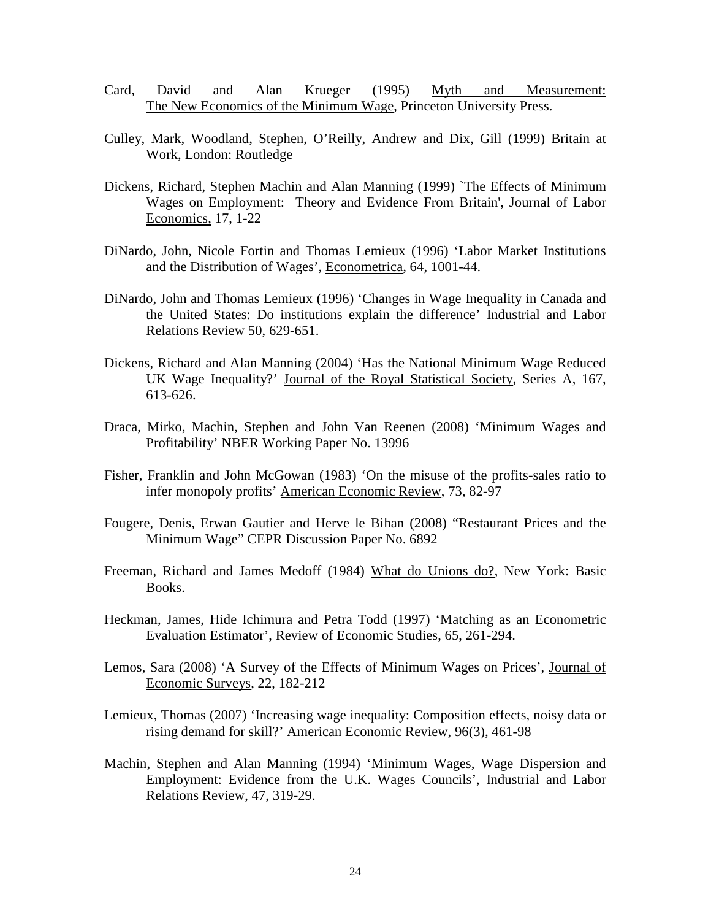Card, David and Alan Krueger (1995) Myth and Measurement: The New Economics of the Minimum Wage, Princeton University Press.

Culley, Mark, Woodland, Stephen, O'Reilly, Andrew and Dix, Gill (1999) Britain at Work, London: Routledge

Dickens, Richard, Stephen Machin and Alan Manning (1999) `The Effects of Minimum Wages on Employment: Theory and Evidence From Britain', Journal of Labor Economics, 17, 1-22

DiNardo, John, Nicole Fortin and Thomas Lemieux (1996) 'Labor Market Institutions and the Distribution of Wages', Econometrica, 64, 1001-44.

DiNardo, John and Thomas Lemieux (1996) 'Changes in Wage Inequality in Canada and the United States: Do institutions explain the difference' Industrial and Labor Relations Review 50, 629-651.

Dickens, Richard and Alan Manning (2004) 'Has the National Minimum Wage Reduced UK Wage Inequality?' Journal of the Royal Statistical Society, Series A, 167, 613-626.

Draca, Mirko, Machin, Stephen and John Van Reenen (2008) 'Minimum Wages and Profitability' NBER Working Paper No. 13996

Fisher, Franklin and John McGowan (1983) 'On the misuse of the profits-sales ratio to infer monopoly profits' American Economic Review, 73, 82-97

Fougere, Denis, Erwan Gautier and Herve le Bihan (2008) "Restaurant Prices and the Minimum Wage" CEPR Discussion Paper No. 6892

Freeman, Richard and James Medoff (1984) What do Unions do?, New York: Basic Books.

Heckman, James, Hide Ichimura and Petra Todd (1997) 'Matching as an Econometric Evaluation Estimator', Review of Economic Studies, 65, 261-294.

Lemos, Sara (2008) 'A Survey of the Effects of Minimum Wages on Prices', Journal of Economic Surveys, 22, 182-212

Lemieux, Thomas (2007) 'Increasing wage inequality: Composition effects, noisy data or rising demand for skill?' American Economic Review, 96(3), 461-98

Machin, Stephen and Alan Manning (1994) 'Minimum Wages, Wage Dispersion and Employment: Evidence from the U.K. Wages Councils', Industrial and Labor Relations Review, 47, 319-29.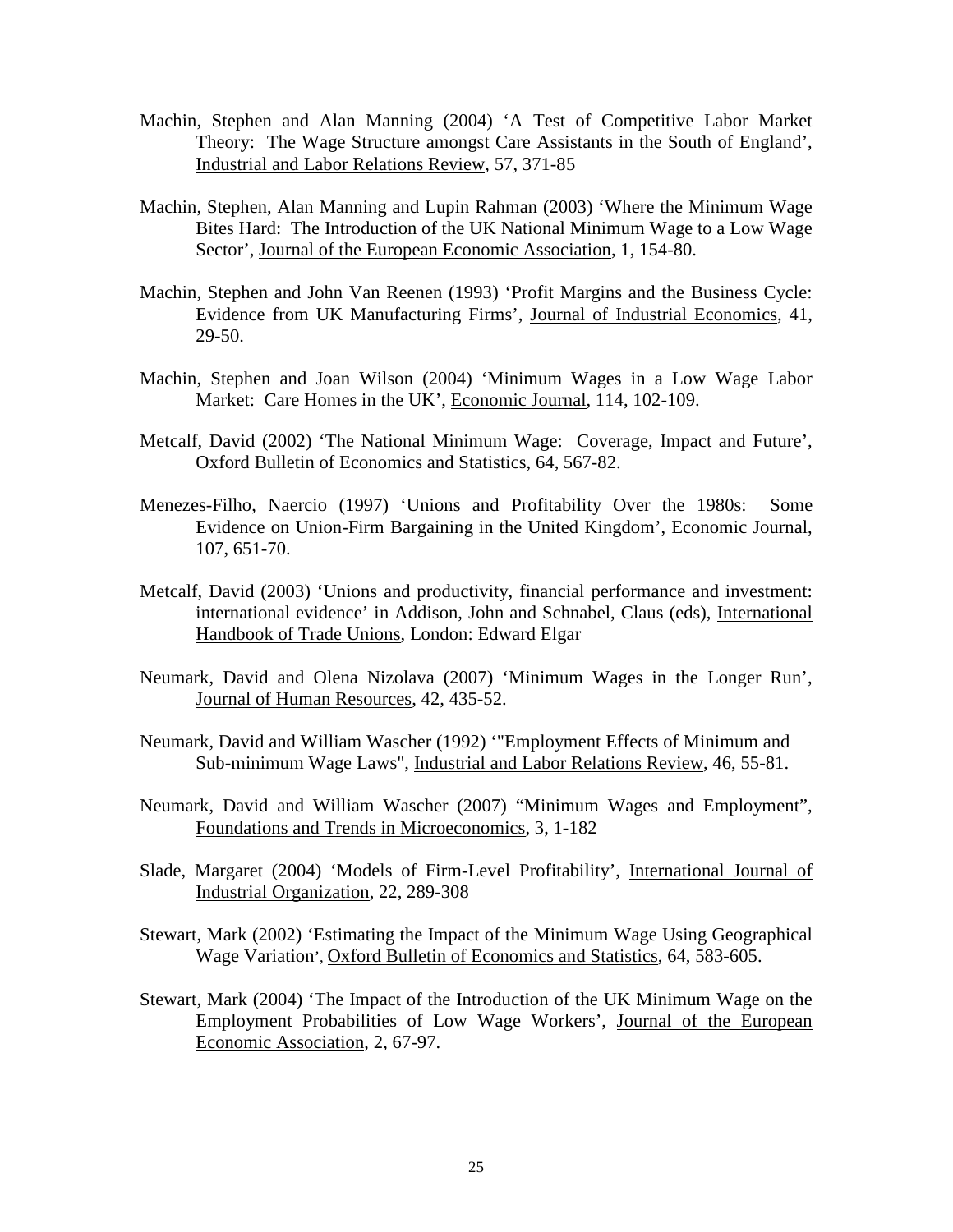Machin, Stephen and Alan Manning (2004) 'A Test of Competitive Labor Market Theory: The Wage Structure amongst Care Assistants in the South of England', Industrial and Labor Relations Review, 57, 371-85

Machin, Stephen, Alan Manning and Lupin Rahman (2003) 'Where the Minimum Wage Bites Hard: The Introduction of the UK National Minimum Wage to a Low Wage Sector', Journal of the European Economic Association, 1, 154-80.

Machin, Stephen and John Van Reenen (1993) 'Profit Margins and the Business Cycle: Evidence from UK Manufacturing Firms', Journal of Industrial Economics, 41, 29-50.

Machin, Stephen and Joan Wilson (2004) 'Minimum Wages in a Low Wage Labor Market: Care Homes in the UK', Economic Journal, 114, 102-109.

Metcalf, David (2002) 'The National Minimum Wage: Coverage, Impact and Future', Oxford Bulletin of Economics and Statistics, 64, 567-82.

Menezes-Filho, Naercio (1997) 'Unions and Profitability Over the 1980s: Some Evidence on Union-Firm Bargaining in the United Kingdom', Economic Journal, 107, 651-70.

Metcalf, David (2003) 'Unions and productivity, financial performance and investment: international evidence' in Addison, John and Schnabel, Claus (eds), International Handbook of Trade Unions, London: Edward Elgar

Neumark, David and Olena Nizolava (2007) 'Minimum Wages in the Longer Run', Journal of Human Resources, 42, 435-52.

Neumark, David and William Wascher (1992) '"Employment Effects of Minimum and Sub-minimum Wage Laws", Industrial and Labor Relations Review, 46, 55-81.

Neumark, David and William Wascher (2007) "Minimum Wages and Employment", Foundations and Trends in Microeconomics, 3, 1-182

Slade, Margaret (2004) 'Models of Firm-Level Profitability', International Journal of Industrial Organization, 22, 289-308

Stewart, Mark (2002) 'Estimating the Impact of the Minimum Wage Using Geographical Wage Variation', Oxford Bulletin of Economics and Statistics, 64, 583-605.

Stewart, Mark (2004) 'The Impact of the Introduction of the UK Minimum Wage on the Employment Probabilities of Low Wage Workers', Journal of the European Economic Association, 2, 67-97.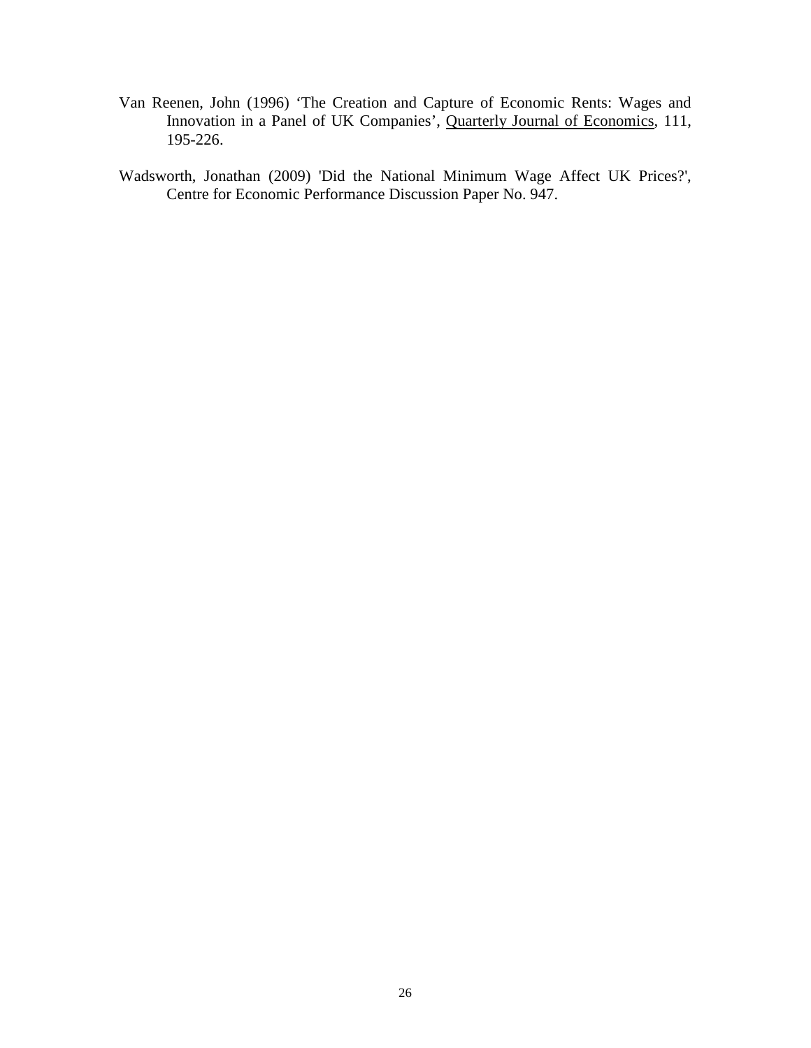Van Reenen, John (1996) 'The Creation and Capture of Economic Rents: Wages and Innovation in a Panel of UK Companies', Quarterly Journal of Economics, 111, 195-226.

Wadsworth, Jonathan (2009) 'Did the National Minimum Wage Affect UK Prices?', Centre for Economic Performance Discussion Paper No. 947.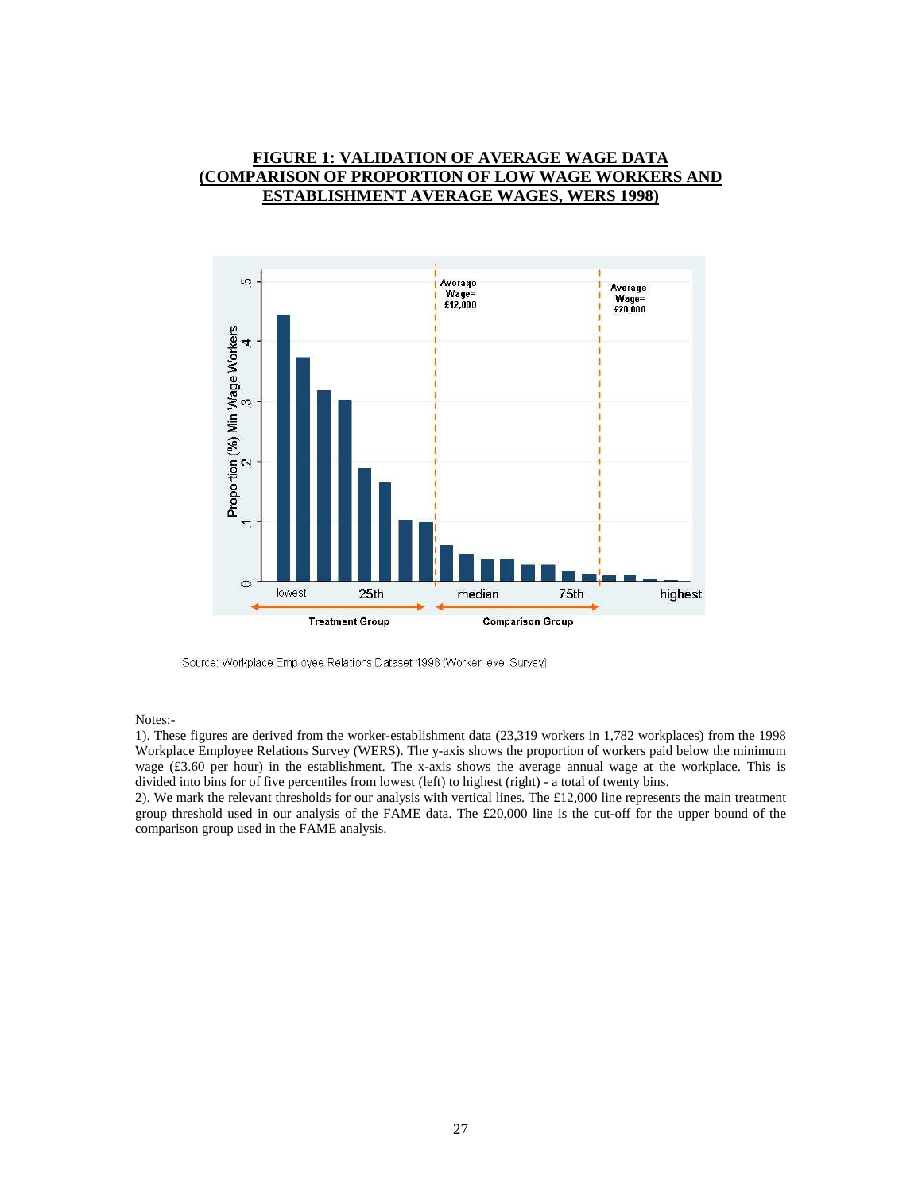# FIGURE 1: VALIDATION OF AVERAGE WAGE DATA (COMPARISON OF PROPORTION OF LOW WAGE WORKERS AND ESTABLISHMENT AVERAGE WAGES, WERS 1998)

Source: Workplace Employee Relations Dataset 1998 (Worker-level Survey)

Notes:-

1). These figures are derived from the worker-establishment data (23,319 workers in 1,782 workplaces) from the 1998 Workplace Employee Relations Survey (WERS). The y-axis shows the proportion of workers paid below the minimum wage (£3.60 per hour) in the establishment. The x-axis shows the average annual wage at the workplace. This is divided into bins for of five percentiles from lowest (left) to highest (right) - a total of twenty bins.

2). We mark the relevant thresholds for our analysis with vertical lines. The £12,000 line represents the main treatment group threshold used in our analysis of the FAME data. The £20,000 line is the cut-off for the upper bound of the comparison group used in the FAME analysis.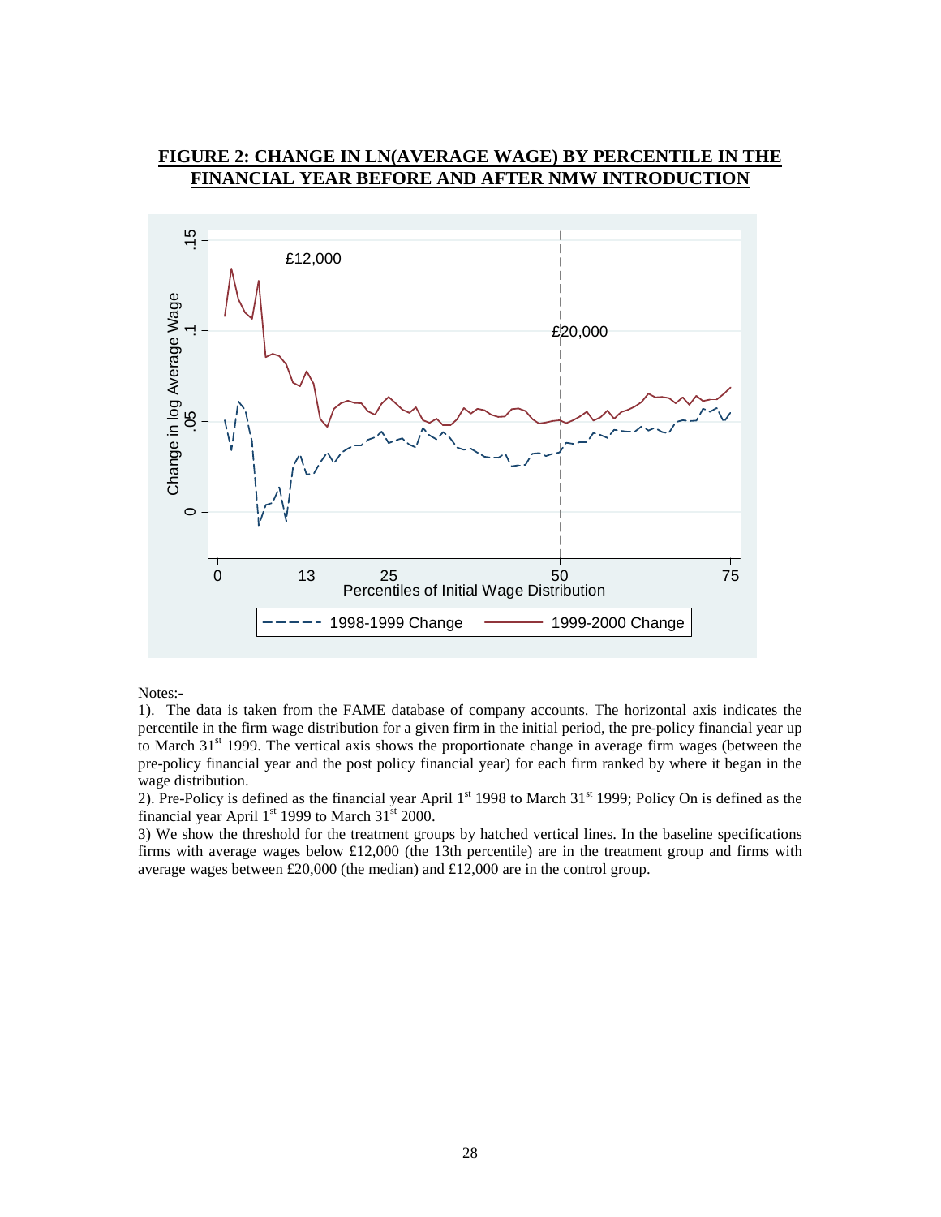## FIGURE 2: CHANGE IN LN(AVERAGE WAGE) BY PERCENTILE IN THE FINANCIAL YEAR BEFORE AND AFTER NMW INTRODUCTION

Notes:-

1). The data is taken from the FAME database of company accounts. The horizontal axis indicates the percentile in the firm wage distribution for a given firm in the initial period, the pre-policy financial year up to March 31st 1999. The vertical axis shows the proportionate change in average firm wages (between the pre-policy financial year and the post policy financial year) for each firm ranked by where it began in the wage distribution.

2). Pre-Policy is defined as the financial year April 1st 1998 to March 31st 1999; Policy On is defined as the financial year April 1st 1999 to March 31st 2000.

3) We show the threshold for the treatment groups by hatched vertical lines. In the baseline specifications firms with average wages below £12,000 (the 13th percentile) are in the treatment group and firms with average wages between £20,000 (the median) and £12,000 are in the control group.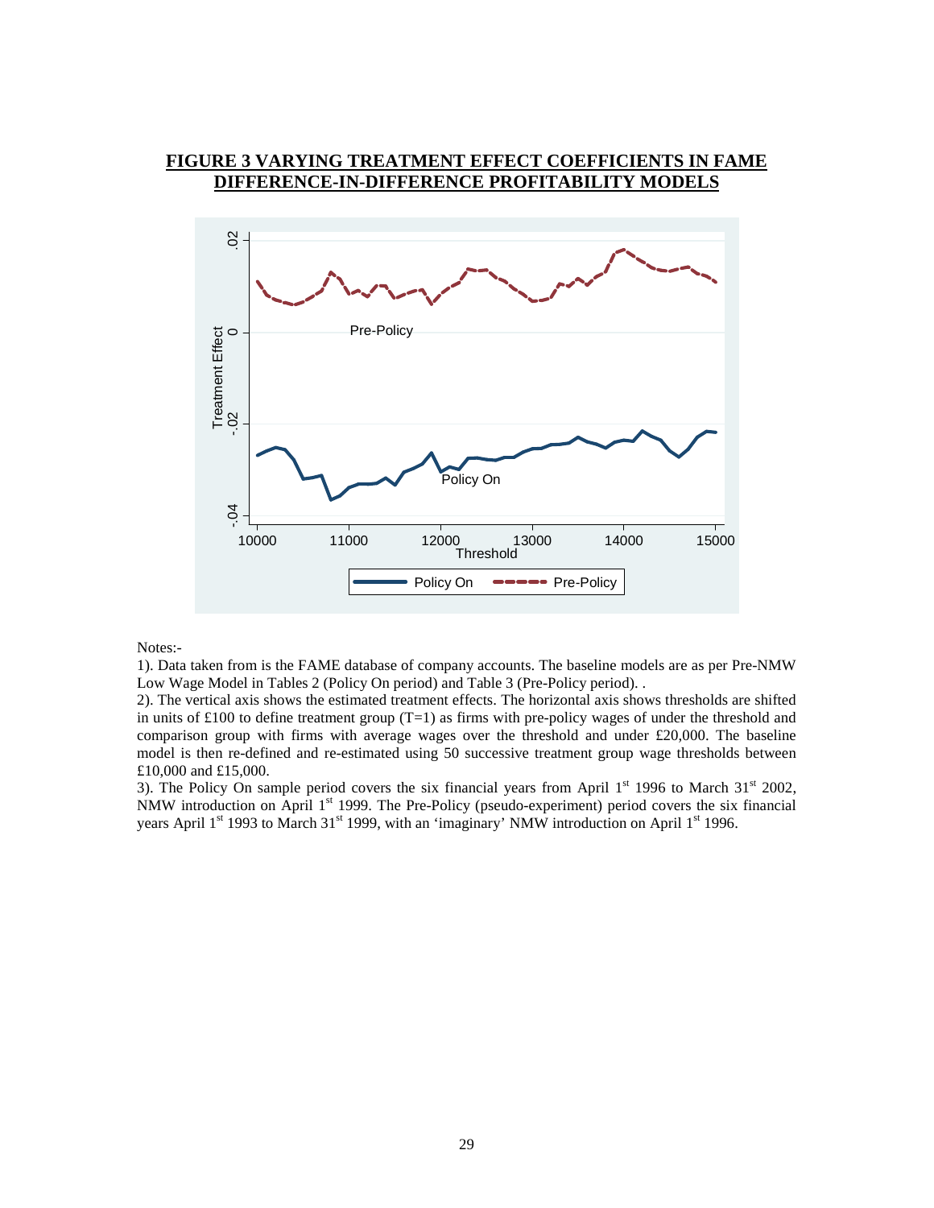**FIGURE 3 VARYING TREATMENT EFFECT COEFFICIENTS IN FAME DIFFERENCE-IN-DIFFERENCE PROFITABILITY MODELS**

Notes:-

1). Data taken from is the FAME database of company accounts. The baseline models are as per Pre-NMW Low Wage Model in Tables 2 (Policy On period) and Table 3 (Pre-Policy period). .

2). The vertical axis shows the estimated treatment effects. The horizontal axis shows thresholds are shifted in units of £100 to define treatment group (T=1) as firms with pre-policy wages of under the threshold and comparison group with firms with average wages over the threshold and under £20,000. The baseline model is then re-defined and re-estimated using 50 successive treatment group wage thresholds between £10,000 and £15,000.

3). The Policy On sample period covers the six financial years from April 1st 1996 to March 31st 2002, NMW introduction on April 1st 1999. The Pre-Policy (pseudo-experiment) period covers the six financial years April 1st 1993 to March 31st 1999, with an 'imaginary' NMW introduction on April 1st 1996.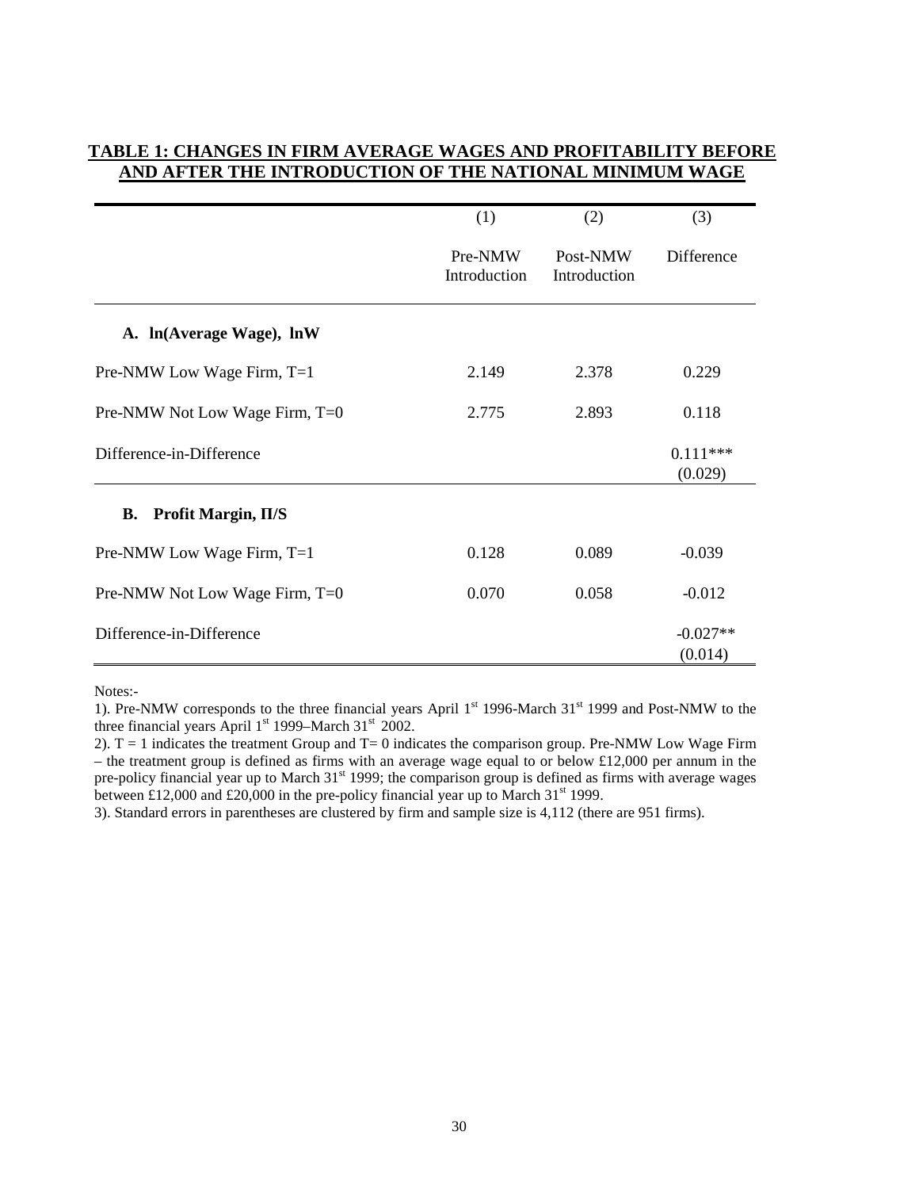## TABLE 1: CHANGES IN FIRM AVERAGE WAGES AND PROFITABILITY BEFORE AND AFTER THE INTRODUCTION OF THE NATIONAL MINIMUM WAGE

| | (1) | (2) | (3) |
|---|---|---|---|
| | Pre-NMW Introduction | Post-NMW Introduction | Difference |
| **A. ln(Average Wage), lnW** | | | |
| Pre-NMW Low Wage Firm, T=1 | 2.149 | 2.378 | 0.229 |
| Pre-NMW Not Low Wage Firm, T=0 | 2.775 | 2.893 | 0.118 |
| Difference-in-Difference | | | 0.111*** (0.029) |
| **B. Profit Margin, Π/S** | | | |
| Pre-NMW Low Wage Firm, T=1 | 0.128 | 0.089 | -0.039 |
| Pre-NMW Not Low Wage Firm, T=0 | 0.070 | 0.058 | -0.012 |
| Difference-in-Difference | | | -0.027** (0.014) |

Notes:-

1). Pre-NMW corresponds to the three financial years April 1st 1996-March 31st 1999 and Post-NMW to the three financial years April 1st 1999–March 31st 2002.

2). T = 1 indicates the treatment Group and T= 0 indicates the comparison group. Pre-NMW Low Wage Firm – the treatment group is defined as firms with an average wage equal to or below £12,000 per annum in the pre-policy financial year up to March 31st 1999; the comparison group is defined as firms with average wages between £12,000 and £20,000 in the pre-policy financial year up to March 31st 1999.

3). Standard errors in parentheses are clustered by firm and sample size is 4,112 (there are 951 firms).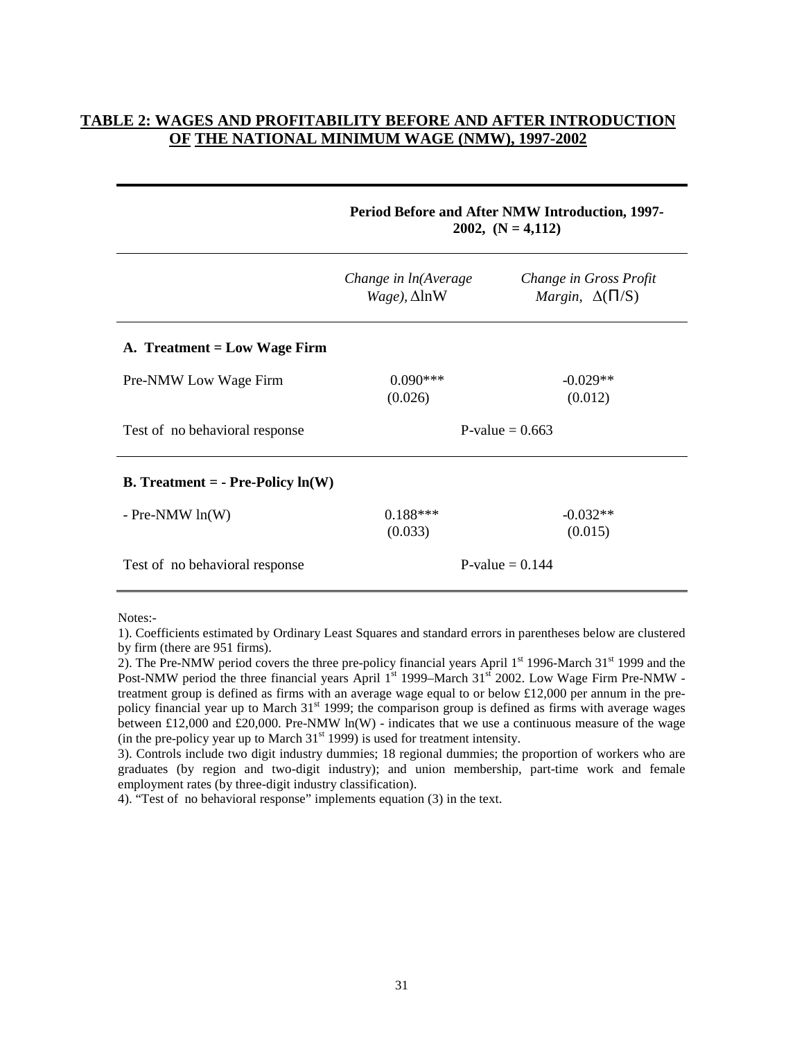## TABLE 2: WAGES AND PROFITABILITY BEFORE AND AFTER INTRODUCTION OF THE NATIONAL MINIMUM WAGE (NMW), 1997-2002

| | Period Before and After NMW Introduction, 1997-2002, (N = 4,112) | |
|---|---|---|
| | *Change in ln(Average Wage)*, $\Delta \ln W$ | *Change in Gross Profit Margin*, $\Delta(\Pi/S)$ |
| **A. Treatment = Low Wage Firm** | | |
| Pre-NMW Low Wage Firm | 0.090*** (0.026) | -0.029** (0.012) |
| Test of no behavioral response | P-value = 0.663 | |
| **B. Treatment = - Pre-Policy ln(W)** | | |
| - Pre-NMW ln(W) | 0.188*** (0.033) | -0.032** (0.015) |
| Test of no behavioral response | P-value = 0.144 | |

Notes:-

1). Coefficients estimated by Ordinary Least Squares and standard errors in parentheses below are clustered by firm (there are 951 firms).

2). The Pre-NMW period covers the three pre-policy financial years April 1st 1996-March 31st 1999 and the Post-NMW period the three financial years April 1st 1999–March 31st 2002. Low Wage Firm Pre-NMW - treatment group is defined as firms with an average wage equal to or below £12,000 per annum in the pre-policy financial year up to March 31st 1999; the comparison group is defined as firms with average wages between £12,000 and £20,000. Pre-NMW ln(W) - indicates that we use a continuous measure of the wage (in the pre-policy year up to March 31st 1999) is used for treatment intensity.

3). Controls include two digit industry dummies; 18 regional dummies; the proportion of workers who are graduates (by region and two-digit industry); and union membership, part-time work and female employment rates (by three-digit industry classification).

4). "Test of no behavioral response" implements equation (3) in the text.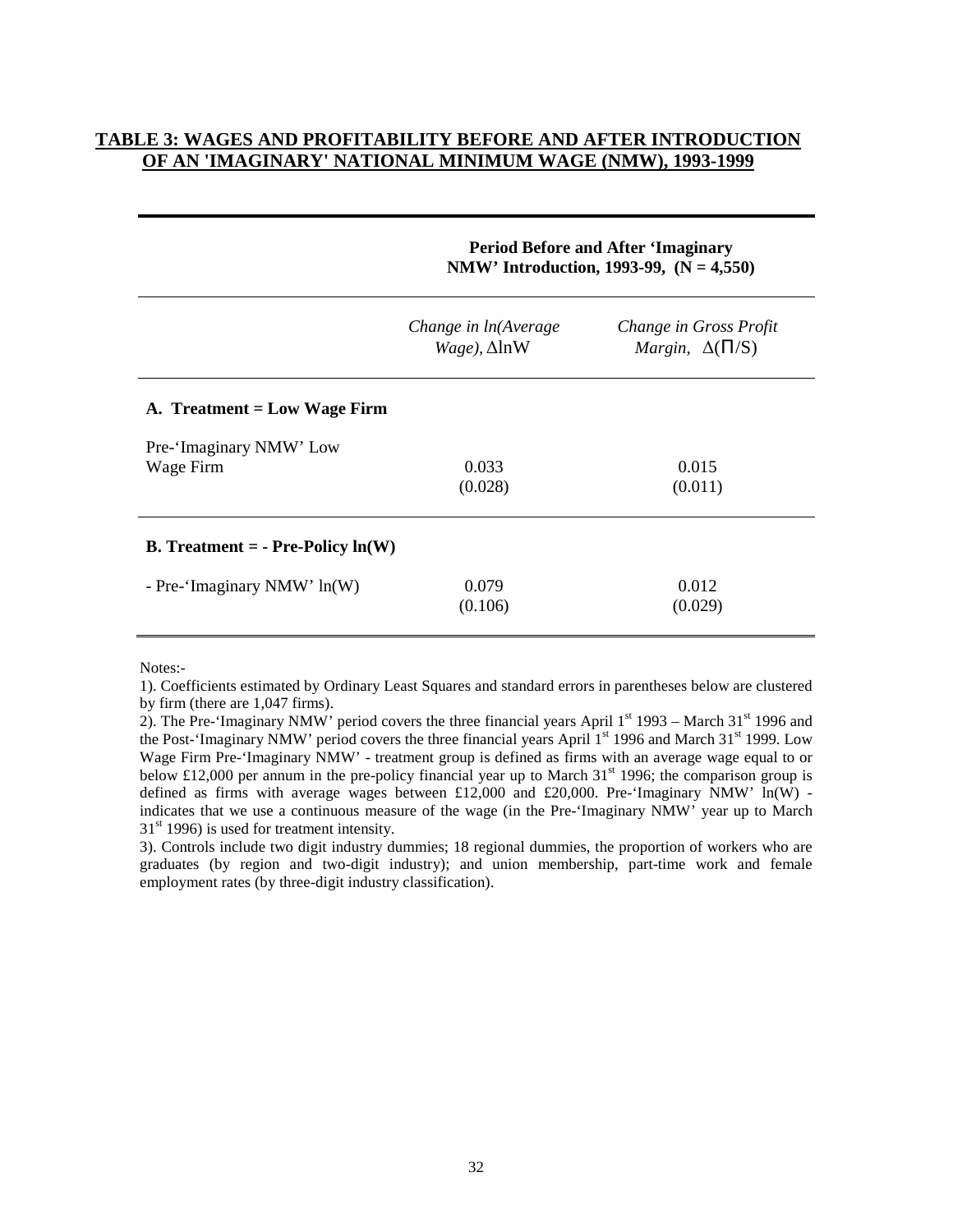**TABLE 3: WAGES AND PROFITABILITY BEFORE AND AFTER INTRODUCTION OF AN 'IMAGINARY' NATIONAL MINIMUM WAGE (NMW), 1993-1999**

| | **Period Before and After 'Imaginary NMW' Introduction, 1993-99, (N = 4,550)** | |
|---|---|---|
| | *Change in ln(Average Wage),* $\Delta$lnW | *Change in Gross Profit Margin,* $\Delta(\Pi/S)$ |
| **A. Treatment = Low Wage Firm** | | |
| Pre-'Imaginary NMW' Low Wage Firm | 0.033<br>(0.028) | 0.015<br>(0.011) |
| **B. Treatment = - Pre-Policy ln(W)** | | |
| - Pre-'Imaginary NMW' ln(W) | 0.079<br>(0.106) | 0.012<br>(0.029) |

Notes:-

1). Coefficients estimated by Ordinary Least Squares and standard errors in parentheses below are clustered by firm (there are 1,047 firms).

2). The Pre-'Imaginary NMW' period covers the three financial years April 1st 1993 – March 31st 1996 and the Post-'Imaginary NMW' period covers the three financial years April 1st 1996 and March 31st 1999. Low Wage Firm Pre-'Imaginary NMW' - treatment group is defined as firms with an average wage equal to or below £12,000 per annum in the pre-policy financial year up to March 31st 1996; the comparison group is defined as firms with average wages between £12,000 and £20,000. Pre-'Imaginary NMW' ln(W) - indicates that we use a continuous measure of the wage (in the Pre-'Imaginary NMW' year up to March 31st 1996) is used for treatment intensity.

3). Controls include two digit industry dummies; 18 regional dummies, the proportion of workers who are graduates (by region and two-digit industry); and union membership, part-time work and female employment rates (by three-digit industry classification).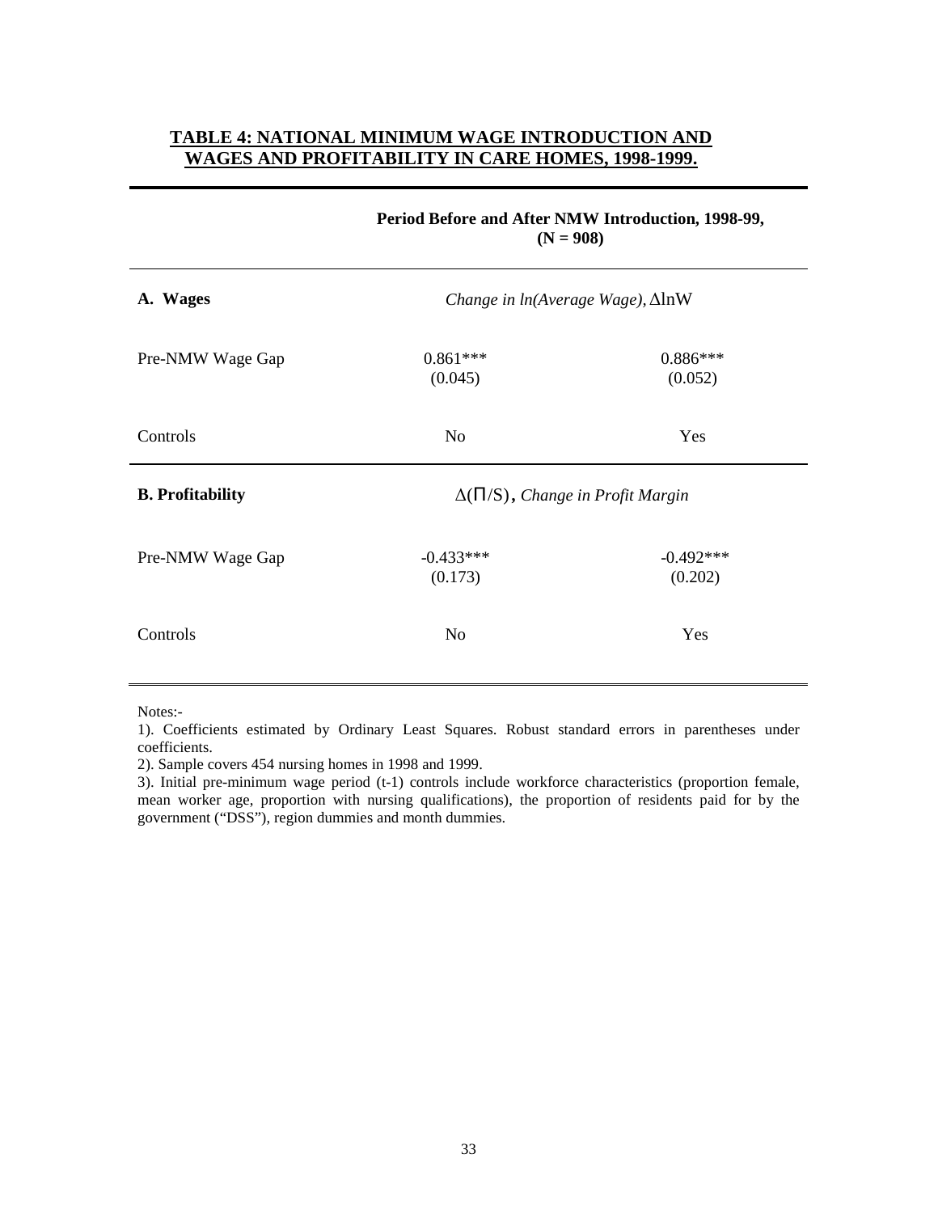## TABLE 4: NATIONAL MINIMUM WAGE INTRODUCTION AND WAGES AND PROFITABILITY IN CARE HOMES, 1998-1999.

| | Period Before and After NMW Introduction, 1998-99, (N = 908) | |
|---|---|---|
| **A. Wages** | *Change in ln(Average Wage),* $\Delta \ln W$ | |
| Pre-NMW Wage Gap | 0.861***<br>(0.045) | 0.886***<br>(0.052) |
| Controls | No | Yes |
| **B. Profitability** | $\Delta(\Pi/S)$, *Change in Profit Margin* | |
| Pre-NMW Wage Gap | -0.433***<br>(0.173) | -0.492***<br>(0.202) |
| Controls | No | Yes |

Notes:-

1). Coefficients estimated by Ordinary Least Squares. Robust standard errors in parentheses under coefficients.

2). Sample covers 454 nursing homes in 1998 and 1999.

3). Initial pre-minimum wage period (t-1) controls include workforce characteristics (proportion female, mean worker age, proportion with nursing qualifications), the proportion of residents paid for by the government ("DSS"), region dummies and month dummies.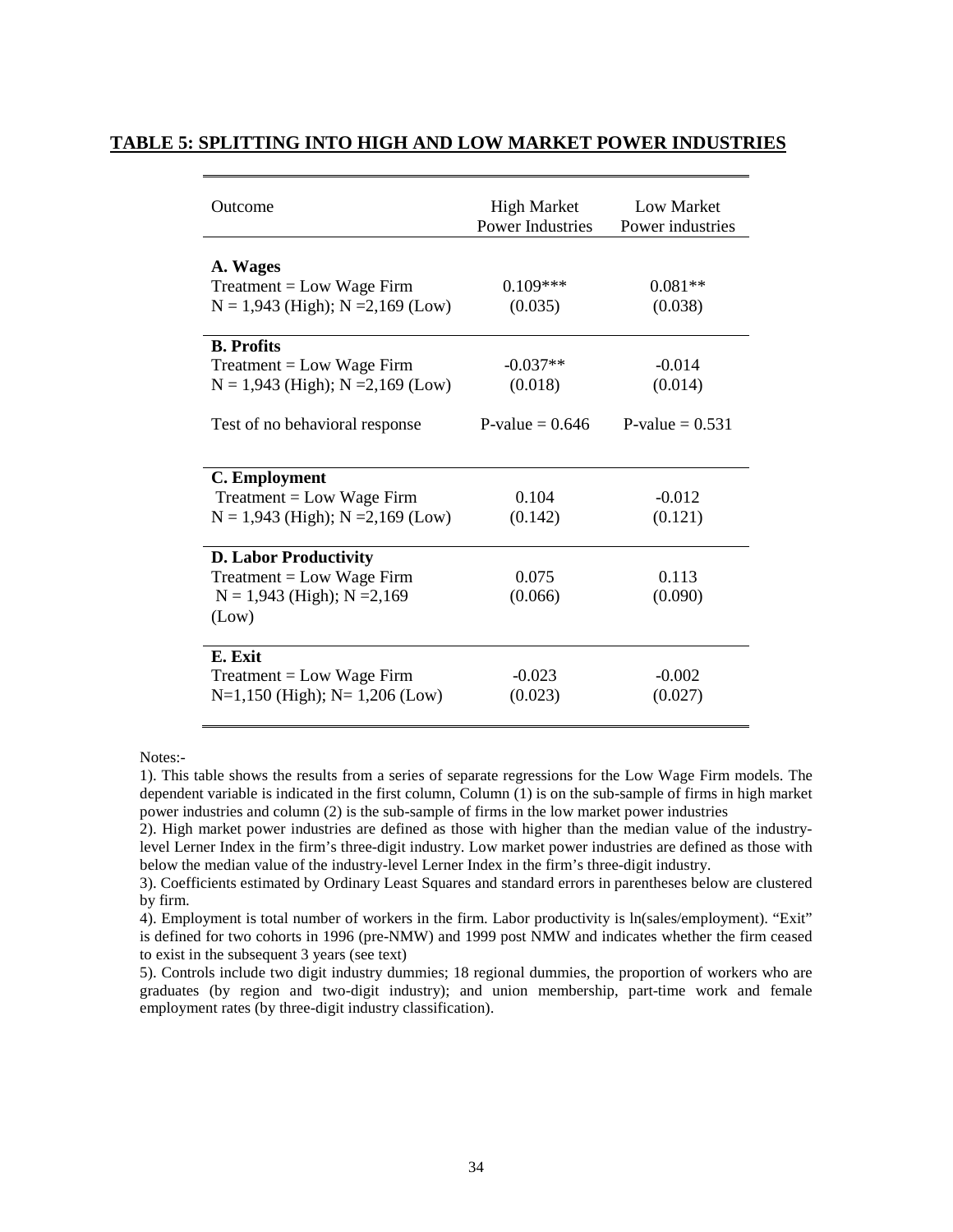## TABLE 5: SPLITTING INTO HIGH AND LOW MARKET POWER INDUSTRIES

| Outcome | High Market Power Industries | Low Market Power industries |
|---|---|---|
| **A. Wages** | | |
| Treatment = Low Wage Firm | 0.109*** | 0.081** |
| N = 1,943 (High); N =2,169 (Low) | (0.035) | (0.038) |
| **B. Profits** | | |
| Treatment = Low Wage Firm | -0.037** | -0.014 |
| N = 1,943 (High); N =2,169 (Low) | (0.018) | (0.014) |
| Test of no behavioral response | P-value = 0.646 | P-value = 0.531 |
| **C. Employment** | | |
| Treatment = Low Wage Firm | 0.104 | -0.012 |
| N = 1,943 (High); N =2,169 (Low) | (0.142) | (0.121) |
| **D. Labor Productivity** | | |
| Treatment = Low Wage Firm | 0.075 | 0.113 |
| N = 1,943 (High); N =2,169 (Low) | (0.066) | (0.090) |
| **E. Exit** | | |
| Treatment = Low Wage Firm | -0.023 | -0.002 |
| N=1,150 (High); N= 1,206 (Low) | (0.023) | (0.027) |

Notes:-

1). This table shows the results from a series of separate regressions for the Low Wage Firm models. The dependent variable is indicated in the first column, Column (1) is on the sub-sample of firms in high market power industries and column (2) is the sub-sample of firms in the low market power industries

2). High market power industries are defined as those with higher than the median value of the industry-level Lerner Index in the firm's three-digit industry. Low market power industries are defined as those with below the median value of the industry-level Lerner Index in the firm's three-digit industry.

3). Coefficients estimated by Ordinary Least Squares and standard errors in parentheses below are clustered by firm.

4). Employment is total number of workers in the firm. Labor productivity is ln(sales/employment). "Exit" is defined for two cohorts in 1996 (pre-NMW) and 1999 post NMW and indicates whether the firm ceased to exist in the subsequent 3 years (see text)

5). Controls include two digit industry dummies; 18 regional dummies, the proportion of workers who are graduates (by region and two-digit industry); and union membership, part-time work and female employment rates (by three-digit industry classification).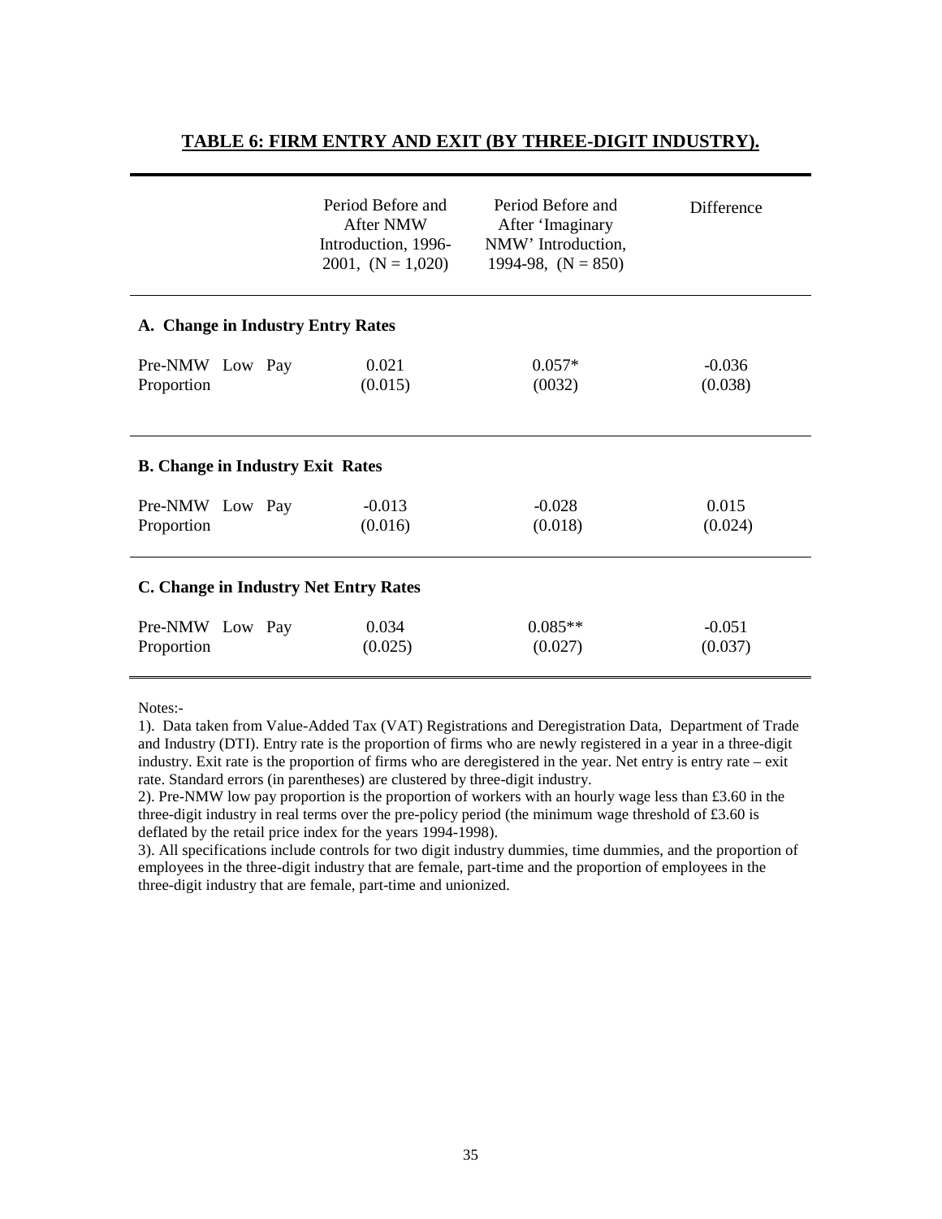## TABLE 6: FIRM ENTRY AND EXIT (BY THREE-DIGIT INDUSTRY).

| | Period Before and After NMW Introduction, 1996-2001, (N = 1,020) | Period Before and After 'Imaginary NMW' Introduction, 1994-98, (N = 850) | Difference |
|---|---|---|---|
| **A. Change in Industry Entry Rates** | | | |
| Pre-NMW Low Pay Proportion | 0.021<br>(0.015) | 0.057*<br>(0032) | -0.036<br>(0.038) |
| **B. Change in Industry Exit Rates** | | | |
| Pre-NMW Low Pay Proportion | -0.013<br>(0.016) | -0.028<br>(0.018) | 0.015<br>(0.024) |
| **C. Change in Industry Net Entry Rates** | | | |
| Pre-NMW Low Pay Proportion | 0.034<br>(0.025) | 0.085**<br>(0.027) | -0.051<br>(0.037) |

Notes:-

1). Data taken from Value-Added Tax (VAT) Registrations and Deregistration Data, Department of Trade and Industry (DTI). Entry rate is the proportion of firms who are newly registered in a year in a three-digit industry. Exit rate is the proportion of firms who are deregistered in the year. Net entry is entry rate – exit rate. Standard errors (in parentheses) are clustered by three-digit industry.

2). Pre-NMW low pay proportion is the proportion of workers with an hourly wage less than £3.60 in the three-digit industry in real terms over the pre-policy period (the minimum wage threshold of £3.60 is deflated by the retail price index for the years 1994-1998).

3). All specifications include controls for two digit industry dummies, time dummies, and the proportion of employees in the three-digit industry that are female, part-time and the proportion of employees in the three-digit industry that are female, part-time and unionized.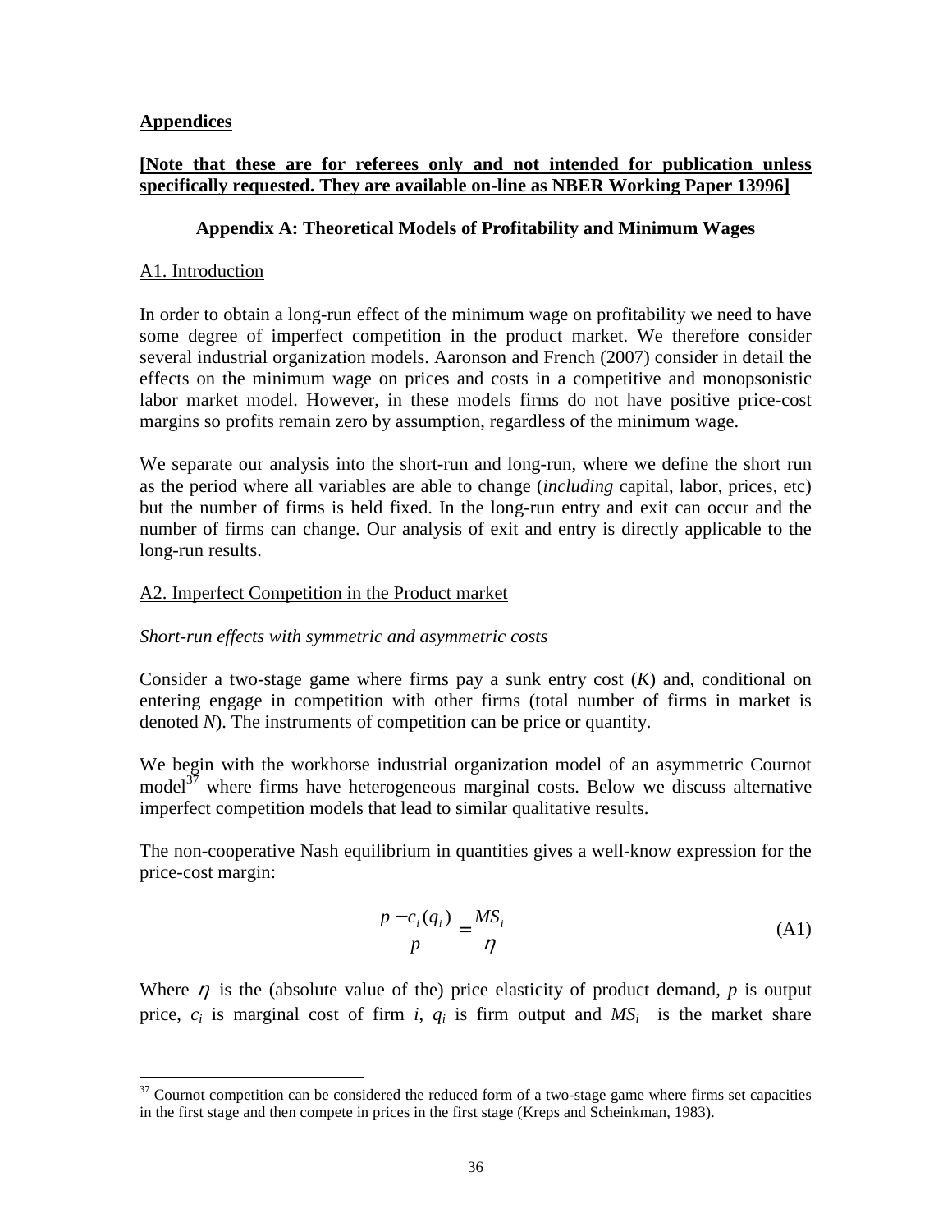**Appendices**

**[Note that these are for referees only and not intended for publication unless specifically requested. They are available on-line as NBER Working Paper 13996]**

### Appendix A: Theoretical Models of Profitability and Minimum Wages

A1. Introduction

In order to obtain a long-run effect of the minimum wage on profitability we need to have some degree of imperfect competition in the product market. We therefore consider several industrial organization models. Aaronson and French (2007) consider in detail the effects on the minimum wage on prices and costs in a competitive and monopsonistic labor market model. However, in these models firms do not have positive price-cost margins so profits remain zero by assumption, regardless of the minimum wage.

We separate our analysis into the short-run and long-run, where we define the short run as the period where all variables are able to change (*including* capital, labor, prices, etc) but the number of firms is held fixed. In the long-run entry and exit can occur and the number of firms can change. Our analysis of exit and entry is directly applicable to the long-run results.

A2. Imperfect Competition in the Product market

*Short-run effects with symmetric and asymmetric costs*

Consider a two-stage game where firms pay a sunk entry cost ($K$) and, conditional on entering engage in competition with other firms (total number of firms in market is denoted $N$). The instruments of competition can be price or quantity.

We begin with the workhorse industrial organization model of an asymmetric Cournot model[37] where firms have heterogeneous marginal costs. Below we discuss alternative imperfect competition models that lead to similar qualitative results.

The non-cooperative Nash equilibrium in quantities gives a well-know expression for the price-cost margin:

$$\frac{p - c_i(q_i)}{p} = \frac{MS_i}{\eta} \tag{A1}$$

Where $\eta$ is the (absolute value of the) price elasticity of product demand, $p$ is output price, $c_i$ is marginal cost of firm $i$, $q_i$ is firm output and $MS_i$ is the market share

[37] Cournot competition can be considered the reduced form of a two-stage game where firms set capacities in the first stage and then compete in prices in the first stage (Kreps and Scheinkman, 1983).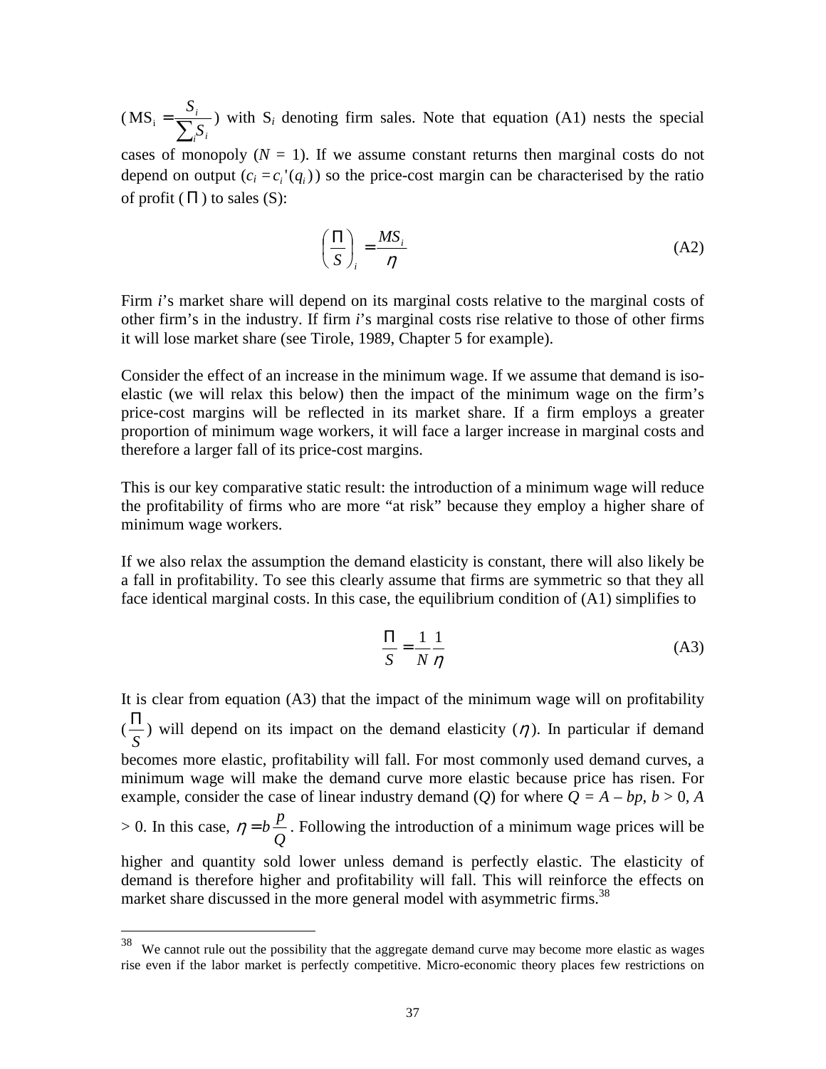($\text{MS}_i = \frac{S_i}{\sum_i S_i}$) with $S_i$ denoting firm sales. Note that equation (A1) nests the special cases of monopoly ($N$ = 1). If we assume constant returns then marginal costs do not depend on output ($c_i = c_i'(q_i)$) so the price-cost margin can be characterised by the ratio of profit ($\Pi$) to sales (S):

$$\left(\frac{\Pi}{S}\right)_i = \frac{MS_i}{\eta} \tag{A2}$$

Firm *i*'s market share will depend on its marginal costs relative to the marginal costs of other firm's in the industry. If firm *i*'s marginal costs rise relative to those of other firms it will lose market share (see Tirole, 1989, Chapter 5 for example).

Consider the effect of an increase in the minimum wage. If we assume that demand is iso-elastic (we will relax this below) then the impact of the minimum wage on the firm's price-cost margins will be reflected in its market share. If a firm employs a greater proportion of minimum wage workers, it will face a larger increase in marginal costs and therefore a larger fall of its price-cost margins.

This is our key comparative static result: the introduction of a minimum wage will reduce the profitability of firms who are more "at risk" because they employ a higher share of minimum wage workers.

If we also relax the assumption the demand elasticity is constant, there will also likely be a fall in profitability. To see this clearly assume that firms are symmetric so that they all face identical marginal costs. In this case, the equilibrium condition of (A1) simplifies to

$$\frac{\Pi}{S} = \frac{1}{N}\frac{1}{\eta} \tag{A3}$$

It is clear from equation (A3) that the impact of the minimum wage will on profitability ($\frac{\Pi}{S}$) will depend on its impact on the demand elasticity ($\eta$). In particular if demand becomes more elastic, profitability will fall. For most commonly used demand curves, a minimum wage will make the demand curve more elastic because price has risen. For example, consider the case of linear industry demand ($Q$) for where $Q = A - bp$, $b > 0$, $A > 0$. In this case, $\eta = b\frac{p}{Q}$. Following the introduction of a minimum wage prices will be higher and quantity sold lower unless demand is perfectly elastic. The elasticity of demand is therefore higher and profitability will fall. This will reinforce the effects on market share discussed in the more general model with asymmetric firms.[38]

[38] We cannot rule out the possibility that the aggregate demand curve may become more elastic as wages rise even if the labor market is perfectly competitive. Micro-economic theory places few restrictions on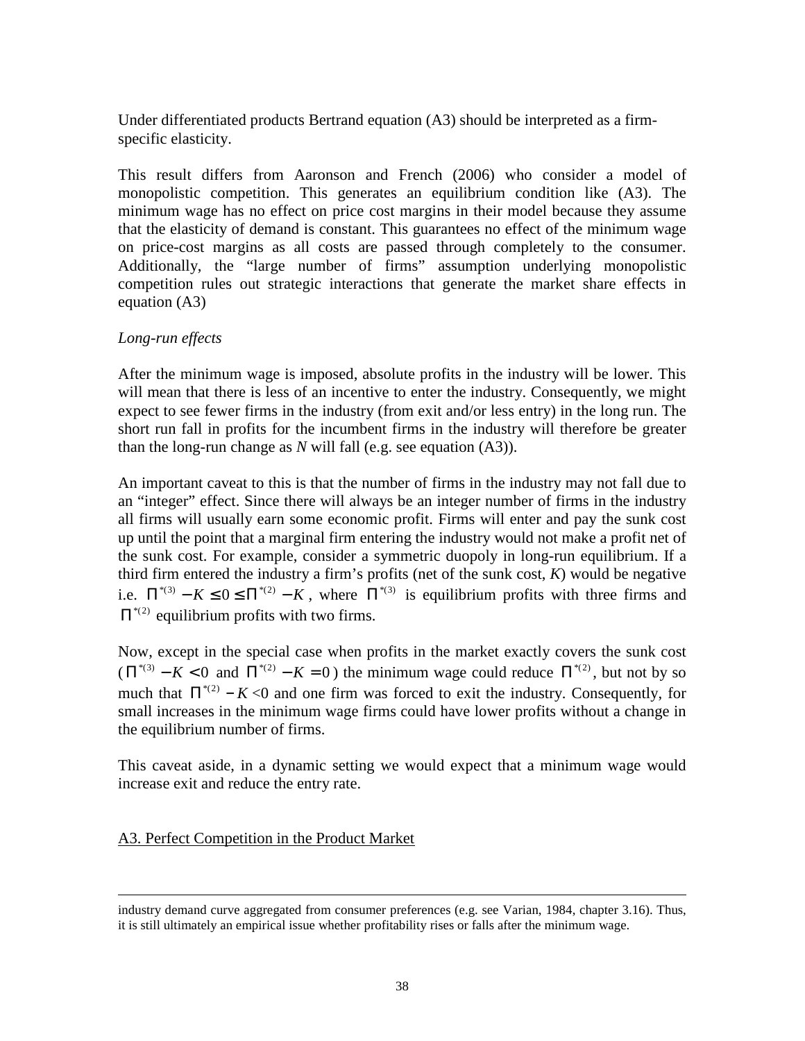Under differentiated products Bertrand equation (A3) should be interpreted as a firm-specific elasticity.

This result differs from Aaronson and French (2006) who consider a model of monopolistic competition. This generates an equilibrium condition like (A3). The minimum wage has no effect on price cost margins in their model because they assume that the elasticity of demand is constant. This guarantees no effect of the minimum wage on price-cost margins as all costs are passed through completely to the consumer. Additionally, the "large number of firms" assumption underlying monopolistic competition rules out strategic interactions that generate the market share effects in equation (A3)

*Long-run effects*

After the minimum wage is imposed, absolute profits in the industry will be lower. This will mean that there is less of an incentive to enter the industry. Consequently, we might expect to see fewer firms in the industry (from exit and/or less entry) in the long run. The short run fall in profits for the incumbent firms in the industry will therefore be greater than the long-run change as $N$ will fall (e.g. see equation (A3)).

An important caveat to this is that the number of firms in the industry may not fall due to an "integer" effect. Since there will always be an integer number of firms in the industry all firms will usually earn some economic profit. Firms will enter and pay the sunk cost up until the point that a marginal firm entering the industry would not make a profit net of the sunk cost. For example, consider a symmetric duopoly in long-run equilibrium. If a third firm entered the industry a firm's profits (net of the sunk cost, $K$) would be negative i.e. $\Pi^{*(3)} - K \leq 0 \leq \Pi^{*(2)} - K$, where $\Pi^{*(3)}$ is equilibrium profits with three firms and $\Pi^{*(2)}$ equilibrium profits with two firms.

Now, except in the special case when profits in the market exactly covers the sunk cost ($\Pi^{*(3)} - K < 0$ and $\Pi^{*(2)} - K = 0$) the minimum wage could reduce $\Pi^{*(2)}$, but not by so much that $\Pi^{*(2)} - K < 0$ and one firm was forced to exit the industry. Consequently, for small increases in the minimum wage firms could have lower profits without a change in the equilibrium number of firms.

This caveat aside, in a dynamic setting we would expect that a minimum wage would increase exit and reduce the entry rate.

## A3. Perfect Competition in the Product Market

---

industry demand curve aggregated from consumer preferences (e.g. see Varian, 1984, chapter 3.16). Thus, it is still ultimately an empirical issue whether profitability rises or falls after the minimum wage.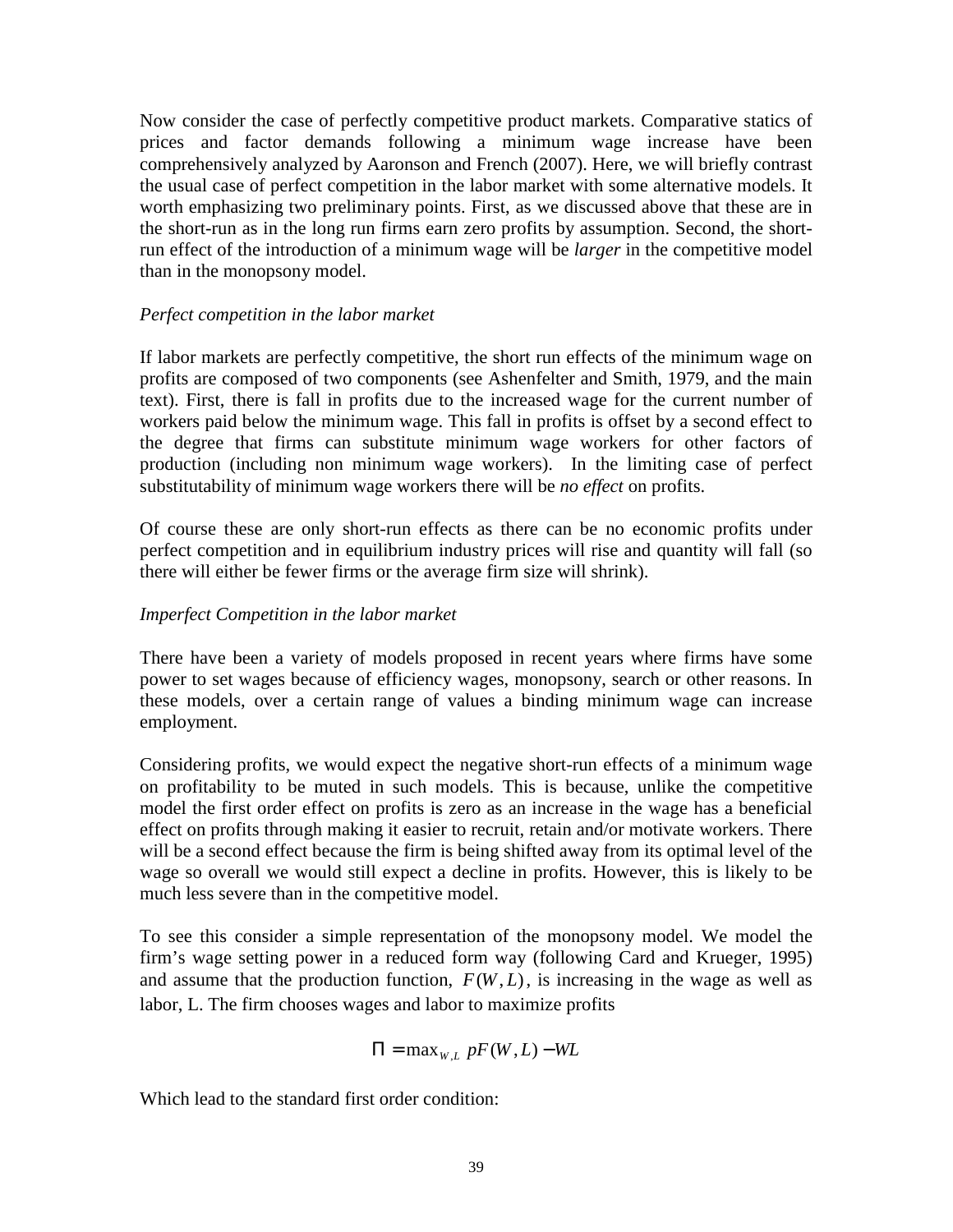Now consider the case of perfectly competitive product markets. Comparative statics of prices and factor demands following a minimum wage increase have been comprehensively analyzed by Aaronson and French (2007). Here, we will briefly contrast the usual case of perfect competition in the labor market with some alternative models. It worth emphasizing two preliminary points. First, as we discussed above that these are in the short-run as in the long run firms earn zero profits by assumption. Second, the short-run effect of the introduction of a minimum wage will be *larger* in the competitive model than in the monopsony model.

*Perfect competition in the labor market*

If labor markets are perfectly competitive, the short run effects of the minimum wage on profits are composed of two components (see Ashenfelter and Smith, 1979, and the main text). First, there is fall in profits due to the increased wage for the current number of workers paid below the minimum wage. This fall in profits is offset by a second effect to the degree that firms can substitute minimum wage workers for other factors of production (including non minimum wage workers). In the limiting case of perfect substitutability of minimum wage workers there will be *no effect* on profits.

Of course these are only short-run effects as there can be no economic profits under perfect competition and in equilibrium industry prices will rise and quantity will fall (so there will either be fewer firms or the average firm size will shrink).

*Imperfect Competition in the labor market*

There have been a variety of models proposed in recent years where firms have some power to set wages because of efficiency wages, monopsony, search or other reasons. In these models, over a certain range of values a binding minimum wage can increase employment.

Considering profits, we would expect the negative short-run effects of a minimum wage on profitability to be muted in such models. This is because, unlike the competitive model the first order effect on profits is zero as an increase in the wage has a beneficial effect on profits through making it easier to recruit, retain and/or motivate workers. There will be a second effect because the firm is being shifted away from its optimal level of the wage so overall we would still expect a decline in profits. However, this is likely to be much less severe than in the competitive model.

To see this consider a simple representation of the monopsony model. We model the firm's wage setting power in a reduced form way (following Card and Krueger, 1995) and assume that the production function, $F(W,L)$, is increasing in the wage as well as labor, L. The firm chooses wages and labor to maximize profits

$$\Pi = \max_{W,L} \; pF(W,L) - WL$$

Which lead to the standard first order condition: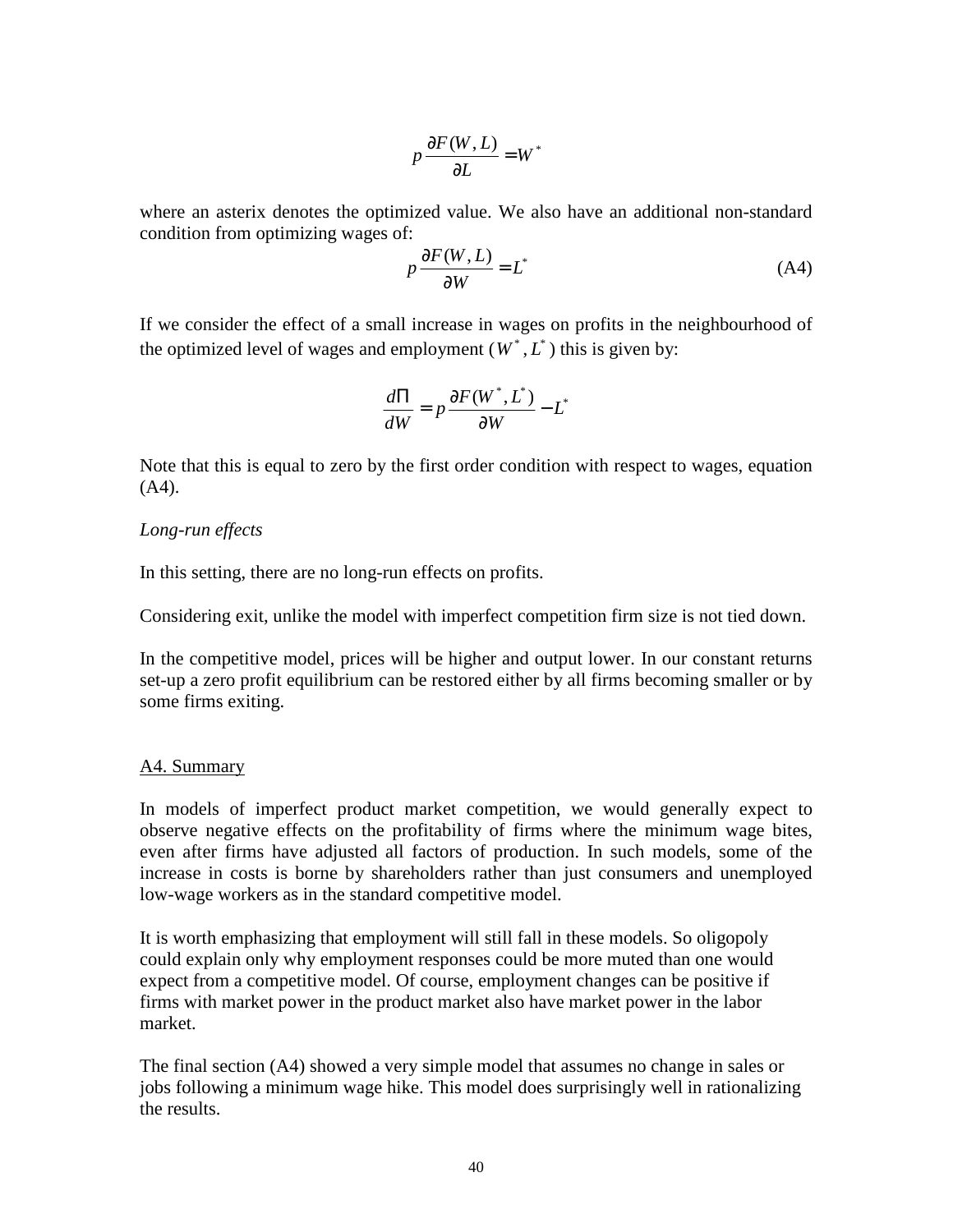$$p\frac{\partial F(W,L)}{\partial L} = W^*$$

where an asterix denotes the optimized value. We also have an additional non-standard condition from optimizing wages of:

$$p\frac{\partial F(W,L)}{\partial W} = L^* \tag{A4}$$

If we consider the effect of a small increase in wages on profits in the neighbourhood of the optimized level of wages and employment $(W^*, L^*)$ this is given by:

$$\frac{d\Pi}{dW} = p\frac{\partial F(W^*, L^*)}{\partial W} - L^*$$

Note that this is equal to zero by the first order condition with respect to wages, equation (A4).

*Long-run effects*

In this setting, there are no long-run effects on profits.

Considering exit, unlike the model with imperfect competition firm size is not tied down.

In the competitive model, prices will be higher and output lower. In our constant returns set-up a zero profit equilibrium can be restored either by all firms becoming smaller or by some firms exiting.

## A4. Summary

In models of imperfect product market competition, we would generally expect to observe negative effects on the profitability of firms where the minimum wage bites, even after firms have adjusted all factors of production. In such models, some of the increase in costs is borne by shareholders rather than just consumers and unemployed low-wage workers as in the standard competitive model.

It is worth emphasizing that employment will still fall in these models. So oligopoly could explain only why employment responses could be more muted than one would expect from a competitive model. Of course, employment changes can be positive if firms with market power in the product market also have market power in the labor market.

The final section (A4) showed a very simple model that assumes no change in sales or jobs following a minimum wage hike. This model does surprisingly well in rationalizing the results.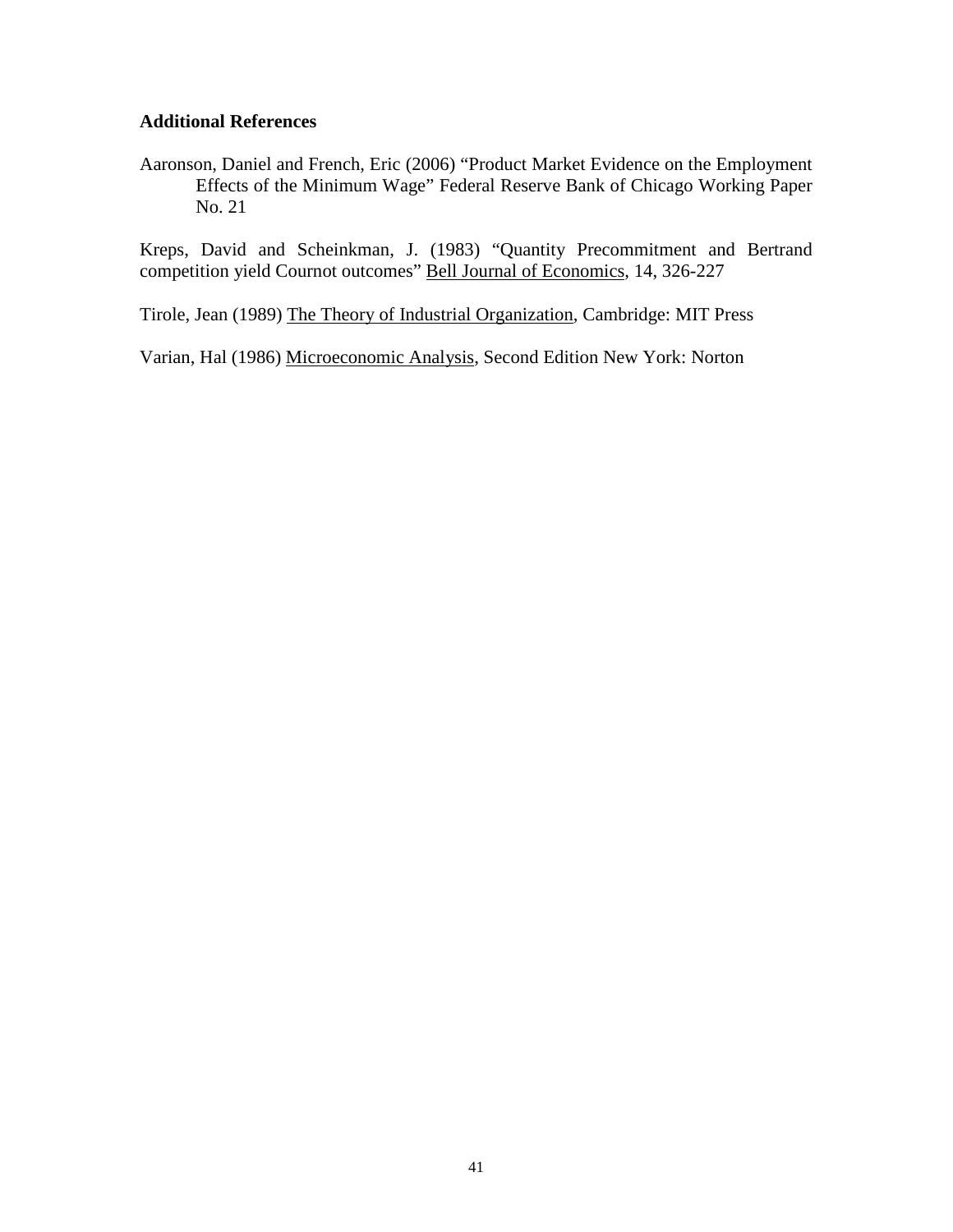**Additional References**

Aaronson, Daniel and French, Eric (2006) "Product Market Evidence on the Employment Effects of the Minimum Wage" Federal Reserve Bank of Chicago Working Paper No. 21

Kreps, David and Scheinkman, J. (1983) "Quantity Precommitment and Bertrand competition yield Cournot outcomes" Bell Journal of Economics, 14, 326-227

Tirole, Jean (1989) The Theory of Industrial Organization, Cambridge: MIT Press

Varian, Hal (1986) Microeconomic Analysis, Second Edition New York: Norton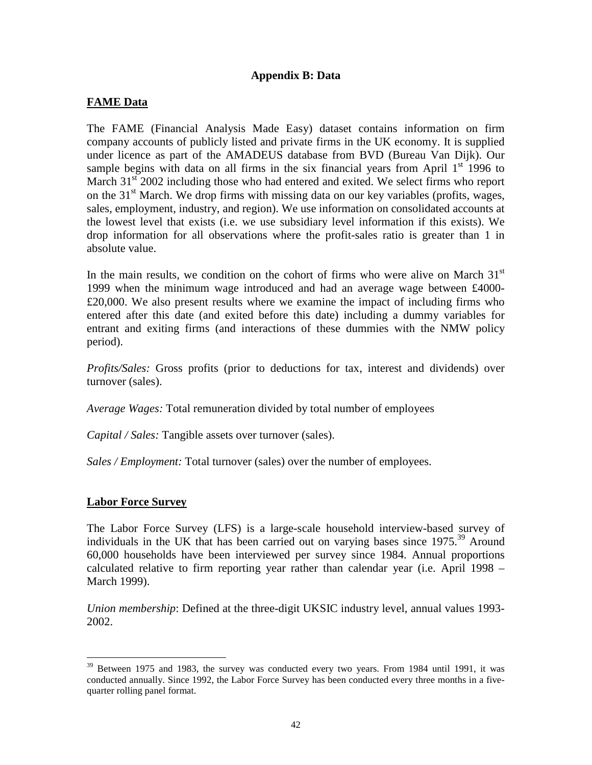## Appendix B: Data

### FAME Data

The FAME (Financial Analysis Made Easy) dataset contains information on firm company accounts of publicly listed and private firms in the UK economy. It is supplied under licence as part of the AMADEUS database from BVD (Bureau Van Dijk). Our sample begins with data on all firms in the six financial years from April 1st 1996 to March 31st 2002 including those who had entered and exited. We select firms who report on the 31st March. We drop firms with missing data on our key variables (profits, wages, sales, employment, industry, and region). We use information on consolidated accounts at the lowest level that exists (i.e. we use subsidiary level information if this exists). We drop information for all observations where the profit-sales ratio is greater than 1 in absolute value.

In the main results, we condition on the cohort of firms who were alive on March 31st 1999 when the minimum wage introduced and had an average wage between £4000-£20,000. We also present results where we examine the impact of including firms who entered after this date (and exited before this date) including a dummy variables for entrant and exiting firms (and interactions of these dummies with the NMW policy period).

*Profits/Sales:* Gross profits (prior to deductions for tax, interest and dividends) over turnover (sales).

*Average Wages:* Total remuneration divided by total number of employees

*Capital / Sales:* Tangible assets over turnover (sales).

*Sales / Employment:* Total turnover (sales) over the number of employees.

### Labor Force Survey

The Labor Force Survey (LFS) is a large-scale household interview-based survey of individuals in the UK that has been carried out on varying bases since 1975.[39] Around 60,000 households have been interviewed per survey since 1984. Annual proportions calculated relative to firm reporting year rather than calendar year (i.e. April 1998 – March 1999).

*Union membership*: Defined at the three-digit UKSIC industry level, annual values 1993-2002.

[39] Between 1975 and 1983, the survey was conducted every two years. From 1984 until 1991, it was conducted annually. Since 1992, the Labor Force Survey has been conducted every three months in a five-quarter rolling panel format.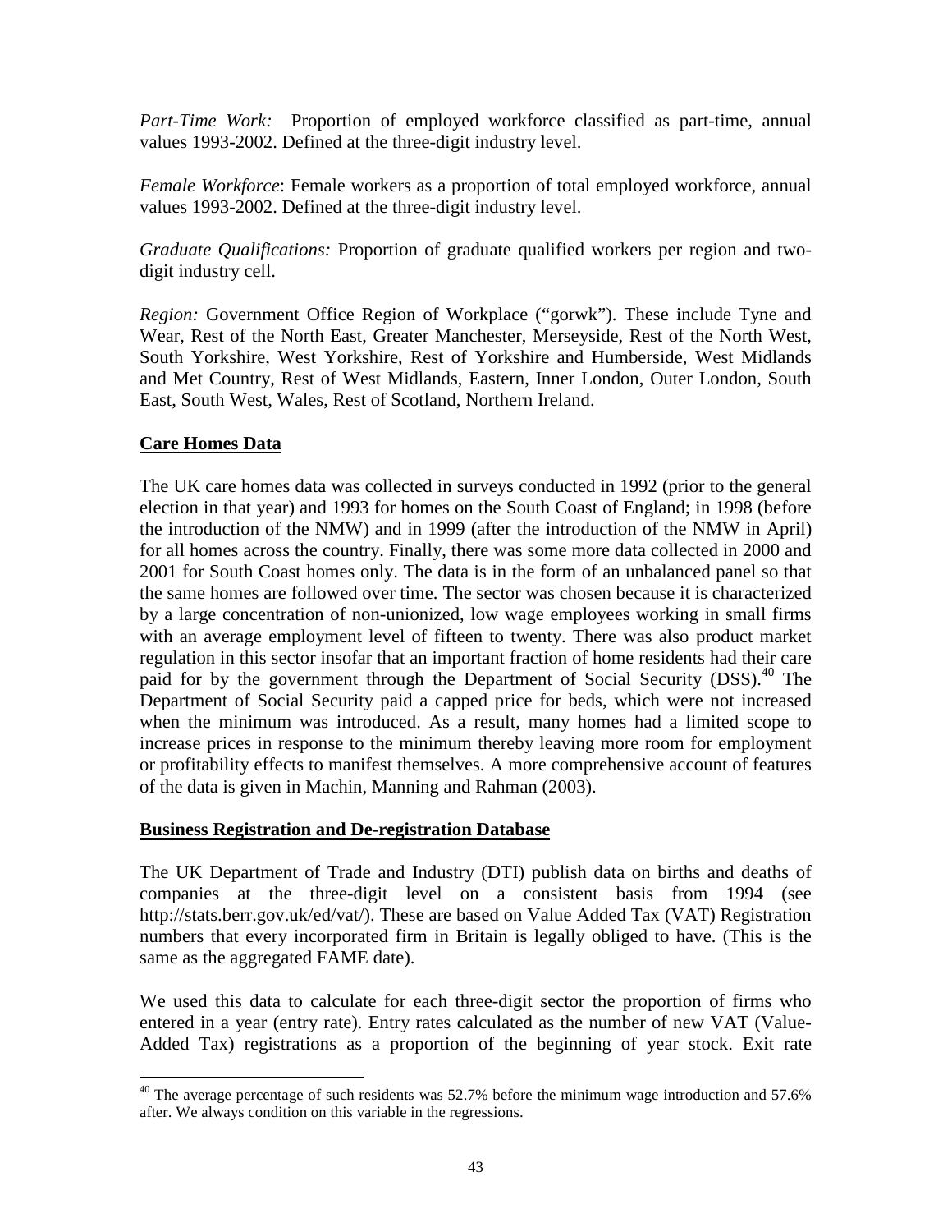*Part-Time Work:* Proportion of employed workforce classified as part-time, annual values 1993-2002. Defined at the three-digit industry level.

*Female Workforce*: Female workers as a proportion of total employed workforce, annual values 1993-2002. Defined at the three-digit industry level.

*Graduate Qualifications:* Proportion of graduate qualified workers per region and two-digit industry cell.

*Region:* Government Office Region of Workplace ("gorwk"). These include Tyne and Wear, Rest of the North East, Greater Manchester, Merseyside, Rest of the North West, South Yorkshire, West Yorkshire, Rest of Yorkshire and Humberside, West Midlands and Met Country, Rest of West Midlands, Eastern, Inner London, Outer London, South East, South West, Wales, Rest of Scotland, Northern Ireland.

**Care Homes Data**

The UK care homes data was collected in surveys conducted in 1992 (prior to the general election in that year) and 1993 for homes on the South Coast of England; in 1998 (before the introduction of the NMW) and in 1999 (after the introduction of the NMW in April) for all homes across the country. Finally, there was some more data collected in 2000 and 2001 for South Coast homes only. The data is in the form of an unbalanced panel so that the same homes are followed over time. The sector was chosen because it is characterized by a large concentration of non-unionized, low wage employees working in small firms with an average employment level of fifteen to twenty. There was also product market regulation in this sector insofar that an important fraction of home residents had their care paid for by the government through the Department of Social Security (DSS).[40] The Department of Social Security paid a capped price for beds, which were not increased when the minimum was introduced. As a result, many homes had a limited scope to increase prices in response to the minimum thereby leaving more room for employment or profitability effects to manifest themselves. A more comprehensive account of features of the data is given in Machin, Manning and Rahman (2003).

**Business Registration and De-registration Database**

The UK Department of Trade and Industry (DTI) publish data on births and deaths of companies at the three-digit level on a consistent basis from 1994 (see http://stats.berr.gov.uk/ed/vat/). These are based on Value Added Tax (VAT) Registration numbers that every incorporated firm in Britain is legally obliged to have. (This is the same as the aggregated FAME date).

We used this data to calculate for each three-digit sector the proportion of firms who entered in a year (entry rate). Entry rates calculated as the number of new VAT (Value-Added Tax) registrations as a proportion of the beginning of year stock. Exit rate

[40] The average percentage of such residents was 52.7% before the minimum wage introduction and 57.6% after. We always condition on this variable in the regressions.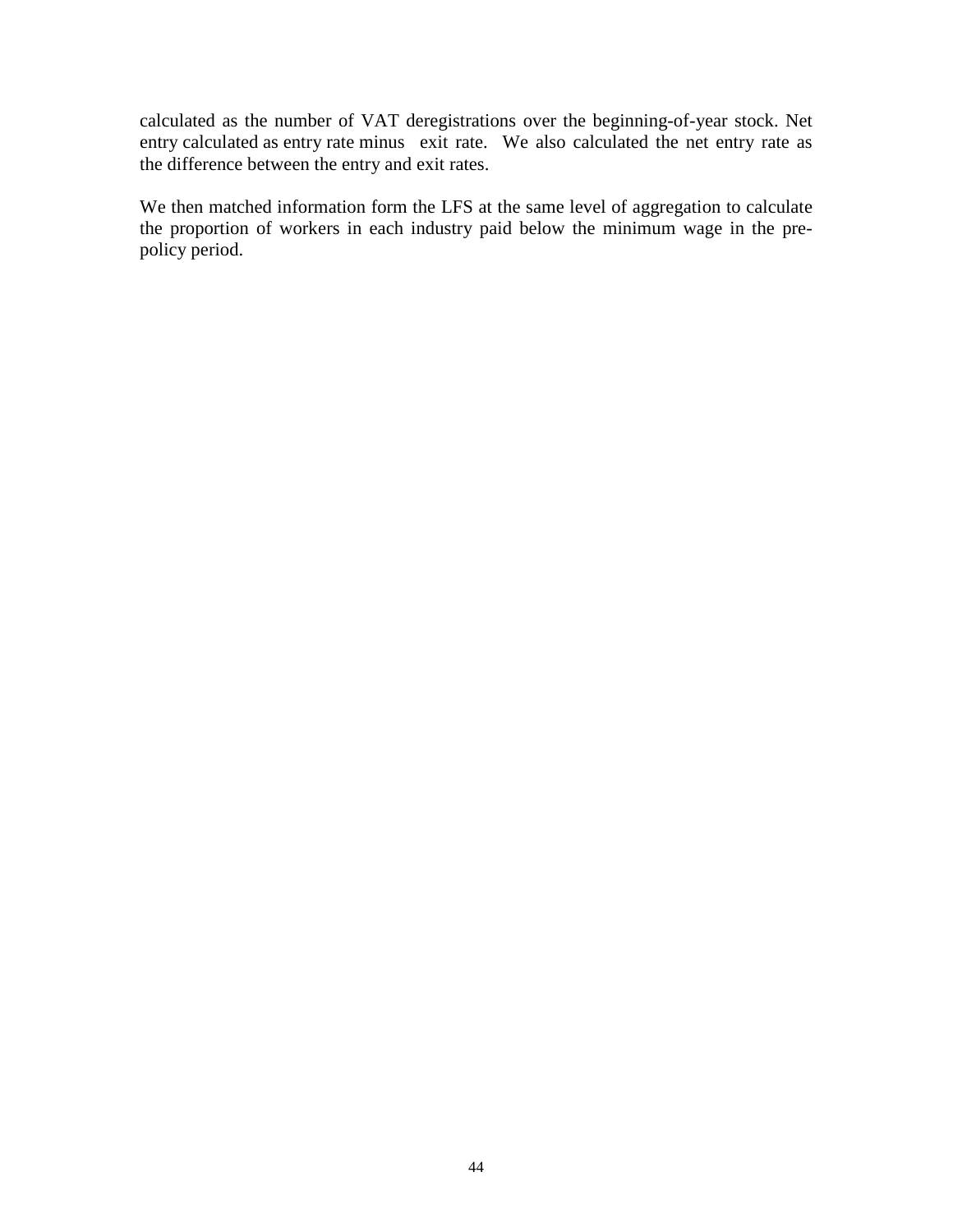calculated as the number of VAT deregistrations over the beginning-of-year stock. Net entry calculated as entry rate minus exit rate. We also calculated the net entry rate as the difference between the entry and exit rates.

We then matched information form the LFS at the same level of aggregation to calculate the proportion of workers in each industry paid below the minimum wage in the pre-policy period.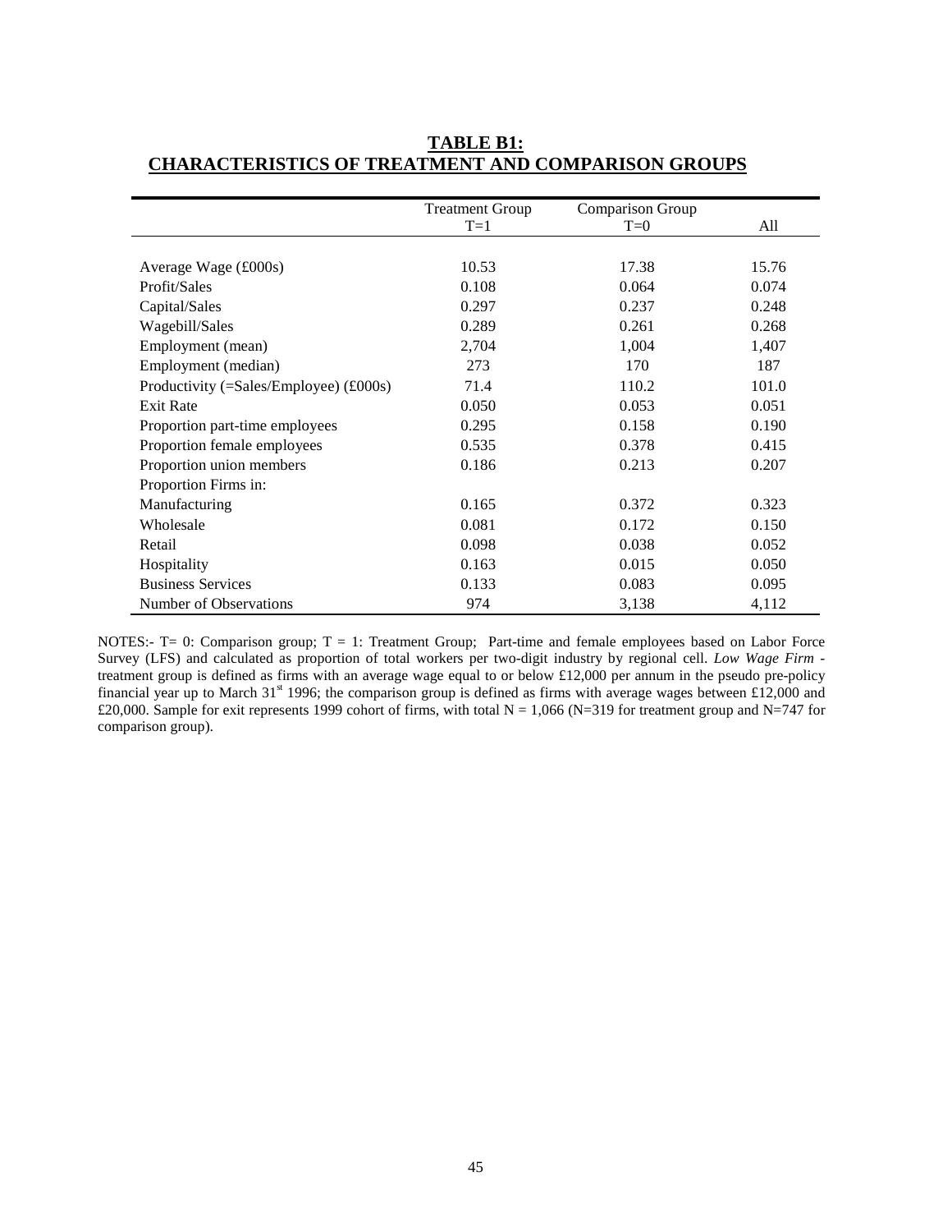## TABLE B1:
## CHARACTERISTICS OF TREATMENT AND COMPARISON GROUPS

| | Treatment Group T=1 | Comparison Group T=0 | All |
|---|---|---|---|
| Average Wage (£000s) | 10.53 | 17.38 | 15.76 |
| Profit/Sales | 0.108 | 0.064 | 0.074 |
| Capital/Sales | 0.297 | 0.237 | 0.248 |
| Wagebill/Sales | 0.289 | 0.261 | 0.268 |
| Employment (mean) | 2,704 | 1,004 | 1,407 |
| Employment (median) | 273 | 170 | 187 |
| Productivity (=Sales/Employee) (£000s) | 71.4 | 110.2 | 101.0 |
| Exit Rate | 0.050 | 0.053 | 0.051 |
| Proportion part-time employees | 0.295 | 0.158 | 0.190 |
| Proportion female employees | 0.535 | 0.378 | 0.415 |
| Proportion union members | 0.186 | 0.213 | 0.207 |
| Proportion Firms in: | | | |
| Manufacturing | 0.165 | 0.372 | 0.323 |
| Wholesale | 0.081 | 0.172 | 0.150 |
| Retail | 0.098 | 0.038 | 0.052 |
| Hospitality | 0.163 | 0.015 | 0.050 |
| Business Services | 0.133 | 0.083 | 0.095 |
| Number of Observations | 974 | 3,138 | 4,112 |

NOTES:- T= 0: Comparison group; T = 1: Treatment Group; Part-time and female employees based on Labor Force Survey (LFS) and calculated as proportion of total workers per two-digit industry by regional cell. *Low Wage Firm* - treatment group is defined as firms with an average wage equal to or below £12,000 per annum in the pseudo pre-policy financial year up to March 31st 1996; the comparison group is defined as firms with average wages between £12,000 and £20,000. Sample for exit represents 1999 cohort of firms, with total N = 1,066 (N=319 for treatment group and N=747 for comparison group).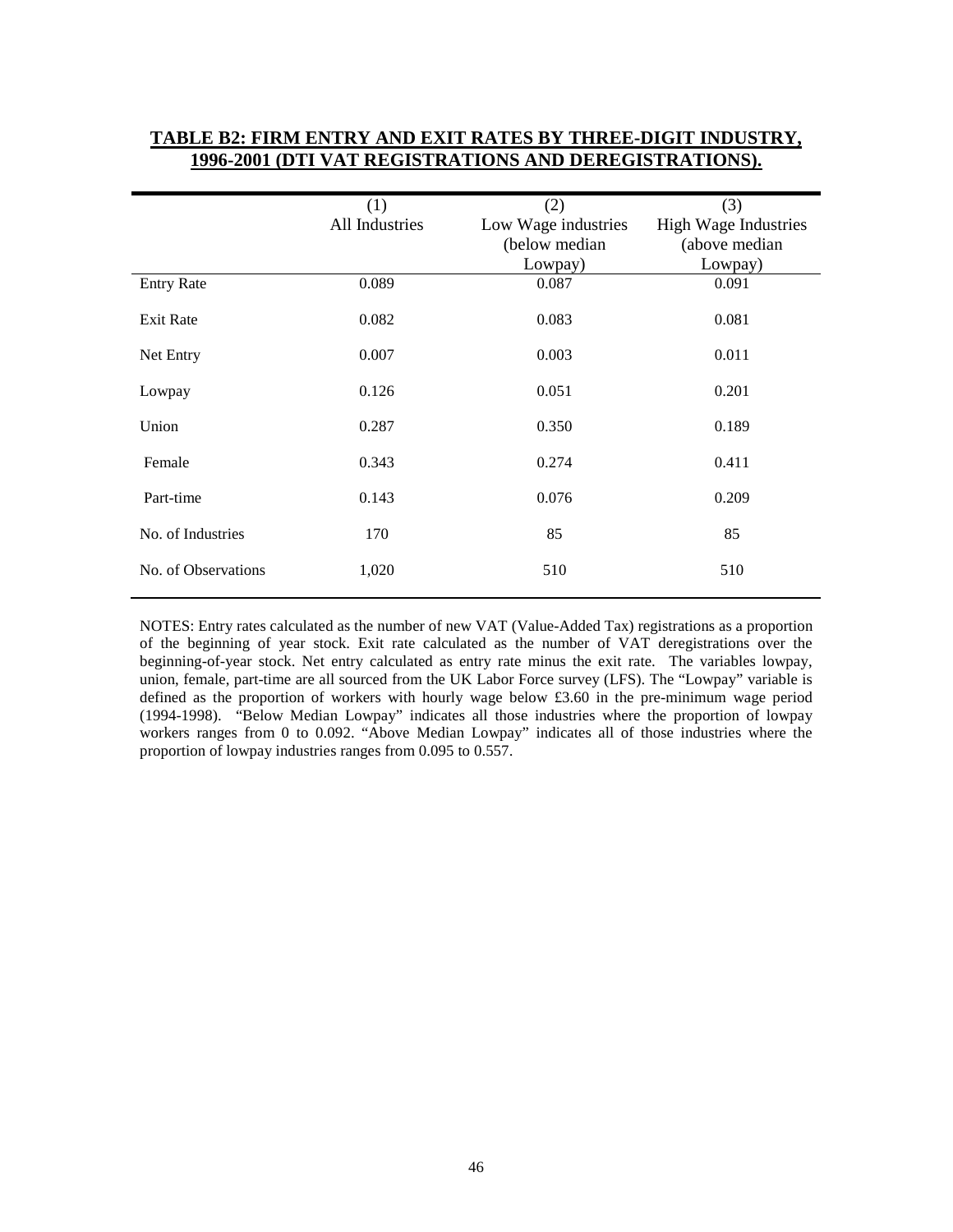**TABLE B2: FIRM ENTRY AND EXIT RATES BY THREE-DIGIT INDUSTRY, 1996-2001 (DTI VAT REGISTRATIONS AND DEREGISTRATIONS).**

| | (1) All Industries | (2) Low Wage industries (below median Lowpay) | (3) High Wage Industries (above median Lowpay) |
|---|---|---|---|
| Entry Rate | 0.089 | 0.087 | 0.091 |
| Exit Rate | 0.082 | 0.083 | 0.081 |
| Net Entry | 0.007 | 0.003 | 0.011 |
| Lowpay | 0.126 | 0.051 | 0.201 |
| Union | 0.287 | 0.350 | 0.189 |
| Female | 0.343 | 0.274 | 0.411 |
| Part-time | 0.143 | 0.076 | 0.209 |
| No. of Industries | 170 | 85 | 85 |
| No. of Observations | 1,020 | 510 | 510 |

NOTES: Entry rates calculated as the number of new VAT (Value-Added Tax) registrations as a proportion of the beginning of year stock. Exit rate calculated as the number of VAT deregistrations over the beginning-of-year stock. Net entry calculated as entry rate minus the exit rate. The variables lowpay, union, female, part-time are all sourced from the UK Labor Force survey (LFS). The "Lowpay" variable is defined as the proportion of workers with hourly wage below £3.60 in the pre-minimum wage period (1994-1998). "Below Median Lowpay" indicates all those industries where the proportion of lowpay workers ranges from 0 to 0.092. "Above Median Lowpay" indicates all of those industries where the proportion of lowpay industries ranges from 0.095 to 0.557.